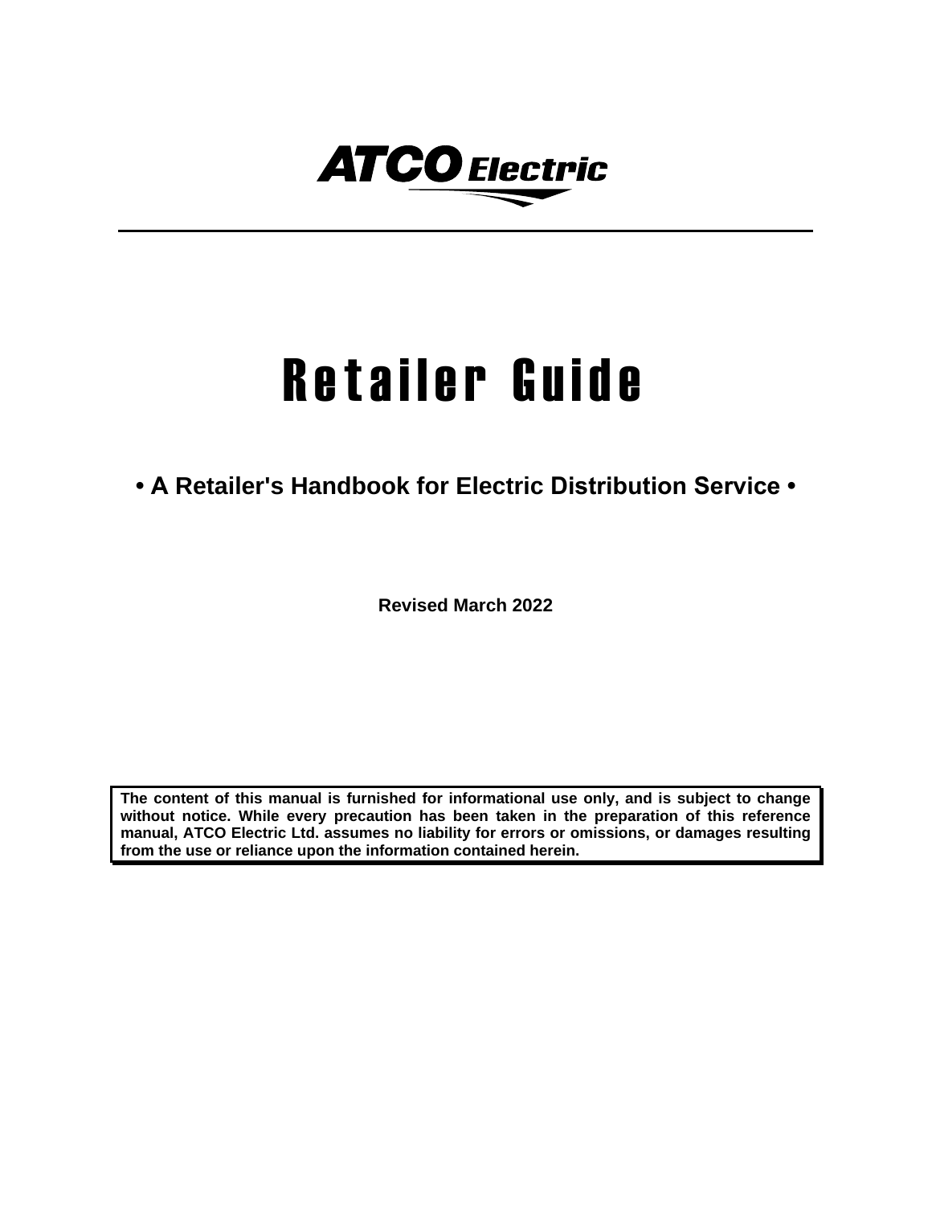ATCO Electric

# Retailer Guide

## • A Retailer's Handbook for Electric Distribution Service •

**Revised March 2022**

**The content of this manual is furnished for informational use only, and is subject to change without notice. While every precaution has been taken in the preparation of this reference manual, ATCO Electric Ltd. assumes no liability for errors or omissions, or damages resulting from the use or reliance upon the information contained herein.**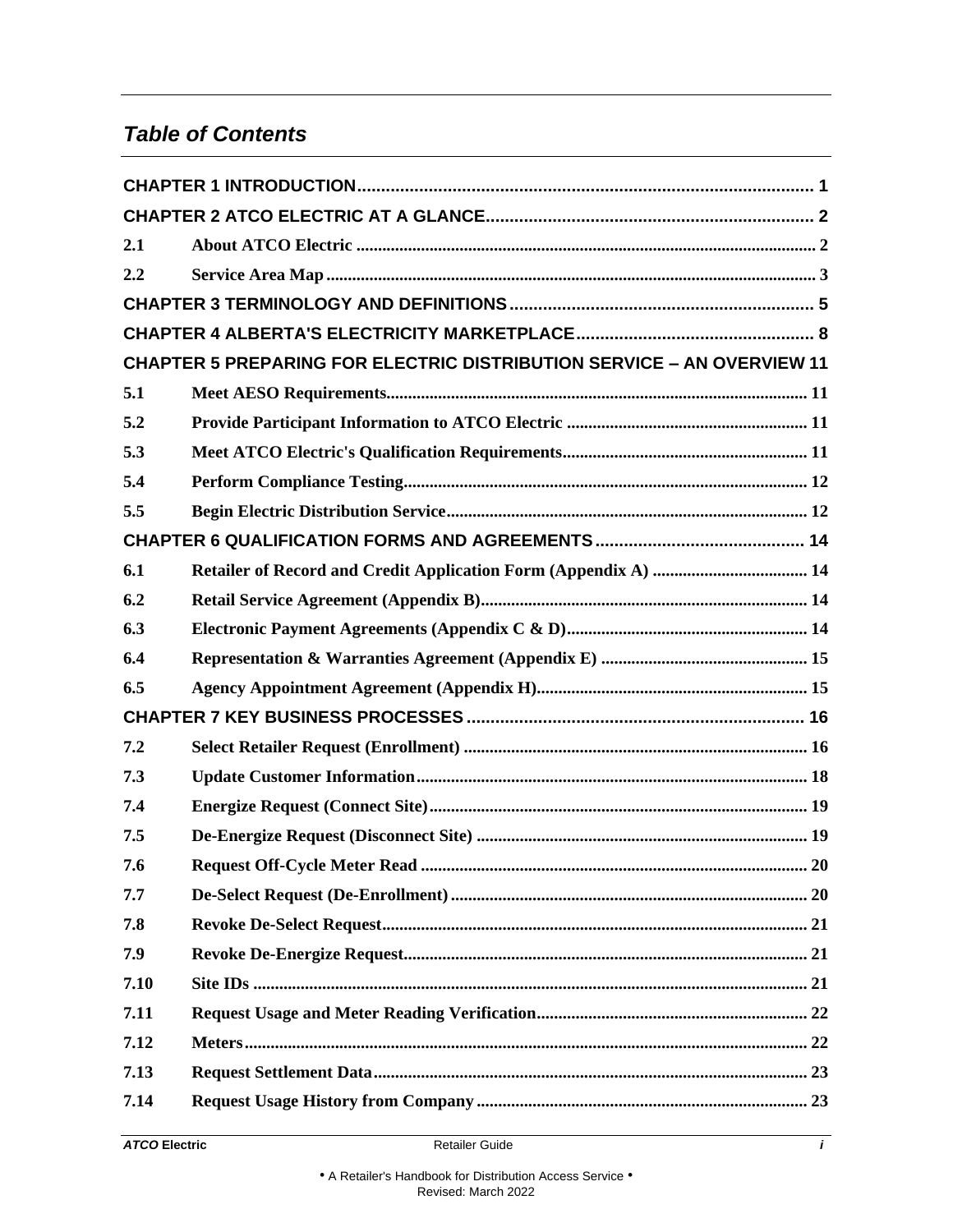## Table of Contents

| | | |
|---|---|---|
| **CHAPTER 1 INTRODUCTION** | | 1 |
| **CHAPTER 2 ATCO ELECTRIC AT A GLANCE** | | 2 |
| 2.1 | About ATCO Electric | 2 |
| 2.2 | Service Area Map | 3 |
| **CHAPTER 3 TERMINOLOGY AND DEFINITIONS** | | 5 |
| **CHAPTER 4 ALBERTA'S ELECTRICITY MARKETPLACE** | | 8 |
| **CHAPTER 5 PREPARING FOR ELECTRIC DISTRIBUTION SERVICE – AN OVERVIEW** | | 11 |
| 5.1 | Meet AESO Requirements | 11 |
| 5.2 | Provide Participant Information to ATCO Electric | 11 |
| 5.3 | Meet ATCO Electric's Qualification Requirements | 11 |
| 5.4 | Perform Compliance Testing | 12 |
| 5.5 | Begin Electric Distribution Service | 12 |
| **CHAPTER 6 QUALIFICATION FORMS AND AGREEMENTS** | | 14 |
| 6.1 | Retailer of Record and Credit Application Form (Appendix A) | 14 |
| 6.2 | Retail Service Agreement (Appendix B) | 14 |
| 6.3 | Electronic Payment Agreements (Appendix C & D) | 14 |
| 6.4 | Representation & Warranties Agreement (Appendix E) | 15 |
| 6.5 | Agency Appointment Agreement (Appendix H) | 15 |
| **CHAPTER 7 KEY BUSINESS PROCESSES** | | 16 |
| 7.2 | Select Retailer Request (Enrollment) | 16 |
| 7.3 | Update Customer Information | 18 |
| 7.4 | Energize Request (Connect Site) | 19 |
| 7.5 | De-Energize Request (Disconnect Site) | 19 |
| 7.6 | Request Off-Cycle Meter Read | 20 |
| 7.7 | De-Select Request (De-Enrollment) | 20 |
| 7.8 | Revoke De-Select Request | 21 |
| 7.9 | Revoke De-Energize Request | 21 |
| 7.10 | Site IDs | 21 |
| 7.11 | Request Usage and Meter Reading Verification | 22 |
| 7.12 | Meters | 22 |
| 7.13 | Request Settlement Data | 23 |
| 7.14 | Request Usage History from Company | 23 |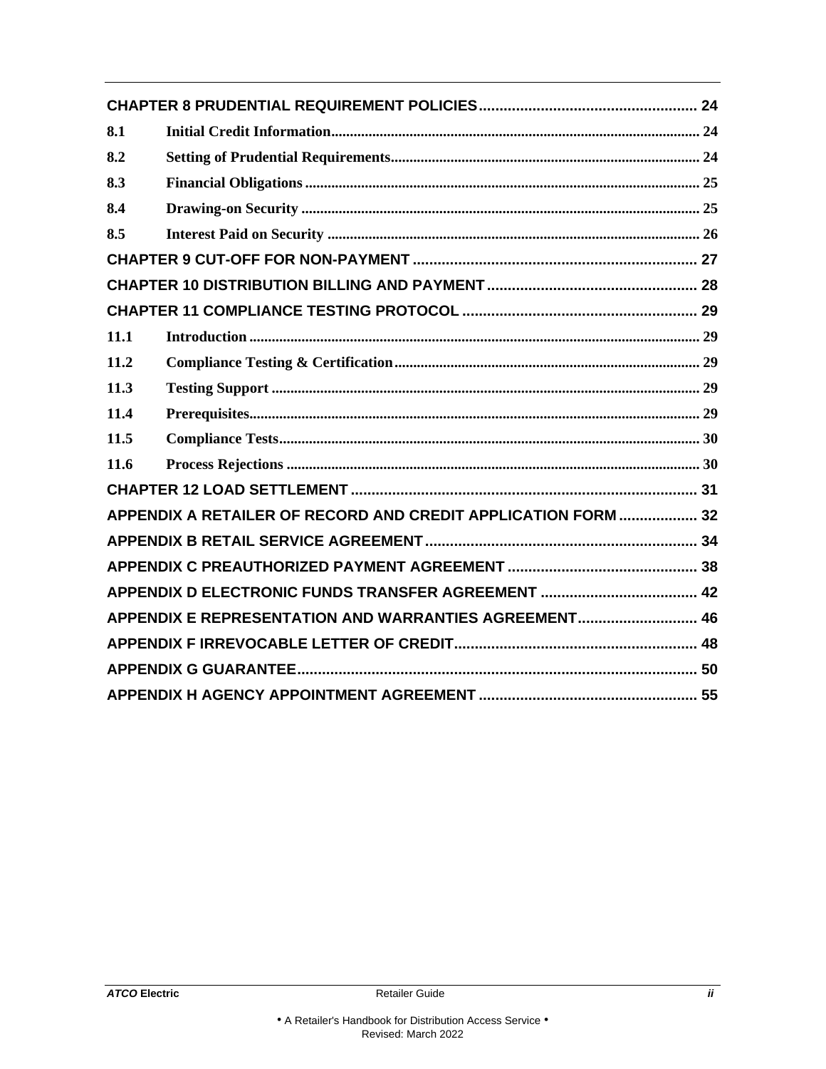CHAPTER 8 PRUDENTIAL REQUIREMENT POLICIES ..................................................... 24

8.1 Initial Credit Information ................................................................................................... 24

8.2 Setting of Prudential Requirements ................................................................................... 24

8.3 Financial Obligations .......................................................................................................... 25

8.4 Drawing-on Security ........................................................................................................... 25

8.5 Interest Paid on Security .................................................................................................... 26

CHAPTER 9 CUT-OFF FOR NON-PAYMENT ..................................................................... 27

CHAPTER 10 DISTRIBUTION BILLING AND PAYMENT .................................................... 28

CHAPTER 11 COMPLIANCE TESTING PROTOCOL ......................................................... 29

11.1 Introduction ......................................................................................................................... 29

11.2 Compliance Testing & Certification .................................................................................. 29

11.3 Testing Support ................................................................................................................... 29

11.4 Prerequisites ......................................................................................................................... 29

11.5 Compliance Tests ................................................................................................................. 30

11.6 Process Rejections ............................................................................................................... 30

CHAPTER 12 LOAD SETTLEMENT ................................................................................... 31

APPENDIX A RETAILER OF RECORD AND CREDIT APPLICATION FORM ................... 32

APPENDIX B RETAIL SERVICE AGREEMENT .................................................................. 34

APPENDIX C PREAUTHORIZED PAYMENT AGREEMENT .............................................. 38

APPENDIX D ELECTRONIC FUNDS TRANSFER AGREEMENT ...................................... 42

APPENDIX E REPRESENTATION AND WARRANTIES AGREEMENT ............................ 46

APPENDIX F IRREVOCABLE LETTER OF CREDIT ........................................................... 48

APPENDIX G GUARANTEE ................................................................................................ 50

APPENDIX H AGENCY APPOINTMENT AGREEMENT ..................................................... 55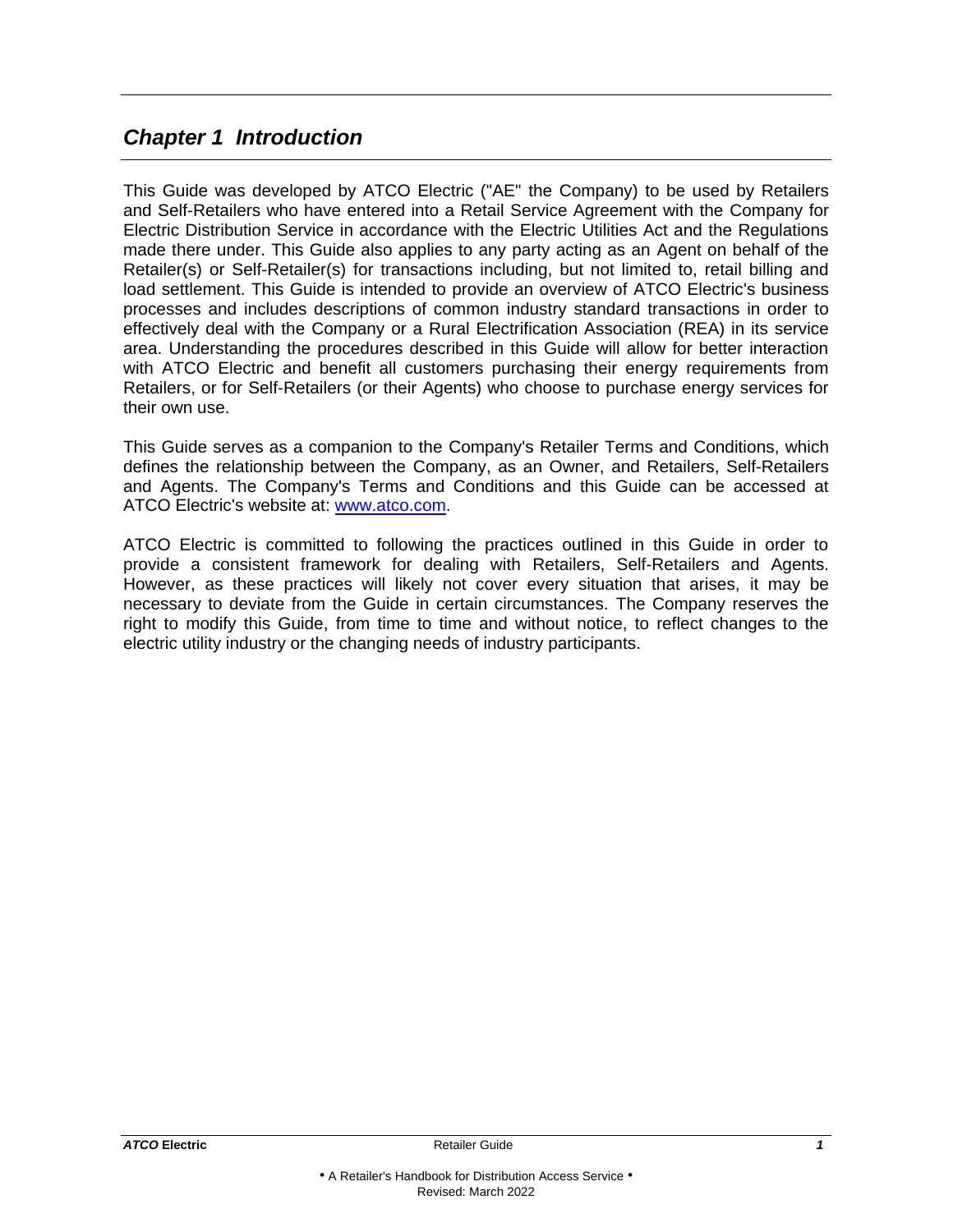# *Chapter 1 Introduction*

This Guide was developed by ATCO Electric ("AE" the Company) to be used by Retailers and Self-Retailers who have entered into a Retail Service Agreement with the Company for Electric Distribution Service in accordance with the Electric Utilities Act and the Regulations made there under. This Guide also applies to any party acting as an Agent on behalf of the Retailer(s) or Self-Retailer(s) for transactions including, but not limited to, retail billing and load settlement. This Guide is intended to provide an overview of ATCO Electric's business processes and includes descriptions of common industry standard transactions in order to effectively deal with the Company or a Rural Electrification Association (REA) in its service area. Understanding the procedures described in this Guide will allow for better interaction with ATCO Electric and benefit all customers purchasing their energy requirements from Retailers, or for Self-Retailers (or their Agents) who choose to purchase energy services for their own use.

This Guide serves as a companion to the Company's Retailer Terms and Conditions, which defines the relationship between the Company, as an Owner, and Retailers, Self-Retailers and Agents. The Company's Terms and Conditions and this Guide can be accessed at ATCO Electric's website at: [www.atco.com](http://www.atco.com).

ATCO Electric is committed to following the practices outlined in this Guide in order to provide a consistent framework for dealing with Retailers, Self-Retailers and Agents. However, as these practices will likely not cover every situation that arises, it may be necessary to deviate from the Guide in certain circumstances. The Company reserves the right to modify this Guide, from time to time and without notice, to reflect changes to the electric utility industry or the changing needs of industry participants.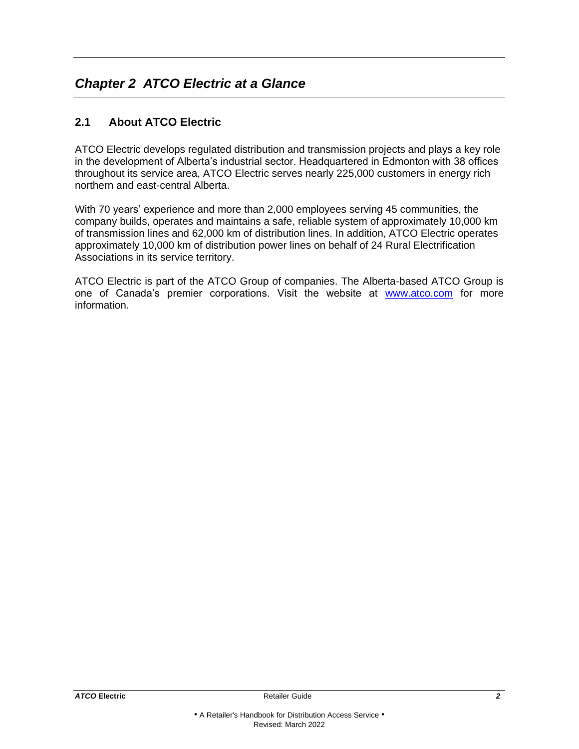# *Chapter 2 ATCO Electric at a Glance*

## 2.1 About ATCO Electric

ATCO Electric develops regulated distribution and transmission projects and plays a key role in the development of Alberta's industrial sector. Headquartered in Edmonton with 38 offices throughout its service area, ATCO Electric serves nearly 225,000 customers in energy rich northern and east-central Alberta.

With 70 years' experience and more than 2,000 employees serving 45 communities, the company builds, operates and maintains a safe, reliable system of approximately 10,000 km of transmission lines and 62,000 km of distribution lines. In addition, ATCO Electric operates approximately 10,000 km of distribution power lines on behalf of 24 Rural Electrification Associations in its service territory.

ATCO Electric is part of the ATCO Group of companies. The Alberta-based ATCO Group is one of Canada's premier corporations. Visit the website at [www.atco.com](http://www.atco.com) for more information.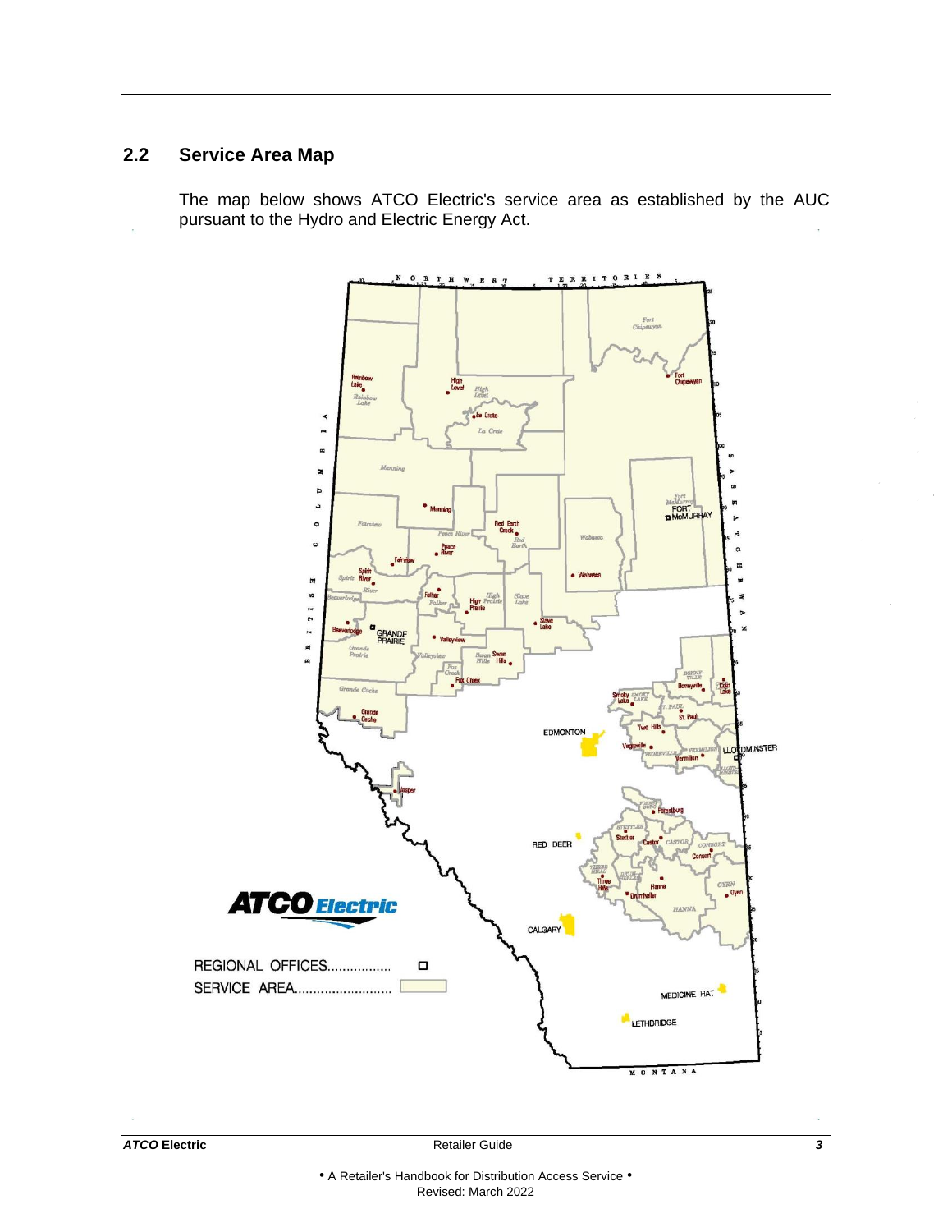## 2.2 Service Area Map

The map below shows ATCO Electric's service area as established by the AUC pursuant to the Hydro and Electric Energy Act.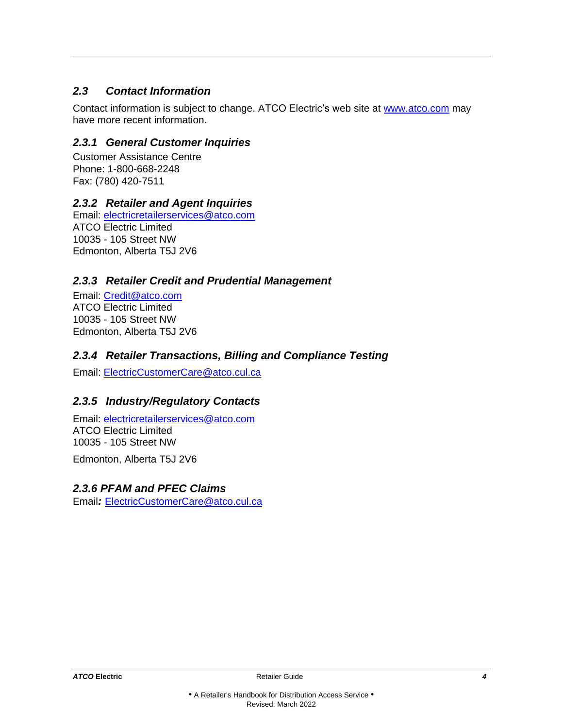## 2.3 Contact Information

Contact information is subject to change. ATCO Electric's web site at www.atco.com may have more recent information.

### 2.3.1 General Customer Inquiries

Customer Assistance Centre
Phone: 1-800-668-2248
Fax: (780) 420-7511

### 2.3.2 Retailer and Agent Inquiries

Email: electricretailerservices@atco.com
ATCO Electric Limited
10035 - 105 Street NW
Edmonton, Alberta T5J 2V6

### 2.3.3 Retailer Credit and Prudential Management

Email: Credit@atco.com
ATCO Electric Limited
10035 - 105 Street NW
Edmonton, Alberta T5J 2V6

### 2.3.4 Retailer Transactions, Billing and Compliance Testing

Email: ElectricCustomerCare@atco.cul.ca

### 2.3.5 Industry/Regulatory Contacts

Email: electricretailerservices@atco.com
ATCO Electric Limited
10035 - 105 Street NW

Edmonton, Alberta T5J 2V6

### 2.3.6 PFAM and PFEC Claims

Email: ElectricCustomerCare@atco.cul.ca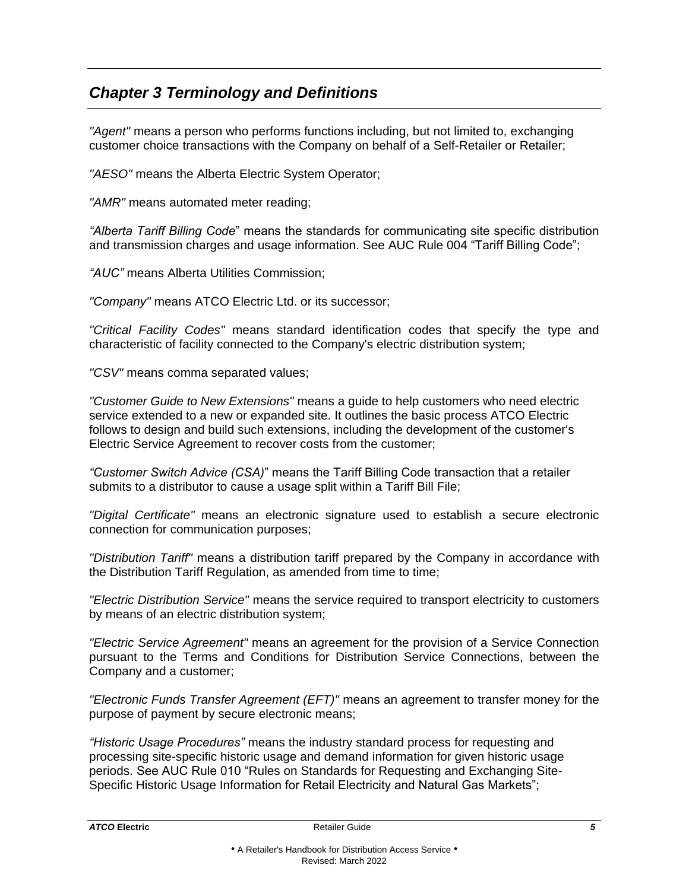## *Chapter 3 Terminology and Definitions*

*"Agent"* means a person who performs functions including, but not limited to, exchanging customer choice transactions with the Company on behalf of a Self-Retailer or Retailer;

*"AESO"* means the Alberta Electric System Operator;

*"AMR"* means automated meter reading;

*"Alberta Tariff Billing Code*" means the standards for communicating site specific distribution and transmission charges and usage information. See AUC Rule 004 "Tariff Billing Code";

*"AUC"* means Alberta Utilities Commission;

*"Company"* means ATCO Electric Ltd. or its successor;

*"Critical Facility Codes"* means standard identification codes that specify the type and characteristic of facility connected to the Company's electric distribution system;

*"CSV"* means comma separated values;

*"Customer Guide to New Extensions"* means a guide to help customers who need electric service extended to a new or expanded site. It outlines the basic process ATCO Electric follows to design and build such extensions, including the development of the customer's Electric Service Agreement to recover costs from the customer;

*"Customer Switch Advice (CSA)*" means the Tariff Billing Code transaction that a retailer submits to a distributor to cause a usage split within a Tariff Bill File;

*"Digital Certificate"* means an electronic signature used to establish a secure electronic connection for communication purposes;

*"Distribution Tariff"* means a distribution tariff prepared by the Company in accordance with the Distribution Tariff Regulation, as amended from time to time;

*"Electric Distribution Service"* means the service required to transport electricity to customers by means of an electric distribution system;

*"Electric Service Agreement"* means an agreement for the provision of a Service Connection pursuant to the Terms and Conditions for Distribution Service Connections, between the Company and a customer;

*"Electronic Funds Transfer Agreement (EFT)"* means an agreement to transfer money for the purpose of payment by secure electronic means;

*"Historic Usage Procedures"* means the industry standard process for requesting and processing site-specific historic usage and demand information for given historic usage periods. See AUC Rule 010 "Rules on Standards for Requesting and Exchanging Site-Specific Historic Usage Information for Retail Electricity and Natural Gas Markets";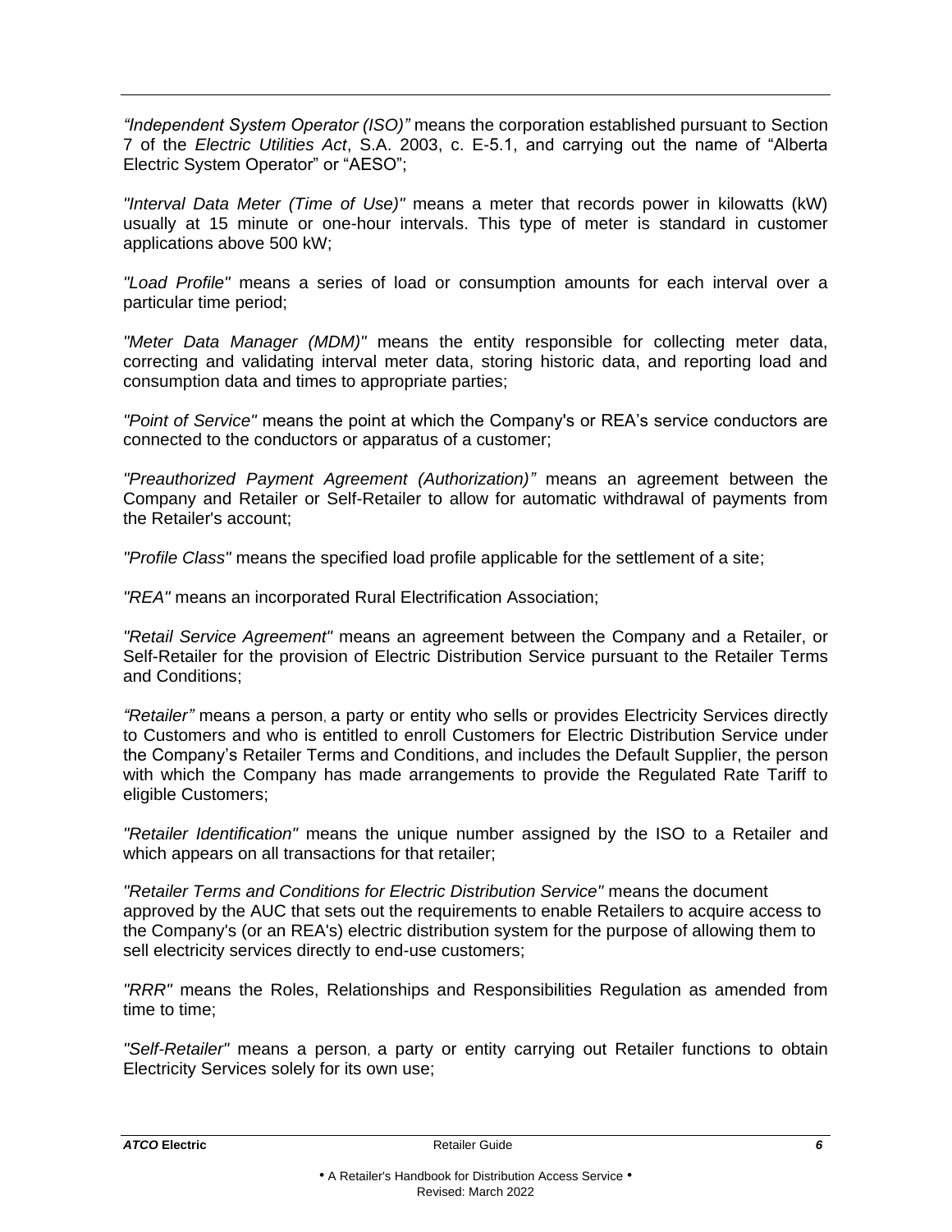*“Independent System Operator (ISO)”* means the corporation established pursuant to Section 7 of the *Electric Utilities Act*, S.A. 2003, c. E-5.1, and carrying out the name of “Alberta Electric System Operator” or “AESO”;

*"Interval Data Meter (Time of Use)"* means a meter that records power in kilowatts (kW) usually at 15 minute or one-hour intervals. This type of meter is standard in customer applications above 500 kW;

*"Load Profile"* means a series of load or consumption amounts for each interval over a particular time period;

*"Meter Data Manager (MDM)"* means the entity responsible for collecting meter data, correcting and validating interval meter data, storing historic data, and reporting load and consumption data and times to appropriate parties;

*"Point of Service"* means the point at which the Company's or REA’s service conductors are connected to the conductors or apparatus of a customer;

*"Preauthorized Payment Agreement (Authorization)”* means an agreement between the Company and Retailer or Self-Retailer to allow for automatic withdrawal of payments from the Retailer's account;

*"Profile Class"* means the specified load profile applicable for the settlement of a site;

*"REA"* means an incorporated Rural Electrification Association;

*"Retail Service Agreement"* means an agreement between the Company and a Retailer, or Self-Retailer for the provision of Electric Distribution Service pursuant to the Retailer Terms and Conditions;

*“Retailer”* means a person, a party or entity who sells or provides Electricity Services directly to Customers and who is entitled to enroll Customers for Electric Distribution Service under the Company’s Retailer Terms and Conditions, and includes the Default Supplier, the person with which the Company has made arrangements to provide the Regulated Rate Tariff to eligible Customers;

*"Retailer Identification"* means the unique number assigned by the ISO to a Retailer and which appears on all transactions for that retailer;

*"Retailer Terms and Conditions for Electric Distribution Service"* means the document approved by the AUC that sets out the requirements to enable Retailers to acquire access to the Company's (or an REA's) electric distribution system for the purpose of allowing them to sell electricity services directly to end-use customers;

*"RRR"* means the Roles, Relationships and Responsibilities Regulation as amended from time to time;

*"Self-Retailer"* means a person, a party or entity carrying out Retailer functions to obtain Electricity Services solely for its own use;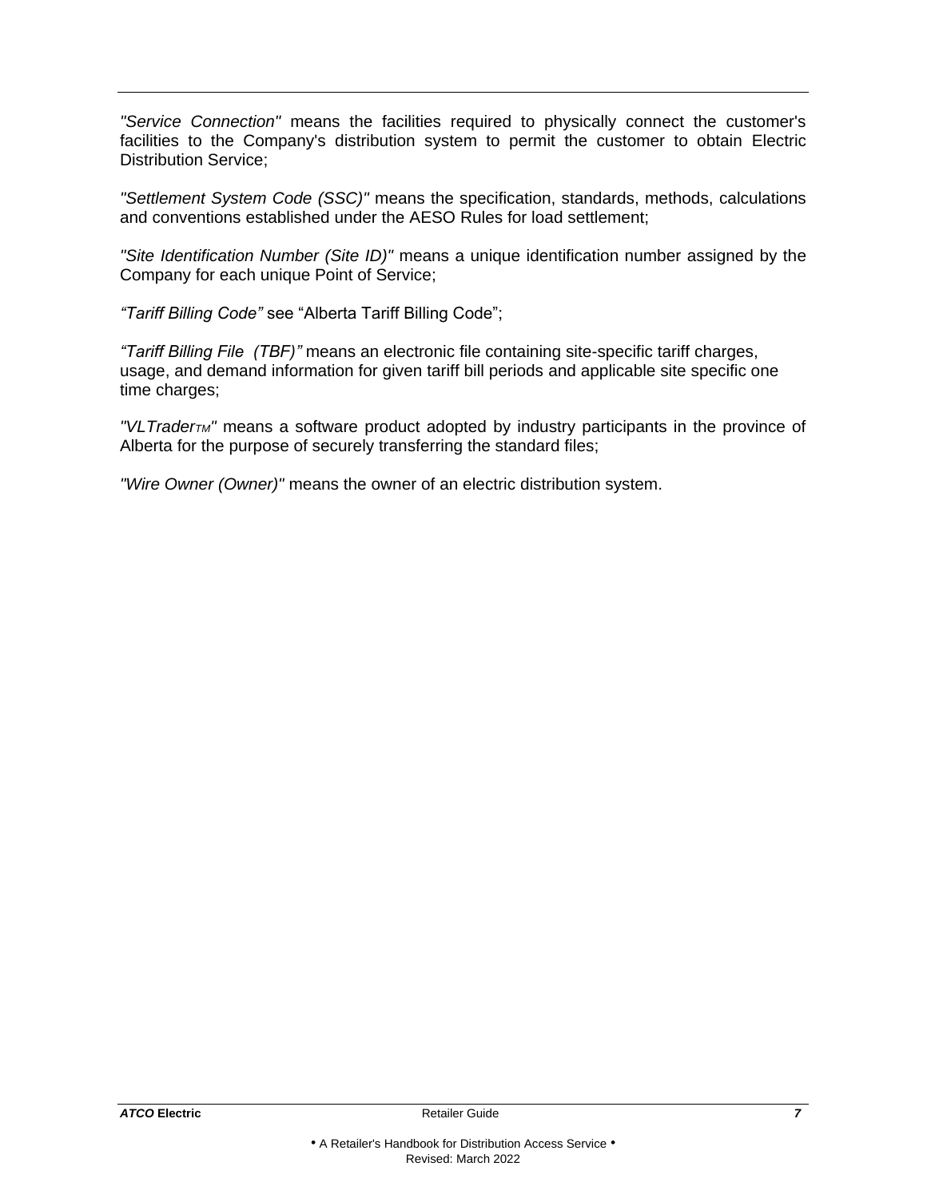*"Service Connection"* means the facilities required to physically connect the customer's facilities to the Company's distribution system to permit the customer to obtain Electric Distribution Service;

*"Settlement System Code (SSC)"* means the specification, standards, methods, calculations and conventions established under the AESO Rules for load settlement;

*"Site Identification Number (Site ID)"* means a unique identification number assigned by the Company for each unique Point of Service;

*"Tariff Billing Code"* see "Alberta Tariff Billing Code";

*"Tariff Billing File (TBF)"* means an electronic file containing site-specific tariff charges, usage, and demand information for given tariff bill periods and applicable site specific one time charges;

*"VLTrader™"* means a software product adopted by industry participants in the province of Alberta for the purpose of securely transferring the standard files;

*"Wire Owner (Owner)"* means the owner of an electric distribution system.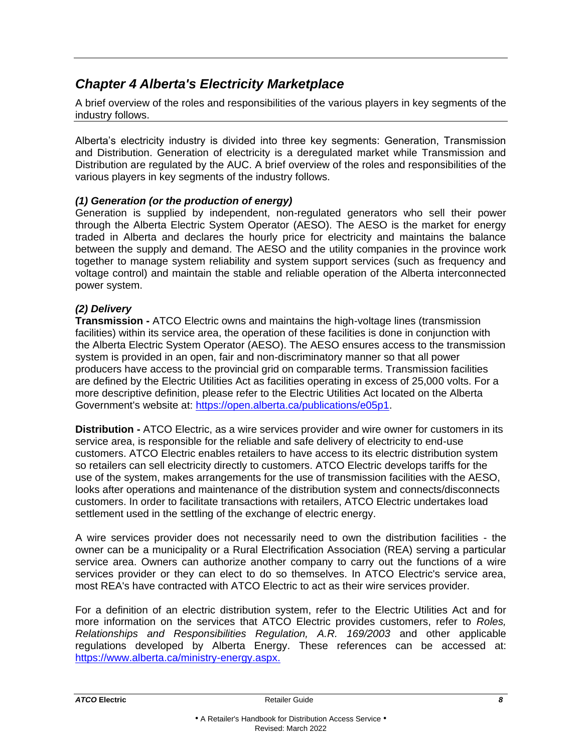## *Chapter 4 Alberta's Electricity Marketplace*

A brief overview of the roles and responsibilities of the various players in key segments of the industry follows.

Alberta's electricity industry is divided into three key segments: Generation, Transmission and Distribution. Generation of electricity is a deregulated market while Transmission and Distribution are regulated by the AUC. A brief overview of the roles and responsibilities of the various players in key segments of the industry follows.

### *(1) Generation (or the production of energy)*

Generation is supplied by independent, non-regulated generators who sell their power through the Alberta Electric System Operator (AESO). The AESO is the market for energy traded in Alberta and declares the hourly price for electricity and maintains the balance between the supply and demand. The AESO and the utility companies in the province work together to manage system reliability and system support services (such as frequency and voltage control) and maintain the stable and reliable operation of the Alberta interconnected power system.

### *(2) Delivery*

**Transmission -** ATCO Electric owns and maintains the high-voltage lines (transmission facilities) within its service area, the operation of these facilities is done in conjunction with the Alberta Electric System Operator (AESO). The AESO ensures access to the transmission system is provided in an open, fair and non-discriminatory manner so that all power producers have access to the provincial grid on comparable terms. Transmission facilities are defined by the Electric Utilities Act as facilities operating in excess of 25,000 volts. For a more descriptive definition, please refer to the Electric Utilities Act located on the Alberta Government's website at: [https://open.alberta.ca/publications/e05p1](https://open.alberta.ca/publications/e05p1).

**Distribution -** ATCO Electric, as a wire services provider and wire owner for customers in its service area, is responsible for the reliable and safe delivery of electricity to end-use customers. ATCO Electric enables retailers to have access to its electric distribution system so retailers can sell electricity directly to customers. ATCO Electric develops tariffs for the use of the system, makes arrangements for the use of transmission facilities with the AESO, looks after operations and maintenance of the distribution system and connects/disconnects customers. In order to facilitate transactions with retailers, ATCO Electric undertakes load settlement used in the settling of the exchange of electric energy.

A wire services provider does not necessarily need to own the distribution facilities - the owner can be a municipality or a Rural Electrification Association (REA) serving a particular service area. Owners can authorize another company to carry out the functions of a wire services provider or they can elect to do so themselves. In ATCO Electric's service area, most REA's have contracted with ATCO Electric to act as their wire services provider.

For a definition of an electric distribution system, refer to the Electric Utilities Act and for more information on the services that ATCO Electric provides customers, refer to *Roles, Relationships and Responsibilities Regulation, A.R. 169/2003* and other applicable regulations developed by Alberta Energy. These references can be accessed at: [https://www.alberta.ca/ministry-energy.aspx.](https://www.alberta.ca/ministry-energy.aspx)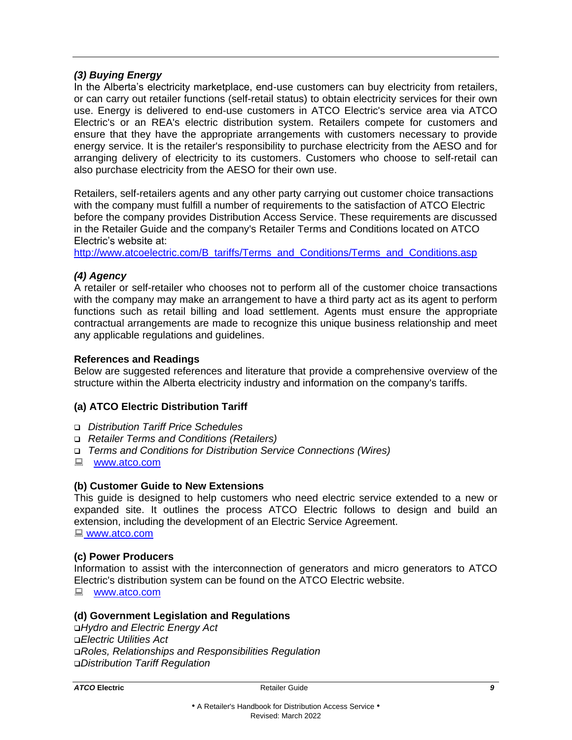### *(3) Buying Energy*

In the Alberta's electricity marketplace, end-use customers can buy electricity from retailers, or can carry out retailer functions (self-retail status) to obtain electricity services for their own use. Energy is delivered to end-use customers in ATCO Electric's service area via ATCO Electric's or an REA's electric distribution system. Retailers compete for customers and ensure that they have the appropriate arrangements with customers necessary to provide energy service. It is the retailer's responsibility to purchase electricity from the AESO and for arranging delivery of electricity to its customers. Customers who choose to self-retail can also purchase electricity from the AESO for their own use.

Retailers, self-retailers agents and any other party carrying out customer choice transactions with the company must fulfill a number of requirements to the satisfaction of ATCO Electric before the company provides Distribution Access Service. These requirements are discussed in the Retailer Guide and the company's Retailer Terms and Conditions located on ATCO Electric's website at:
http://www.atcoelectric.com/B_tariffs/Terms_and_Conditions/Terms_and_Conditions.asp

### *(4) Agency*

A retailer or self-retailer who chooses not to perform all of the customer choice transactions with the company may make an arrangement to have a third party act as its agent to perform functions such as retail billing and load settlement. Agents must ensure the appropriate contractual arrangements are made to recognize this unique business relationship and meet any applicable regulations and guidelines.

## References and Readings

Below are suggested references and literature that provide a comprehensive overview of the structure within the Alberta electricity industry and information on the company's tariffs.

### (a) ATCO Electric Distribution Tariff

- *Distribution Tariff Price Schedules*
- *Retailer Terms and Conditions (Retailers)*
- *Terms and Conditions for Distribution Service Connections (Wires)*

www.atco.com

### (b) Customer Guide to New Extensions

This guide is designed to help customers who need electric service extended to a new or expanded site. It outlines the process ATCO Electric follows to design and build an extension, including the development of an Electric Service Agreement.

www.atco.com

### (c) Power Producers

Information to assist with the interconnection of generators and micro generators to ATCO Electric's distribution system can be found on the ATCO Electric website.

www.atco.com

### (d) Government Legislation and Regulations

- *Hydro and Electric Energy Act*
- *Electric Utilities Act*
- *Roles, Relationships and Responsibilities Regulation*
- *Distribution Tariff Regulation*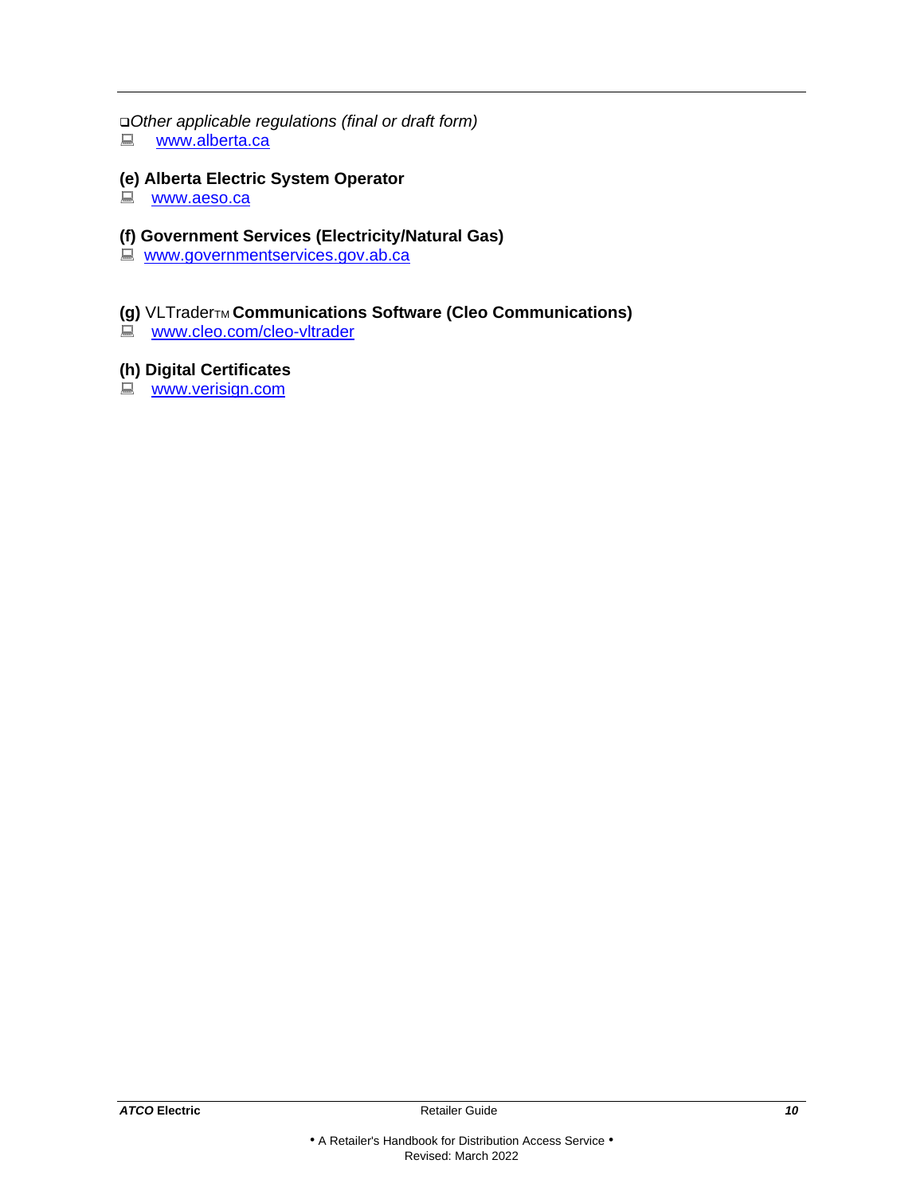❑ *Other applicable regulations (final or draft form)*

www.alberta.ca

**(e) Alberta Electric System Operator**

www.aeso.ca

**(f) Government Services (Electricity/Natural Gas)**

www.governmentservices.gov.ab.ca

**(g)** VLTrader™ **Communications Software (Cleo Communications)**

www.cleo.com/cleo-vltrader

**(h) Digital Certificates**

www.verisign.com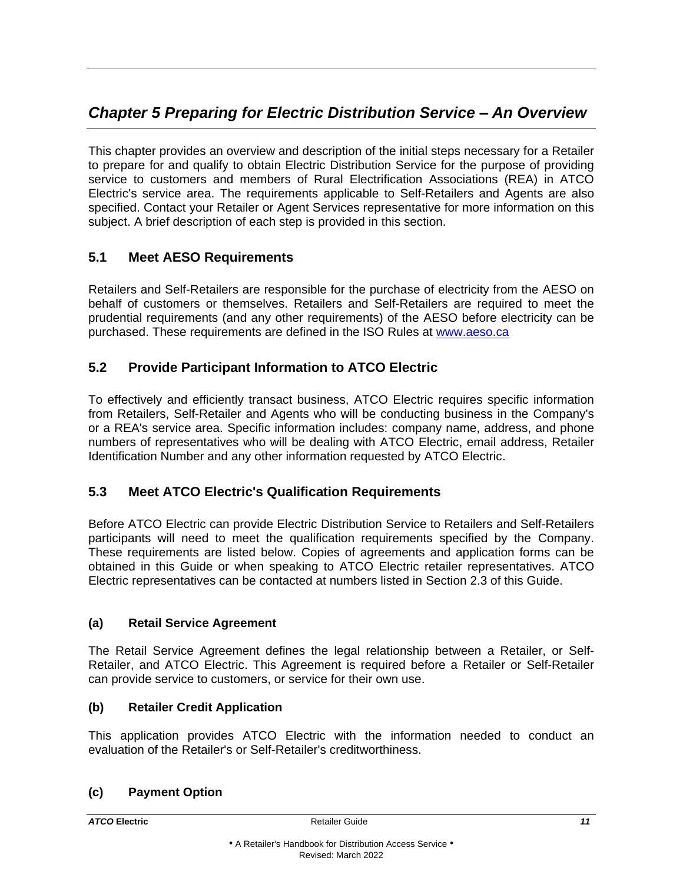## *Chapter 5 Preparing for Electric Distribution Service – An Overview*

This chapter provides an overview and description of the initial steps necessary for a Retailer to prepare for and qualify to obtain Electric Distribution Service for the purpose of providing service to customers and members of Rural Electrification Associations (REA) in ATCO Electric's service area. The requirements applicable to Self-Retailers and Agents are also specified. Contact your Retailer or Agent Services representative for more information on this subject. A brief description of each step is provided in this section.

### 5.1 Meet AESO Requirements

Retailers and Self-Retailers are responsible for the purchase of electricity from the AESO on behalf of customers or themselves. Retailers and Self-Retailers are required to meet the prudential requirements (and any other requirements) of the AESO before electricity can be purchased. These requirements are defined in the ISO Rules at [www.aeso.ca](http://www.aeso.ca)

### 5.2 Provide Participant Information to ATCO Electric

To effectively and efficiently transact business, ATCO Electric requires specific information from Retailers, Self-Retailer and Agents who will be conducting business in the Company's or a REA's service area. Specific information includes: company name, address, and phone numbers of representatives who will be dealing with ATCO Electric, email address, Retailer Identification Number and any other information requested by ATCO Electric.

### 5.3 Meet ATCO Electric's Qualification Requirements

Before ATCO Electric can provide Electric Distribution Service to Retailers and Self-Retailers participants will need to meet the qualification requirements specified by the Company. These requirements are listed below. Copies of agreements and application forms can be obtained in this Guide or when speaking to ATCO Electric retailer representatives. ATCO Electric representatives can be contacted at numbers listed in Section 2.3 of this Guide.

#### (a) Retail Service Agreement

The Retail Service Agreement defines the legal relationship between a Retailer, or Self-Retailer, and ATCO Electric. This Agreement is required before a Retailer or Self-Retailer can provide service to customers, or service for their own use.

#### (b) Retailer Credit Application

This application provides ATCO Electric with the information needed to conduct an evaluation of the Retailer's or Self-Retailer's creditworthiness.

#### (c) Payment Option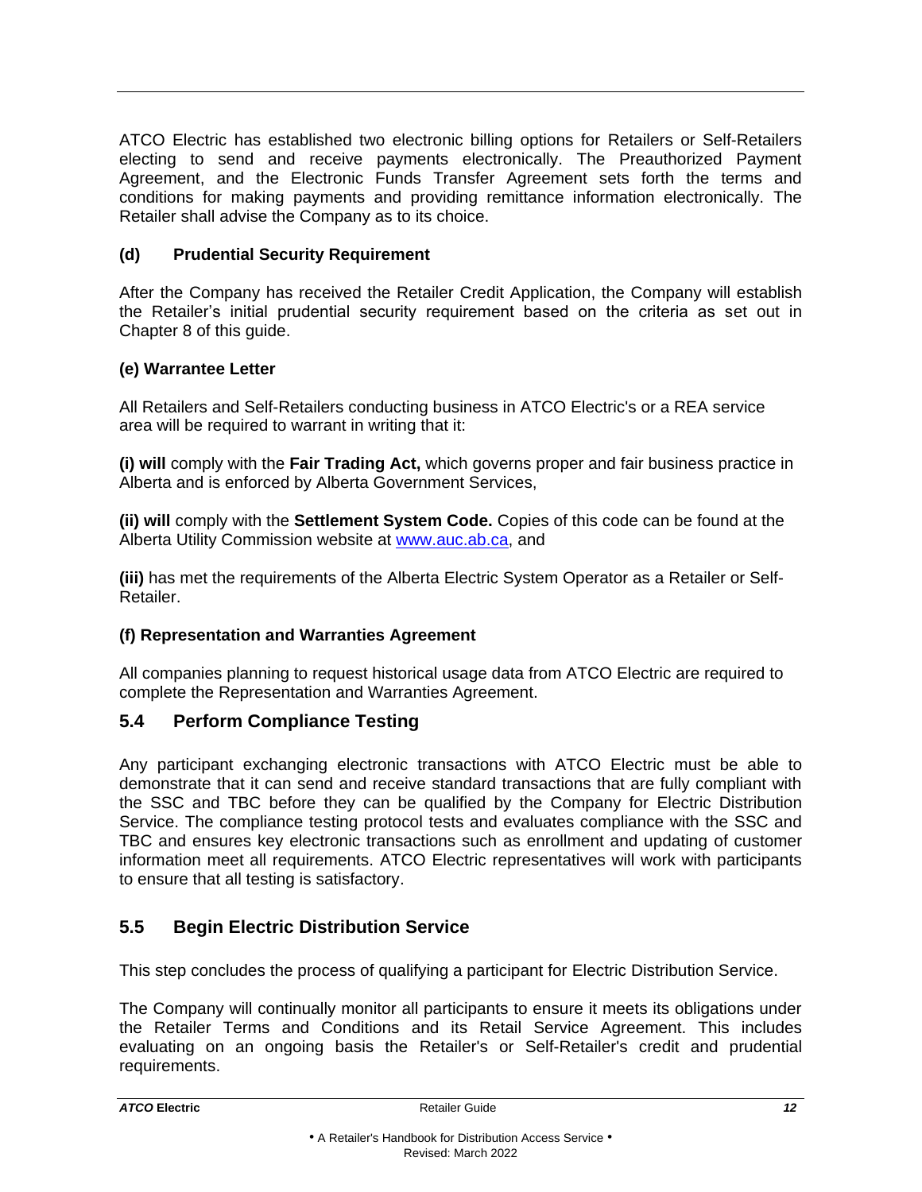ATCO Electric has established two electronic billing options for Retailers or Self-Retailers electing to send and receive payments electronically. The Preauthorized Payment Agreement, and the Electronic Funds Transfer Agreement sets forth the terms and conditions for making payments and providing remittance information electronically. The Retailer shall advise the Company as to its choice.

### (d) Prudential Security Requirement

After the Company has received the Retailer Credit Application, the Company will establish the Retailer's initial prudential security requirement based on the criteria as set out in Chapter 8 of this guide.

### (e) Warrantee Letter

All Retailers and Self-Retailers conducting business in ATCO Electric's or a REA service area will be required to warrant in writing that it:

**(i) will** comply with the **Fair Trading Act,** which governs proper and fair business practice in Alberta and is enforced by Alberta Government Services,

**(ii) will** comply with the **Settlement System Code.** Copies of this code can be found at the Alberta Utility Commission website at www.auc.ab.ca, and

**(iii)** has met the requirements of the Alberta Electric System Operator as a Retailer or Self-Retailer.

### (f) Representation and Warranties Agreement

All companies planning to request historical usage data from ATCO Electric are required to complete the Representation and Warranties Agreement.

## 5.4 Perform Compliance Testing

Any participant exchanging electronic transactions with ATCO Electric must be able to demonstrate that it can send and receive standard transactions that are fully compliant with the SSC and TBC before they can be qualified by the Company for Electric Distribution Service. The compliance testing protocol tests and evaluates compliance with the SSC and TBC and ensures key electronic transactions such as enrollment and updating of customer information meet all requirements. ATCO Electric representatives will work with participants to ensure that all testing is satisfactory.

## 5.5 Begin Electric Distribution Service

This step concludes the process of qualifying a participant for Electric Distribution Service.

The Company will continually monitor all participants to ensure it meets its obligations under the Retailer Terms and Conditions and its Retail Service Agreement. This includes evaluating on an ongoing basis the Retailer's or Self-Retailer's credit and prudential requirements.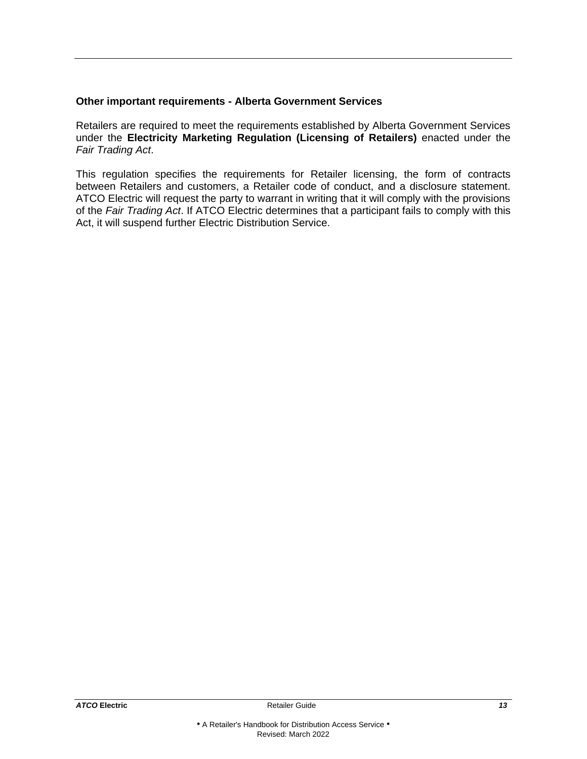### Other important requirements - Alberta Government Services

Retailers are required to meet the requirements established by Alberta Government Services under the **Electricity Marketing Regulation (Licensing of Retailers)** enacted under the *Fair Trading Act*.

This regulation specifies the requirements for Retailer licensing, the form of contracts between Retailers and customers, a Retailer code of conduct, and a disclosure statement. ATCO Electric will request the party to warrant in writing that it will comply with the provisions of the *Fair Trading Act*. If ATCO Electric determines that a participant fails to comply with this Act, it will suspend further Electric Distribution Service.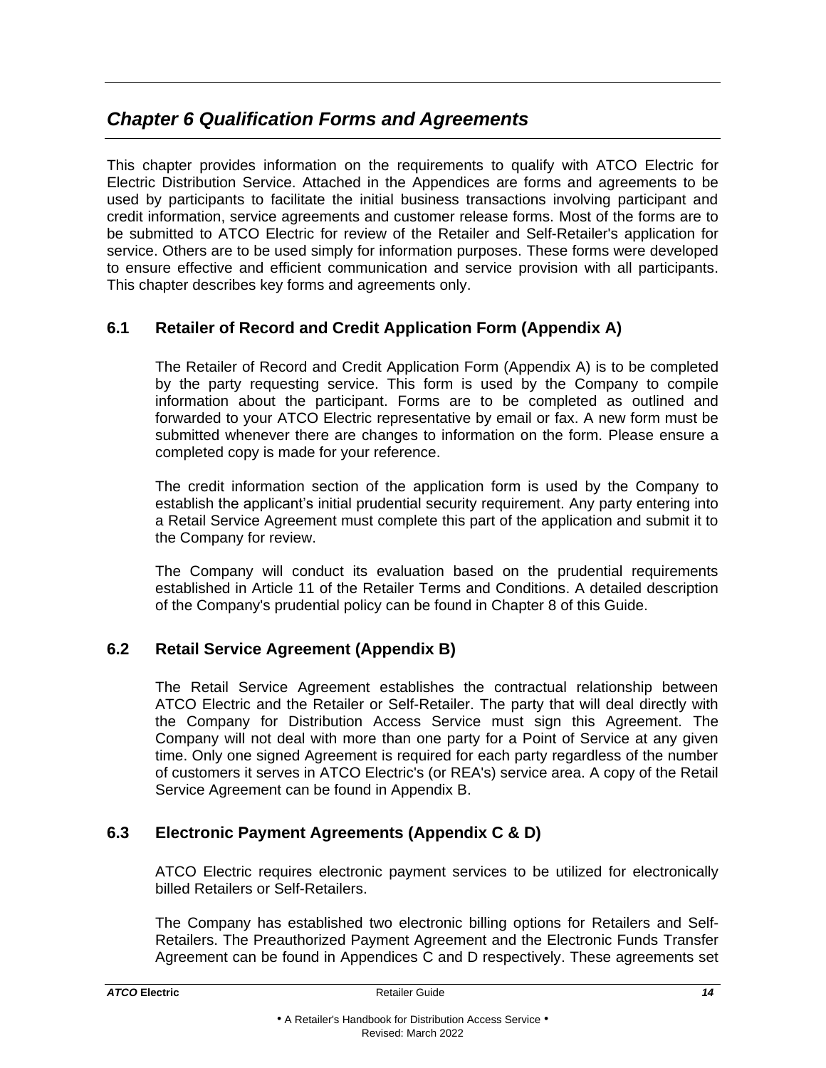# *Chapter 6 Qualification Forms and Agreements*

This chapter provides information on the requirements to qualify with ATCO Electric for Electric Distribution Service. Attached in the Appendices are forms and agreements to be used by participants to facilitate the initial business transactions involving participant and credit information, service agreements and customer release forms. Most of the forms are to be submitted to ATCO Electric for review of the Retailer and Self-Retailer's application for service. Others are to be used simply for information purposes. These forms were developed to ensure effective and efficient communication and service provision with all participants. This chapter describes key forms and agreements only.

## 6.1 Retailer of Record and Credit Application Form (Appendix A)

The Retailer of Record and Credit Application Form (Appendix A) is to be completed by the party requesting service. This form is used by the Company to compile information about the participant. Forms are to be completed as outlined and forwarded to your ATCO Electric representative by email or fax. A new form must be submitted whenever there are changes to information on the form. Please ensure a completed copy is made for your reference.

The credit information section of the application form is used by the Company to establish the applicant's initial prudential security requirement. Any party entering into a Retail Service Agreement must complete this part of the application and submit it to the Company for review.

The Company will conduct its evaluation based on the prudential requirements established in Article 11 of the Retailer Terms and Conditions. A detailed description of the Company's prudential policy can be found in Chapter 8 of this Guide.

## 6.2 Retail Service Agreement (Appendix B)

The Retail Service Agreement establishes the contractual relationship between ATCO Electric and the Retailer or Self-Retailer. The party that will deal directly with the Company for Distribution Access Service must sign this Agreement. The Company will not deal with more than one party for a Point of Service at any given time. Only one signed Agreement is required for each party regardless of the number of customers it serves in ATCO Electric's (or REA's) service area. A copy of the Retail Service Agreement can be found in Appendix B.

## 6.3 Electronic Payment Agreements (Appendix C & D)

ATCO Electric requires electronic payment services to be utilized for electronically billed Retailers or Self-Retailers.

The Company has established two electronic billing options for Retailers and Self-Retailers. The Preauthorized Payment Agreement and the Electronic Funds Transfer Agreement can be found in Appendices C and D respectively. These agreements set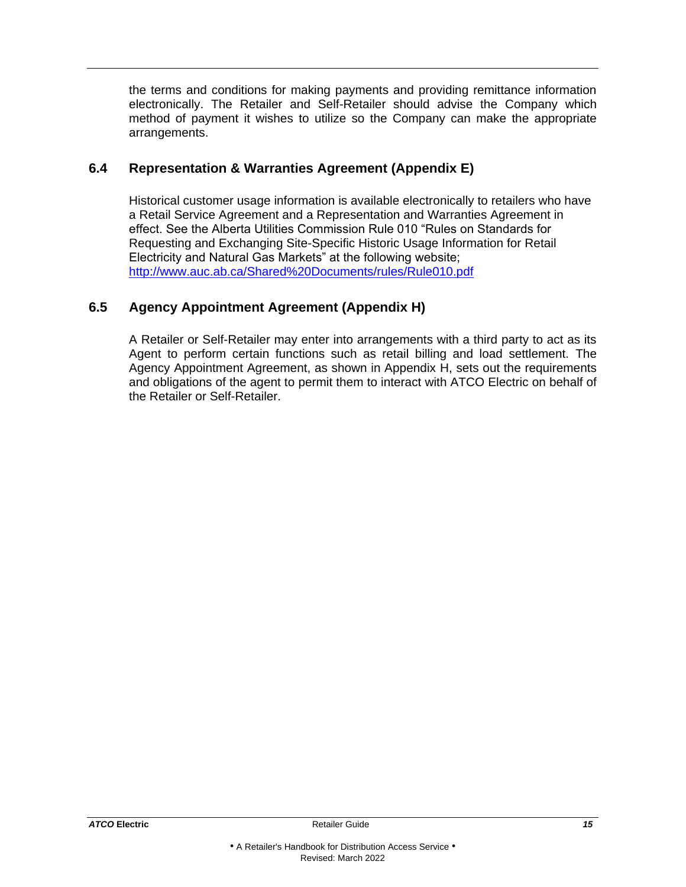the terms and conditions for making payments and providing remittance information electronically. The Retailer and Self-Retailer should advise the Company which method of payment it wishes to utilize so the Company can make the appropriate arrangements.

## 6.4 Representation & Warranties Agreement (Appendix E)

Historical customer usage information is available electronically to retailers who have a Retail Service Agreement and a Representation and Warranties Agreement in effect. See the Alberta Utilities Commission Rule 010 "Rules on Standards for Requesting and Exchanging Site-Specific Historic Usage Information for Retail Electricity and Natural Gas Markets" at the following website; http://www.auc.ab.ca/Shared%20Documents/rules/Rule010.pdf

## 6.5 Agency Appointment Agreement (Appendix H)

A Retailer or Self-Retailer may enter into arrangements with a third party to act as its Agent to perform certain functions such as retail billing and load settlement. The Agency Appointment Agreement, as shown in Appendix H, sets out the requirements and obligations of the agent to permit them to interact with ATCO Electric on behalf of the Retailer or Self-Retailer.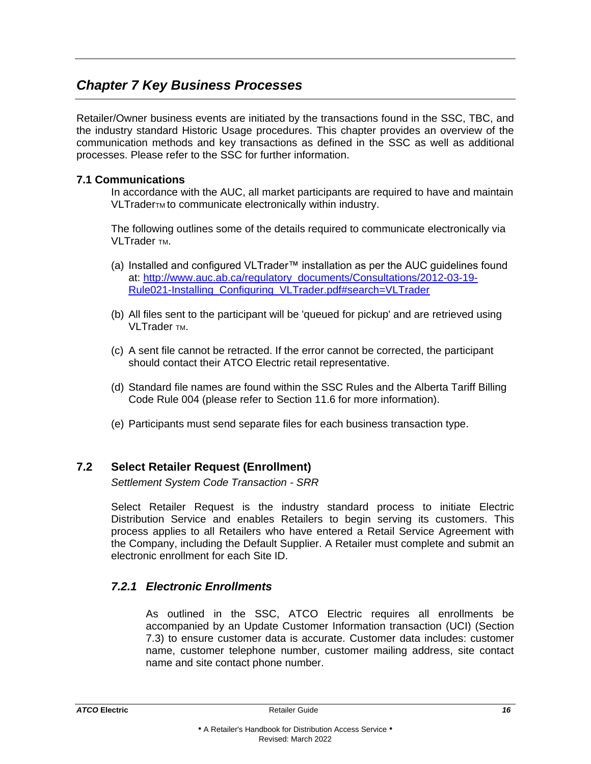## *Chapter 7 Key Business Processes*

Retailer/Owner business events are initiated by the transactions found in the SSC, TBC, and the industry standard Historic Usage procedures. This chapter provides an overview of the communication methods and key transactions as defined in the SSC as well as additional processes. Please refer to the SSC for further information.

### 7.1 Communications

In accordance with the AUC, all market participants are required to have and maintain VLTraderTM to communicate electronically within industry.

The following outlines some of the details required to communicate electronically via VLTrader TM.

(a) Installed and configured VLTrader™ installation as per the AUC guidelines found at: [http://www.auc.ab.ca/regulatory_documents/Consultations/2012-03-19-Rule021-Installing_Configuring_VLTrader.pdf#search=VLTrader](http://www.auc.ab.ca/regulatory_documents/Consultations/2012-03-19-Rule021-Installing_Configuring_VLTrader.pdf#search=VLTrader)

(b) All files sent to the participant will be 'queued for pickup' and are retrieved using VLTrader TM.

(c) A sent file cannot be retracted. If the error cannot be corrected, the participant should contact their ATCO Electric retail representative.

(d) Standard file names are found within the SSC Rules and the Alberta Tariff Billing Code Rule 004 (please refer to Section 11.6 for more information).

(e) Participants must send separate files for each business transaction type.

### 7.2 Select Retailer Request (Enrollment)

*Settlement System Code Transaction - SRR*

Select Retailer Request is the industry standard process to initiate Electric Distribution Service and enables Retailers to begin serving its customers. This process applies to all Retailers who have entered a Retail Service Agreement with the Company, including the Default Supplier. A Retailer must complete and submit an electronic enrollment for each Site ID.

#### *7.2.1 Electronic Enrollments*

As outlined in the SSC, ATCO Electric requires all enrollments be accompanied by an Update Customer Information transaction (UCI) (Section 7.3) to ensure customer data is accurate. Customer data includes: customer name, customer telephone number, customer mailing address, site contact name and site contact phone number.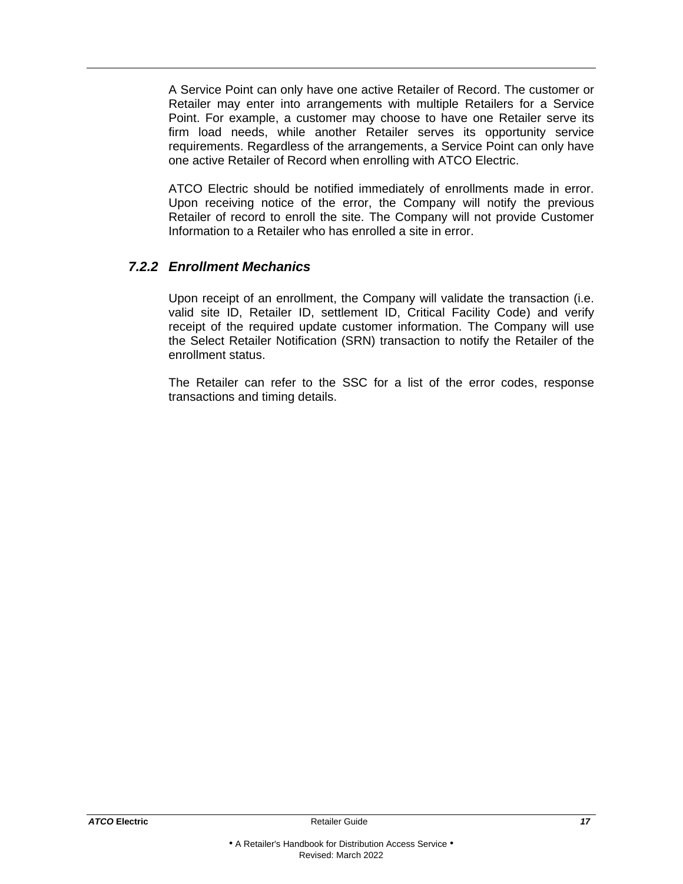A Service Point can only have one active Retailer of Record. The customer or Retailer may enter into arrangements with multiple Retailers for a Service Point. For example, a customer may choose to have one Retailer serve its firm load needs, while another Retailer serves its opportunity service requirements. Regardless of the arrangements, a Service Point can only have one active Retailer of Record when enrolling with ATCO Electric.

ATCO Electric should be notified immediately of enrollments made in error. Upon receiving notice of the error, the Company will notify the previous Retailer of record to enroll the site. The Company will not provide Customer Information to a Retailer who has enrolled a site in error.

### *7.2.2 Enrollment Mechanics*

Upon receipt of an enrollment, the Company will validate the transaction (i.e. valid site ID, Retailer ID, settlement ID, Critical Facility Code) and verify receipt of the required update customer information. The Company will use the Select Retailer Notification (SRN) transaction to notify the Retailer of the enrollment status.

The Retailer can refer to the SSC for a list of the error codes, response transactions and timing details.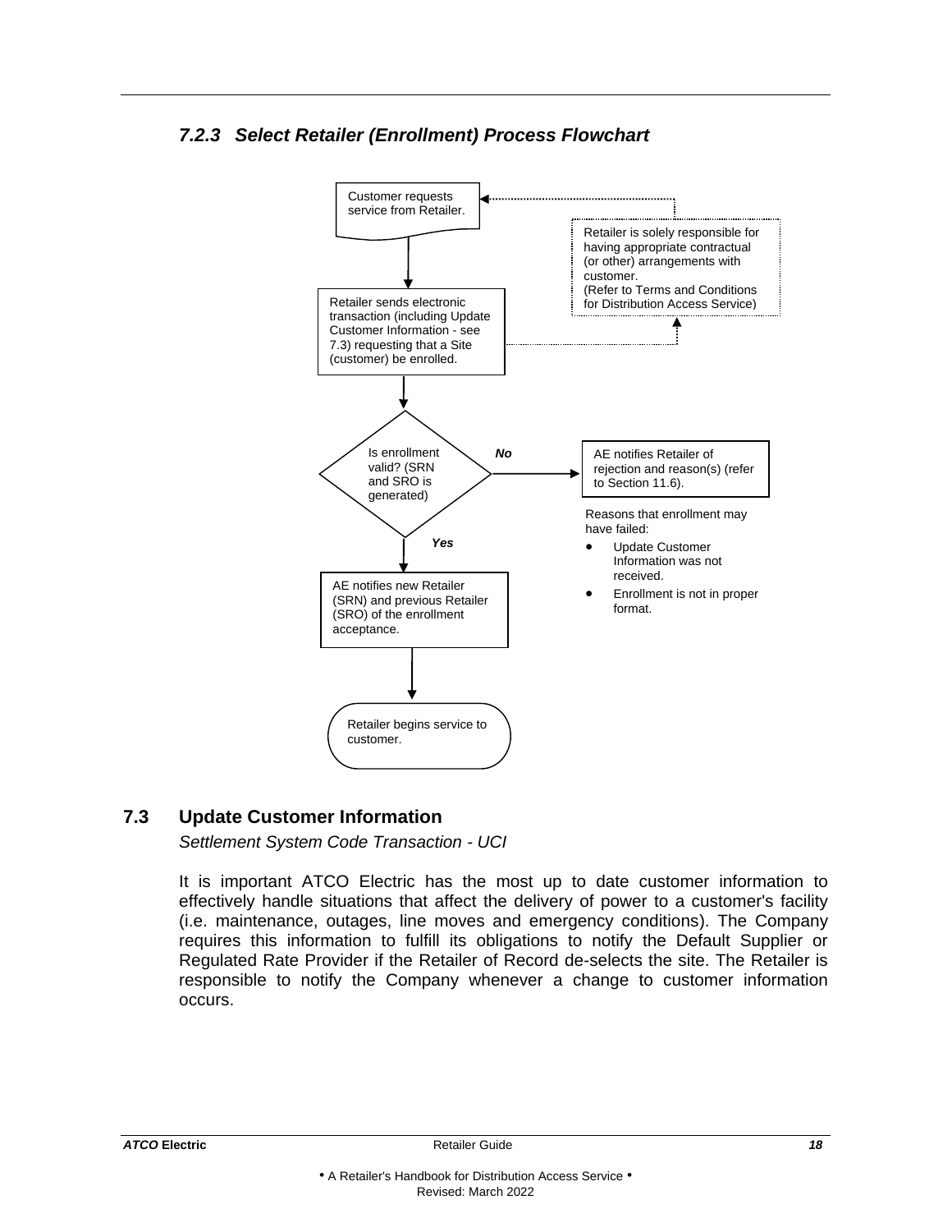### 7.2.3 Select Retailer (Enrollment) Process Flowchart

Customer requests service from Retailer.

Retailer is solely responsible for having appropriate contractual (or other) arrangements with customer.
(Refer to Terms and Conditions for Distribution Access Service)

Retailer sends electronic transaction (including Update Customer Information - see 7.3) requesting that a Site (customer) be enrolled.

Is enrollment valid? (SRN and SRO is generated)

**No**

AE notifies Retailer of rejection and reason(s) (refer to Section 11.6).

Reasons that enrollment may have failed:

- Update Customer Information was not received.
- Enrollment is not in proper format.

**Yes**

AE notifies new Retailer (SRN) and previous Retailer (SRO) of the enrollment acceptance.

Retailer begins service to customer.

## 7.3 Update Customer Information

*Settlement System Code Transaction - UCI*

It is important ATCO Electric has the most up to date customer information to effectively handle situations that affect the delivery of power to a customer's facility (i.e. maintenance, outages, line moves and emergency conditions). The Company requires this information to fulfill its obligations to notify the Default Supplier or Regulated Rate Provider if the Retailer of Record de-selects the site. The Retailer is responsible to notify the Company whenever a change to customer information occurs.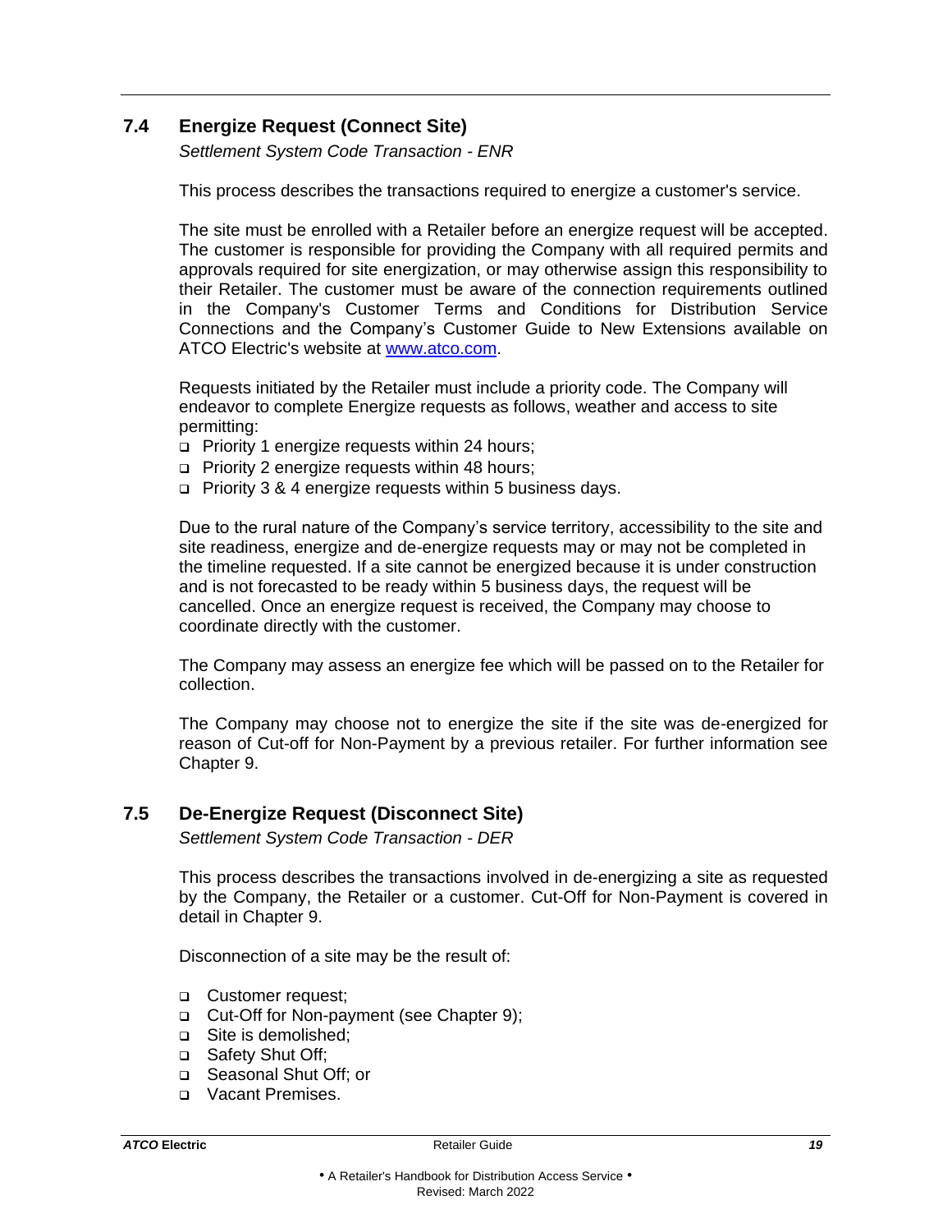## 7.4 Energize Request (Connect Site)

*Settlement System Code Transaction - ENR*

This process describes the transactions required to energize a customer's service.

The site must be enrolled with a Retailer before an energize request will be accepted. The customer is responsible for providing the Company with all required permits and approvals required for site energization, or may otherwise assign this responsibility to their Retailer. The customer must be aware of the connection requirements outlined in the Company's Customer Terms and Conditions for Distribution Service Connections and the Company's Customer Guide to New Extensions available on ATCO Electric's website at [www.atco.com](http://www.atco.com).

Requests initiated by the Retailer must include a priority code. The Company will endeavor to complete Energize requests as follows, weather and access to site permitting:

- Priority 1 energize requests within 24 hours;
- Priority 2 energize requests within 48 hours;
- Priority 3 & 4 energize requests within 5 business days.

Due to the rural nature of the Company's service territory, accessibility to the site and site readiness, energize and de-energize requests may or may not be completed in the timeline requested. If a site cannot be energized because it is under construction and is not forecasted to be ready within 5 business days, the request will be cancelled. Once an energize request is received, the Company may choose to coordinate directly with the customer.

The Company may assess an energize fee which will be passed on to the Retailer for collection.

The Company may choose not to energize the site if the site was de-energized for reason of Cut-off for Non-Payment by a previous retailer. For further information see Chapter 9.

## 7.5 De-Energize Request (Disconnect Site)

*Settlement System Code Transaction - DER*

This process describes the transactions involved in de-energizing a site as requested by the Company, the Retailer or a customer. Cut-Off for Non-Payment is covered in detail in Chapter 9.

Disconnection of a site may be the result of:

- Customer request;
- Cut-Off for Non-payment (see Chapter 9);
- Site is demolished;
- Safety Shut Off;
- Seasonal Shut Off; or
- Vacant Premises.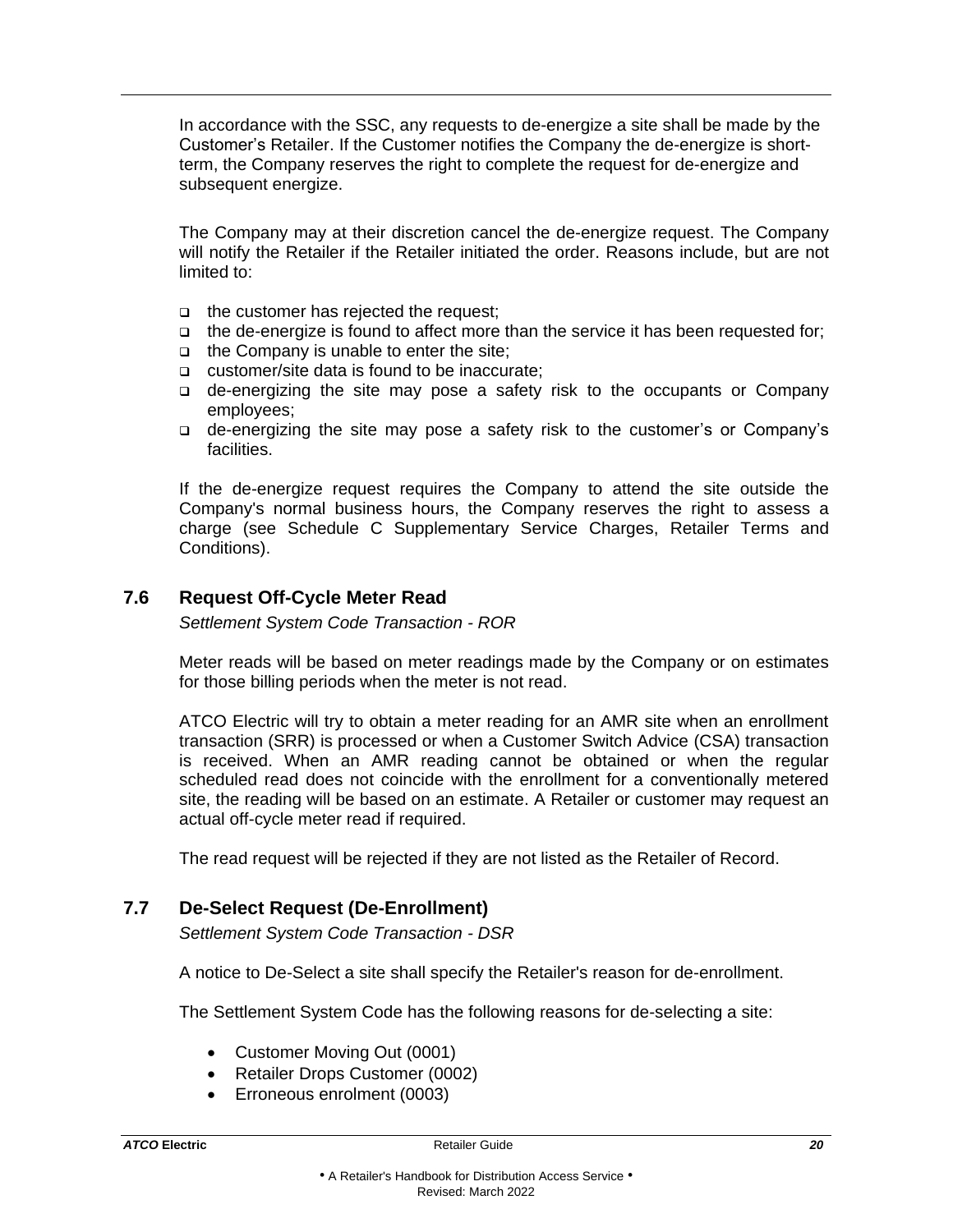In accordance with the SSC, any requests to de-energize a site shall be made by the Customer's Retailer. If the Customer notifies the Company the de-energize is short-term, the Company reserves the right to complete the request for de-energize and subsequent energize.

The Company may at their discretion cancel the de-energize request. The Company will notify the Retailer if the Retailer initiated the order. Reasons include, but are not limited to:

- the customer has rejected the request;
- the de-energize is found to affect more than the service it has been requested for;
- the Company is unable to enter the site;
- customer/site data is found to be inaccurate;
- de-energizing the site may pose a safety risk to the occupants or Company employees;
- de-energizing the site may pose a safety risk to the customer's or Company's facilities.

If the de-energize request requires the Company to attend the site outside the Company's normal business hours, the Company reserves the right to assess a charge (see Schedule C Supplementary Service Charges, Retailer Terms and Conditions).

## 7.6 Request Off-Cycle Meter Read

*Settlement System Code Transaction - ROR*

Meter reads will be based on meter readings made by the Company or on estimates for those billing periods when the meter is not read.

ATCO Electric will try to obtain a meter reading for an AMR site when an enrollment transaction (SRR) is processed or when a Customer Switch Advice (CSA) transaction is received. When an AMR reading cannot be obtained or when the regular scheduled read does not coincide with the enrollment for a conventionally metered site, the reading will be based on an estimate. A Retailer or customer may request an actual off-cycle meter read if required.

The read request will be rejected if they are not listed as the Retailer of Record.

## 7.7 De-Select Request (De-Enrollment)

*Settlement System Code Transaction - DSR*

A notice to De-Select a site shall specify the Retailer's reason for de-enrollment.

The Settlement System Code has the following reasons for de-selecting a site:

- Customer Moving Out (0001)
- Retailer Drops Customer (0002)
- Erroneous enrolment (0003)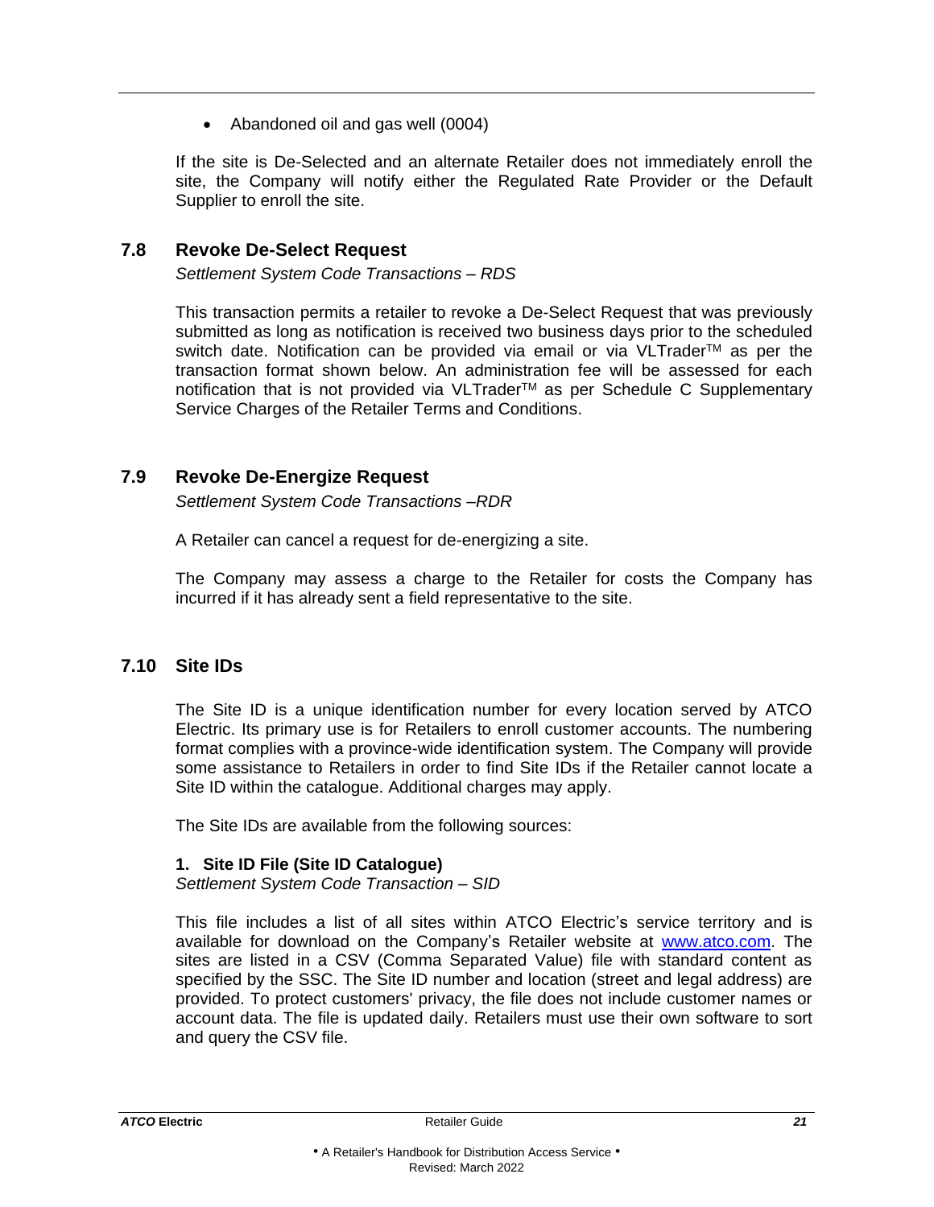- Abandoned oil and gas well (0004)

If the site is De-Selected and an alternate Retailer does not immediately enroll the site, the Company will notify either the Regulated Rate Provider or the Default Supplier to enroll the site.

## 7.8 Revoke De-Select Request

*Settlement System Code Transactions – RDS*

This transaction permits a retailer to revoke a De-Select Request that was previously submitted as long as notification is received two business days prior to the scheduled switch date. Notification can be provided via email or via VLTrader™ as per the transaction format shown below. An administration fee will be assessed for each notification that is not provided via VLTrader™ as per Schedule C Supplementary Service Charges of the Retailer Terms and Conditions.

## 7.9 Revoke De-Energize Request

*Settlement System Code Transactions –RDR*

A Retailer can cancel a request for de-energizing a site.

The Company may assess a charge to the Retailer for costs the Company has incurred if it has already sent a field representative to the site.

## 7.10 Site IDs

The Site ID is a unique identification number for every location served by ATCO Electric. Its primary use is for Retailers to enroll customer accounts. The numbering format complies with a province-wide identification system. The Company will provide some assistance to Retailers in order to find Site IDs if the Retailer cannot locate a Site ID within the catalogue. Additional charges may apply.

The Site IDs are available from the following sources:

**1. Site ID File (Site ID Catalogue)**

*Settlement System Code Transaction – SID*

This file includes a list of all sites within ATCO Electric's service territory and is available for download on the Company's Retailer website at [www.atco.com](www.atco.com). The sites are listed in a CSV (Comma Separated Value) file with standard content as specified by the SSC. The Site ID number and location (street and legal address) are provided. To protect customers' privacy, the file does not include customer names or account data. The file is updated daily. Retailers must use their own software to sort and query the CSV file.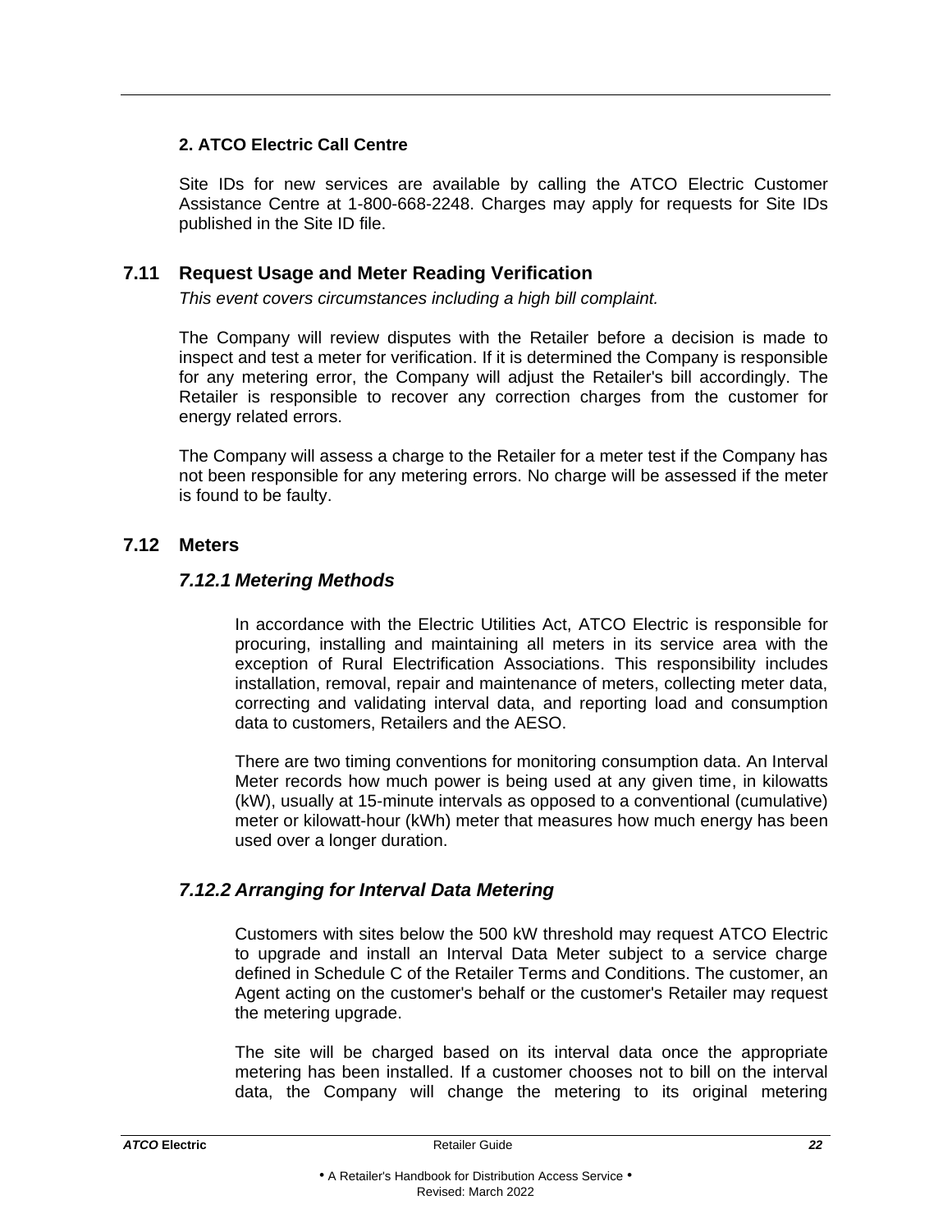**2. ATCO Electric Call Centre**

Site IDs for new services are available by calling the ATCO Electric Customer Assistance Centre at 1-800-668-2248. Charges may apply for requests for Site IDs published in the Site ID file.

## 7.11 Request Usage and Meter Reading Verification

*This event covers circumstances including a high bill complaint.*

The Company will review disputes with the Retailer before a decision is made to inspect and test a meter for verification. If it is determined the Company is responsible for any metering error, the Company will adjust the Retailer's bill accordingly. The Retailer is responsible to recover any correction charges from the customer for energy related errors.

The Company will assess a charge to the Retailer for a meter test if the Company has not been responsible for any metering errors. No charge will be assessed if the meter is found to be faulty.

## 7.12 Meters

### *7.12.1 Metering Methods*

In accordance with the Electric Utilities Act, ATCO Electric is responsible for procuring, installing and maintaining all meters in its service area with the exception of Rural Electrification Associations. This responsibility includes installation, removal, repair and maintenance of meters, collecting meter data, correcting and validating interval data, and reporting load and consumption data to customers, Retailers and the AESO.

There are two timing conventions for monitoring consumption data. An Interval Meter records how much power is being used at any given time, in kilowatts (kW), usually at 15-minute intervals as opposed to a conventional (cumulative) meter or kilowatt-hour (kWh) meter that measures how much energy has been used over a longer duration.

### *7.12.2 Arranging for Interval Data Metering*

Customers with sites below the 500 kW threshold may request ATCO Electric to upgrade and install an Interval Data Meter subject to a service charge defined in Schedule C of the Retailer Terms and Conditions. The customer, an Agent acting on the customer's behalf or the customer's Retailer may request the metering upgrade.

The site will be charged based on its interval data once the appropriate metering has been installed. If a customer chooses not to bill on the interval data, the Company will change the metering to its original metering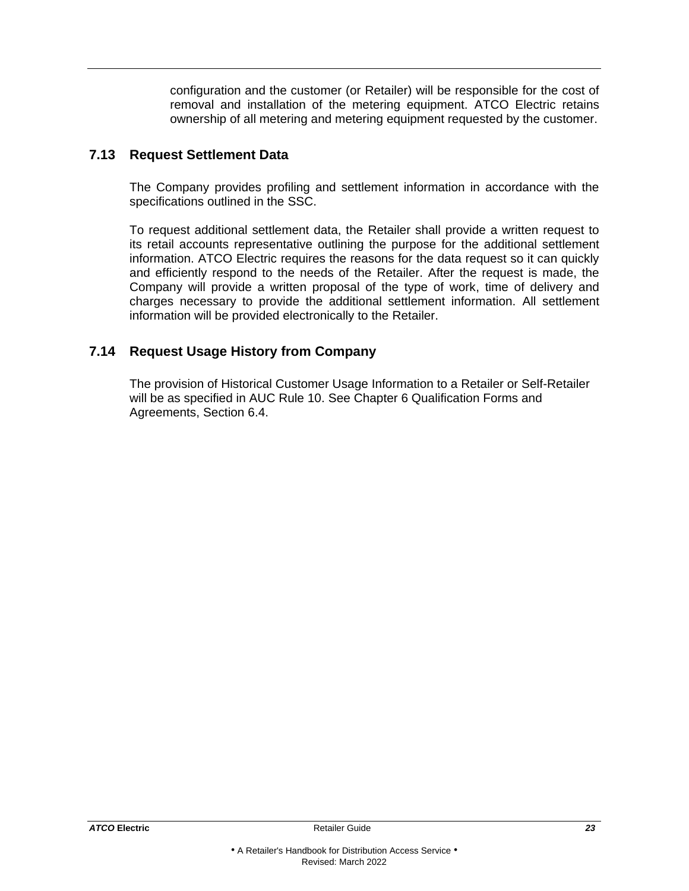configuration and the customer (or Retailer) will be responsible for the cost of removal and installation of the metering equipment. ATCO Electric retains ownership of all metering and metering equipment requested by the customer.

## 7.13 Request Settlement Data

The Company provides profiling and settlement information in accordance with the specifications outlined in the SSC.

To request additional settlement data, the Retailer shall provide a written request to its retail accounts representative outlining the purpose for the additional settlement information. ATCO Electric requires the reasons for the data request so it can quickly and efficiently respond to the needs of the Retailer. After the request is made, the Company will provide a written proposal of the type of work, time of delivery and charges necessary to provide the additional settlement information. All settlement information will be provided electronically to the Retailer.

## 7.14 Request Usage History from Company

The provision of Historical Customer Usage Information to a Retailer or Self-Retailer will be as specified in AUC Rule 10. See Chapter 6 Qualification Forms and Agreements, Section 6.4.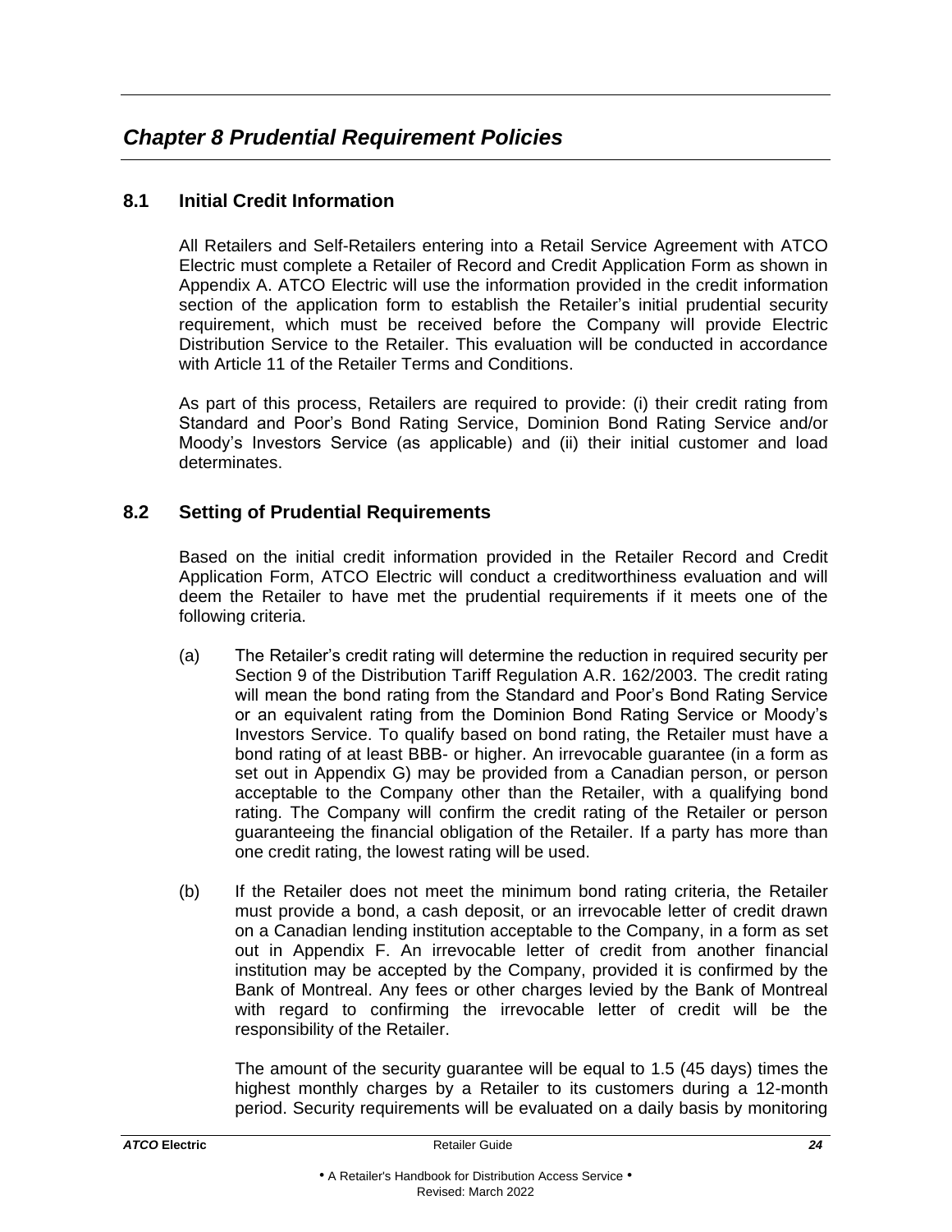# *Chapter 8 Prudential Requirement Policies*

## 8.1 Initial Credit Information

All Retailers and Self-Retailers entering into a Retail Service Agreement with ATCO Electric must complete a Retailer of Record and Credit Application Form as shown in Appendix A. ATCO Electric will use the information provided in the credit information section of the application form to establish the Retailer's initial prudential security requirement, which must be received before the Company will provide Electric Distribution Service to the Retailer. This evaluation will be conducted in accordance with Article 11 of the Retailer Terms and Conditions.

As part of this process, Retailers are required to provide: (i) their credit rating from Standard and Poor's Bond Rating Service, Dominion Bond Rating Service and/or Moody's Investors Service (as applicable) and (ii) their initial customer and load determinates.

## 8.2 Setting of Prudential Requirements

Based on the initial credit information provided in the Retailer Record and Credit Application Form, ATCO Electric will conduct a creditworthiness evaluation and will deem the Retailer to have met the prudential requirements if it meets one of the following criteria.

(a) The Retailer's credit rating will determine the reduction in required security per Section 9 of the Distribution Tariff Regulation A.R. 162/2003. The credit rating will mean the bond rating from the Standard and Poor's Bond Rating Service or an equivalent rating from the Dominion Bond Rating Service or Moody's Investors Service. To qualify based on bond rating, the Retailer must have a bond rating of at least BBB- or higher. An irrevocable guarantee (in a form as set out in Appendix G) may be provided from a Canadian person, or person acceptable to the Company other than the Retailer, with a qualifying bond rating. The Company will confirm the credit rating of the Retailer or person guaranteeing the financial obligation of the Retailer. If a party has more than one credit rating, the lowest rating will be used.

(b) If the Retailer does not meet the minimum bond rating criteria, the Retailer must provide a bond, a cash deposit, or an irrevocable letter of credit drawn on a Canadian lending institution acceptable to the Company, in a form as set out in Appendix F. An irrevocable letter of credit from another financial institution may be accepted by the Company, provided it is confirmed by the Bank of Montreal. Any fees or other charges levied by the Bank of Montreal with regard to confirming the irrevocable letter of credit will be the responsibility of the Retailer.

The amount of the security guarantee will be equal to 1.5 (45 days) times the highest monthly charges by a Retailer to its customers during a 12-month period. Security requirements will be evaluated on a daily basis by monitoring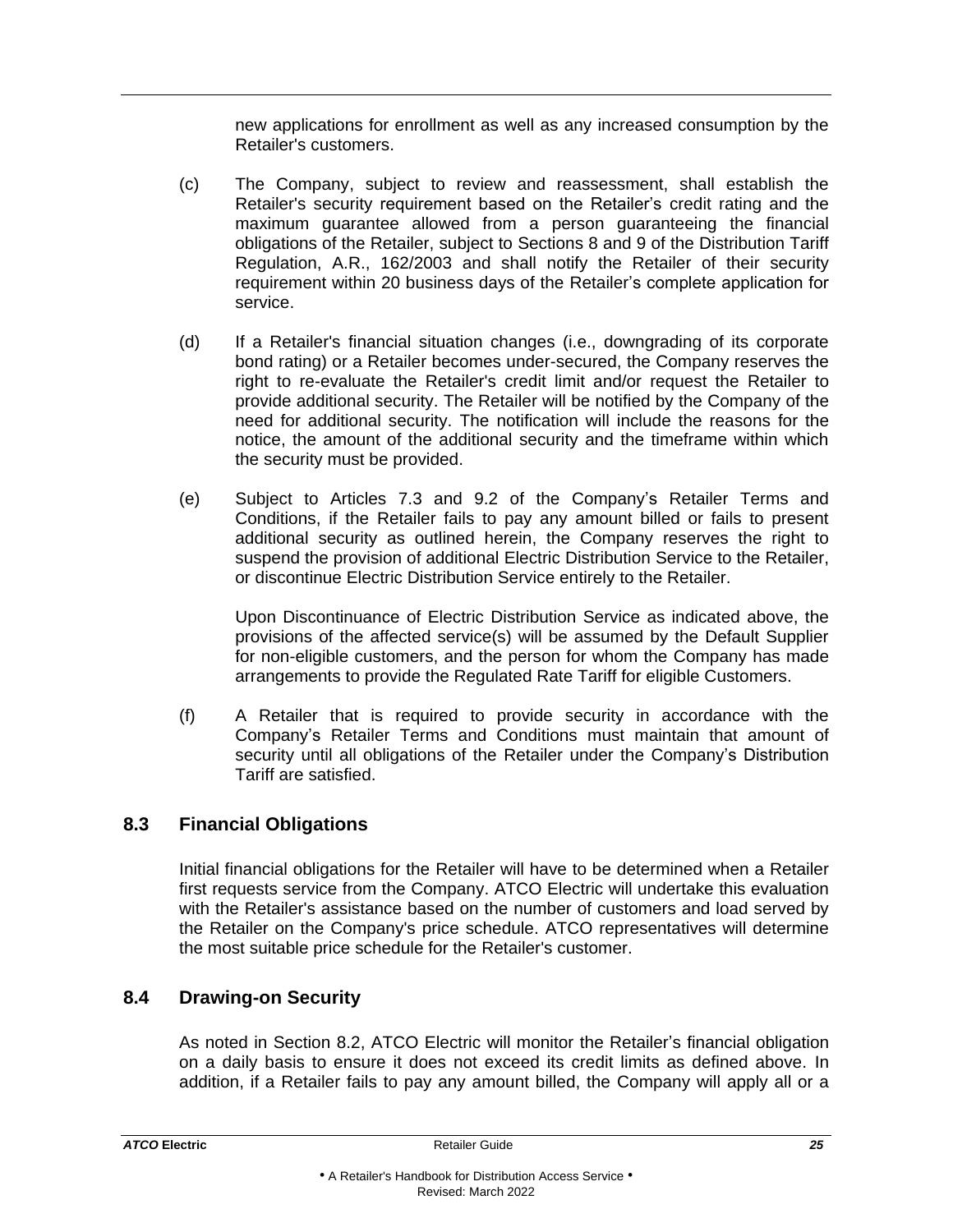new applications for enrollment as well as any increased consumption by the Retailer's customers.

(c) The Company, subject to review and reassessment, shall establish the Retailer's security requirement based on the Retailer's credit rating and the maximum guarantee allowed from a person guaranteeing the financial obligations of the Retailer, subject to Sections 8 and 9 of the Distribution Tariff Regulation, A.R., 162/2003 and shall notify the Retailer of their security requirement within 20 business days of the Retailer's complete application for service.

(d) If a Retailer's financial situation changes (i.e., downgrading of its corporate bond rating) or a Retailer becomes under-secured, the Company reserves the right to re-evaluate the Retailer's credit limit and/or request the Retailer to provide additional security. The Retailer will be notified by the Company of the need for additional security. The notification will include the reasons for the notice, the amount of the additional security and the timeframe within which the security must be provided.

(e) Subject to Articles 7.3 and 9.2 of the Company's Retailer Terms and Conditions, if the Retailer fails to pay any amount billed or fails to present additional security as outlined herein, the Company reserves the right to suspend the provision of additional Electric Distribution Service to the Retailer, or discontinue Electric Distribution Service entirely to the Retailer.

Upon Discontinuance of Electric Distribution Service as indicated above, the provisions of the affected service(s) will be assumed by the Default Supplier for non-eligible customers, and the person for whom the Company has made arrangements to provide the Regulated Rate Tariff for eligible Customers.

(f) A Retailer that is required to provide security in accordance with the Company's Retailer Terms and Conditions must maintain that amount of security until all obligations of the Retailer under the Company's Distribution Tariff are satisfied.

## 8.3 Financial Obligations

Initial financial obligations for the Retailer will have to be determined when a Retailer first requests service from the Company. ATCO Electric will undertake this evaluation with the Retailer's assistance based on the number of customers and load served by the Retailer on the Company's price schedule. ATCO representatives will determine the most suitable price schedule for the Retailer's customer.

## 8.4 Drawing-on Security

As noted in Section 8.2, ATCO Electric will monitor the Retailer's financial obligation on a daily basis to ensure it does not exceed its credit limits as defined above. In addition, if a Retailer fails to pay any amount billed, the Company will apply all or a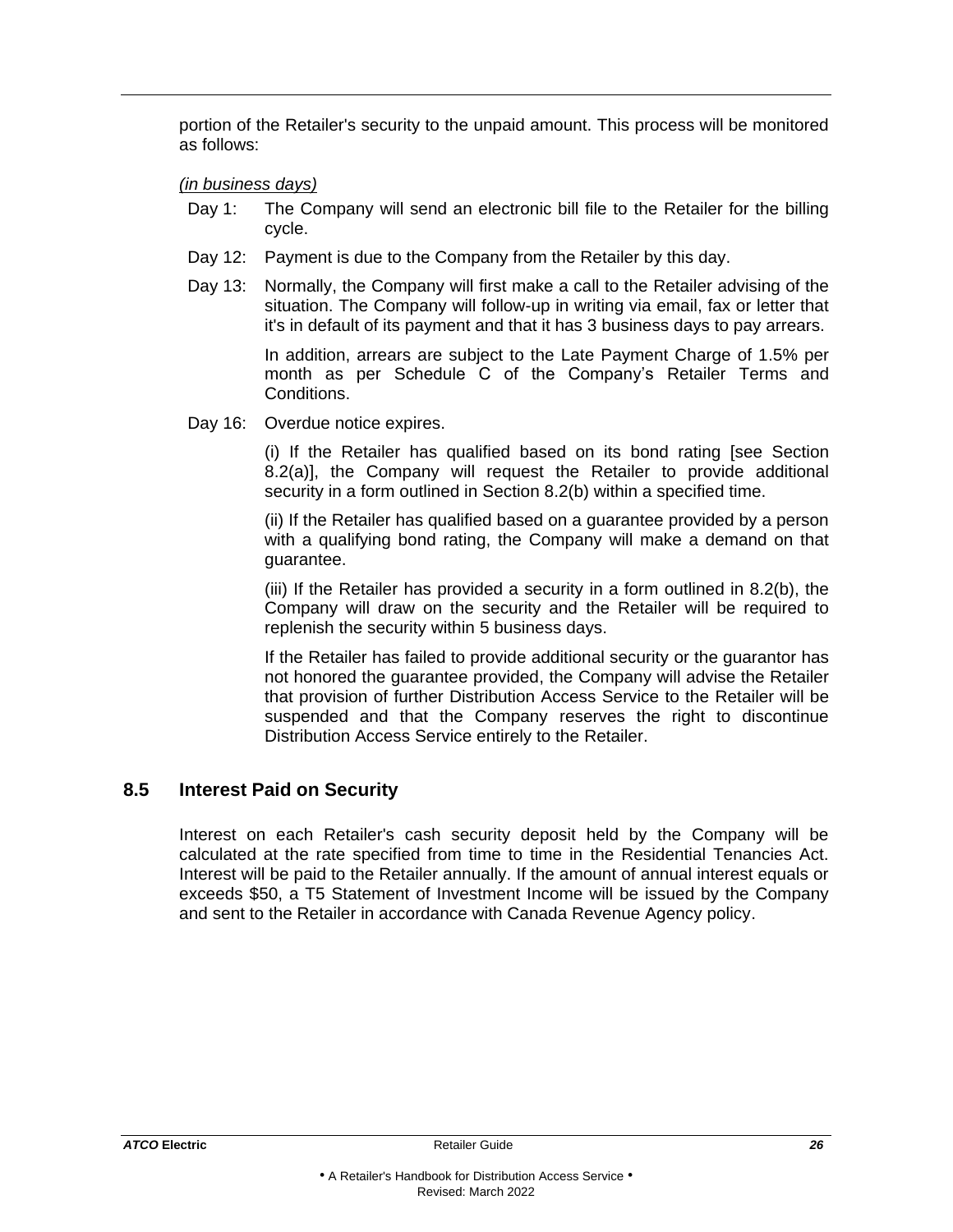portion of the Retailer's security to the unpaid amount. This process will be monitored as follows:

*(in business days)*

Day 1: The Company will send an electronic bill file to the Retailer for the billing cycle.

Day 12: Payment is due to the Company from the Retailer by this day.

Day 13: Normally, the Company will first make a call to the Retailer advising of the situation. The Company will follow-up in writing via email, fax or letter that it's in default of its payment and that it has 3 business days to pay arrears.

In addition, arrears are subject to the Late Payment Charge of 1.5% per month as per Schedule C of the Company's Retailer Terms and Conditions.

Day 16: Overdue notice expires.

(i) If the Retailer has qualified based on its bond rating [see Section 8.2(a)], the Company will request the Retailer to provide additional security in a form outlined in Section 8.2(b) within a specified time.

(ii) If the Retailer has qualified based on a guarantee provided by a person with a qualifying bond rating, the Company will make a demand on that guarantee.

(iii) If the Retailer has provided a security in a form outlined in 8.2(b), the Company will draw on the security and the Retailer will be required to replenish the security within 5 business days.

If the Retailer has failed to provide additional security or the guarantor has not honored the guarantee provided, the Company will advise the Retailer that provision of further Distribution Access Service to the Retailer will be suspended and that the Company reserves the right to discontinue Distribution Access Service entirely to the Retailer.

## 8.5 Interest Paid on Security

Interest on each Retailer's cash security deposit held by the Company will be calculated at the rate specified from time to time in the Residential Tenancies Act. Interest will be paid to the Retailer annually. If the amount of annual interest equals or exceeds $50, a T5 Statement of Investment Income will be issued by the Company and sent to the Retailer in accordance with Canada Revenue Agency policy.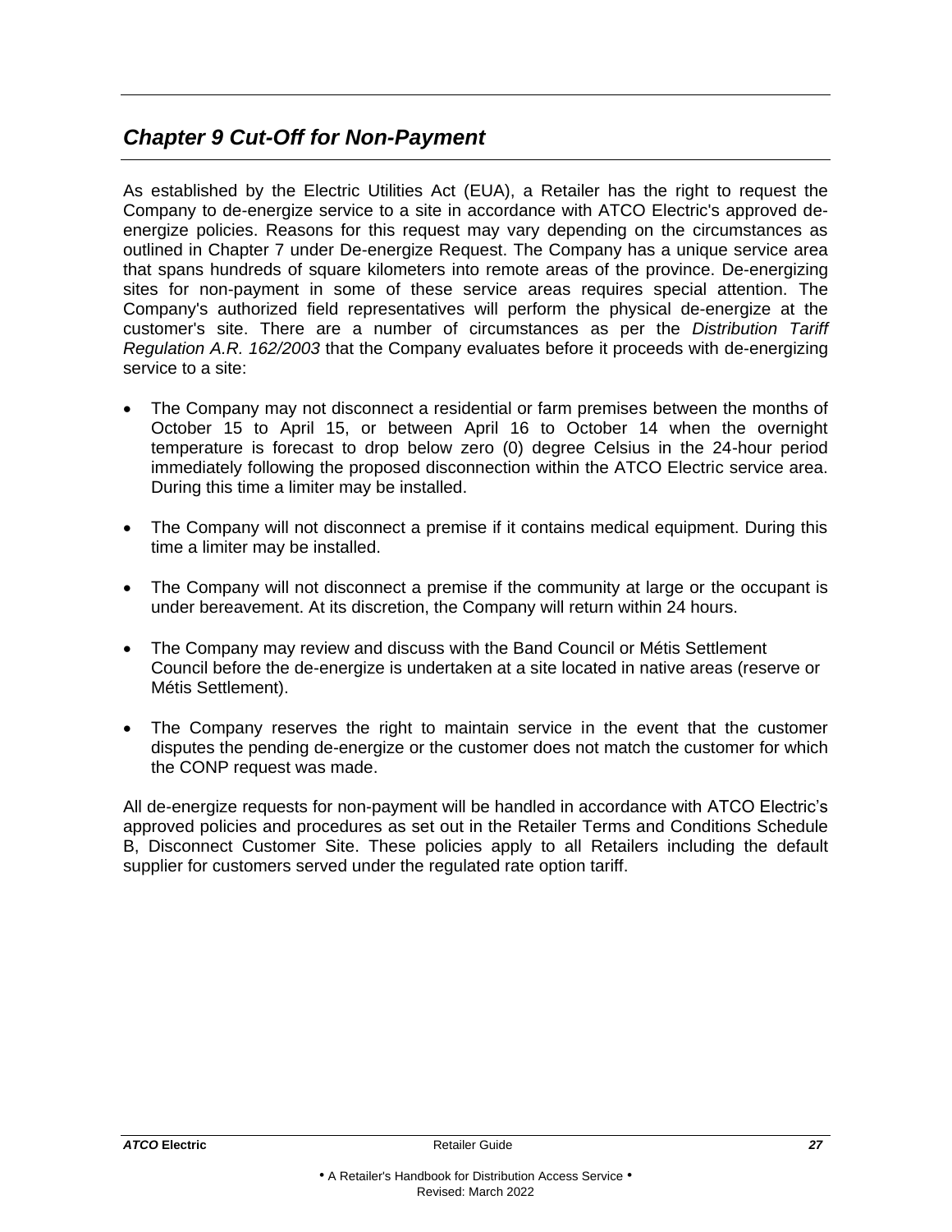## *Chapter 9 Cut-Off for Non-Payment*

As established by the Electric Utilities Act (EUA), a Retailer has the right to request the Company to de-energize service to a site in accordance with ATCO Electric's approved de-energize policies. Reasons for this request may vary depending on the circumstances as outlined in Chapter 7 under De-energize Request. The Company has a unique service area that spans hundreds of square kilometers into remote areas of the province. De-energizing sites for non-payment in some of these service areas requires special attention. The Company's authorized field representatives will perform the physical de-energize at the customer's site. There are a number of circumstances as per the *Distribution Tariff Regulation A.R. 162/2003* that the Company evaluates before it proceeds with de-energizing service to a site:

- The Company may not disconnect a residential or farm premises between the months of October 15 to April 15, or between April 16 to October 14 when the overnight temperature is forecast to drop below zero (0) degree Celsius in the 24-hour period immediately following the proposed disconnection within the ATCO Electric service area. During this time a limiter may be installed.
- The Company will not disconnect a premise if it contains medical equipment. During this time a limiter may be installed.
- The Company will not disconnect a premise if the community at large or the occupant is under bereavement. At its discretion, the Company will return within 24 hours.
- The Company may review and discuss with the Band Council or Métis Settlement Council before the de-energize is undertaken at a site located in native areas (reserve or Métis Settlement).
- The Company reserves the right to maintain service in the event that the customer disputes the pending de-energize or the customer does not match the customer for which the CONP request was made.

All de-energize requests for non-payment will be handled in accordance with ATCO Electric's approved policies and procedures as set out in the Retailer Terms and Conditions Schedule B, Disconnect Customer Site. These policies apply to all Retailers including the default supplier for customers served under the regulated rate option tariff.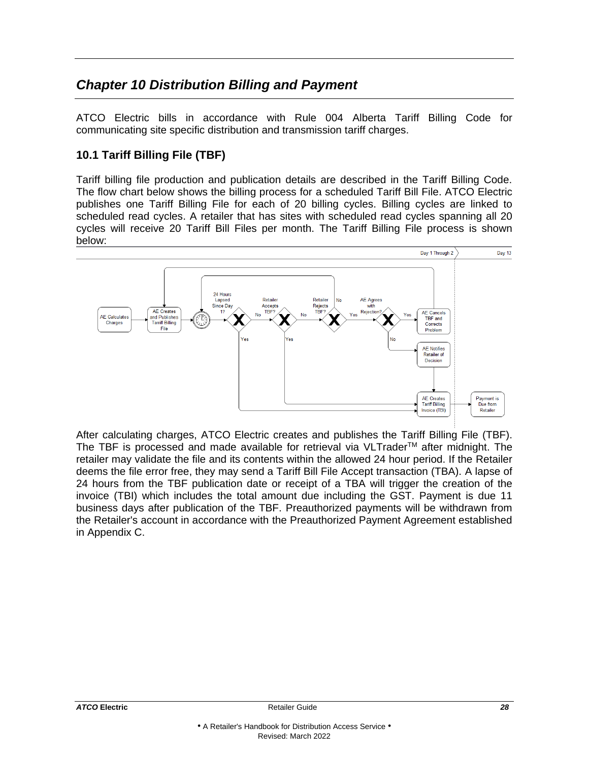## Chapter 10 Distribution Billing and Payment

ATCO Electric bills in accordance with Rule 004 Alberta Tariff Billing Code for communicating site specific distribution and transmission tariff charges.

### 10.1 Tariff Billing File (TBF)

Tariff billing file production and publication details are described in the Tariff Billing Code. The flow chart below shows the billing process for a scheduled Tariff Bill File. ATCO Electric publishes one Tariff Billing File for each of 20 billing cycles. Billing cycles are linked to scheduled read cycles. A retailer that has sites with scheduled read cycles spanning all 20 cycles will receive 20 Tariff Bill Files per month. The Tariff Billing File process is shown below:

After calculating charges, ATCO Electric creates and publishes the Tariff Billing File (TBF). The TBF is processed and made available for retrieval via VLTrader™ after midnight. The retailer may validate the file and its contents within the allowed 24 hour period. If the Retailer deems the file error free, they may send a Tariff Bill File Accept transaction (TBA). A lapse of 24 hours from the TBF publication date or receipt of a TBA will trigger the creation of the invoice (TBI) which includes the total amount due including the GST. Payment is due 11 business days after publication of the TBF. Preauthorized payments will be withdrawn from the Retailer's account in accordance with the Preauthorized Payment Agreement established in Appendix C.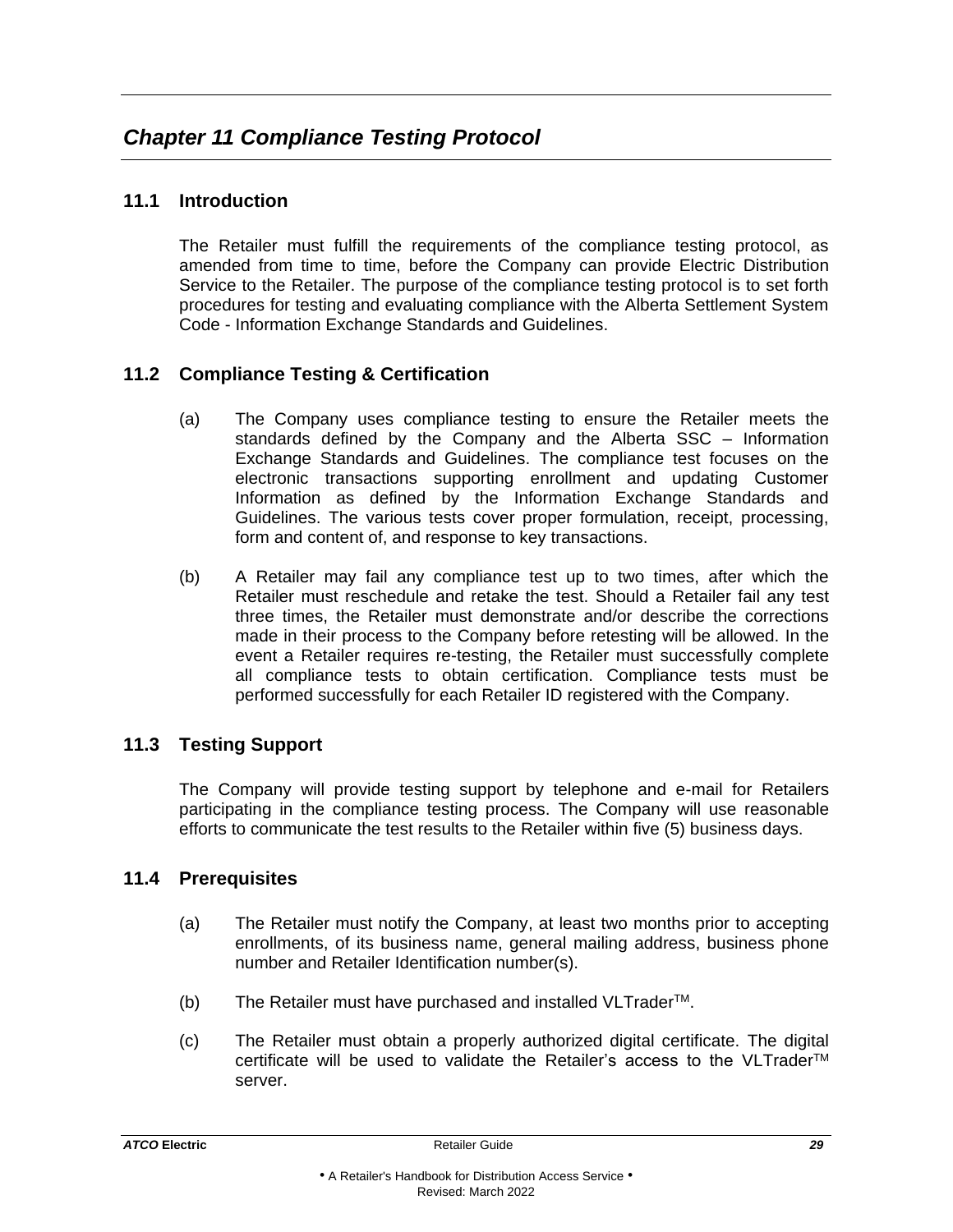## *Chapter 11 Compliance Testing Protocol*

### 11.1 Introduction

The Retailer must fulfill the requirements of the compliance testing protocol, as amended from time to time, before the Company can provide Electric Distribution Service to the Retailer. The purpose of the compliance testing protocol is to set forth procedures for testing and evaluating compliance with the Alberta Settlement System Code - Information Exchange Standards and Guidelines.

### 11.2 Compliance Testing & Certification

(a) The Company uses compliance testing to ensure the Retailer meets the standards defined by the Company and the Alberta SSC – Information Exchange Standards and Guidelines. The compliance test focuses on the electronic transactions supporting enrollment and updating Customer Information as defined by the Information Exchange Standards and Guidelines. The various tests cover proper formulation, receipt, processing, form and content of, and response to key transactions.

(b) A Retailer may fail any compliance test up to two times, after which the Retailer must reschedule and retake the test. Should a Retailer fail any test three times, the Retailer must demonstrate and/or describe the corrections made in their process to the Company before retesting will be allowed. In the event a Retailer requires re-testing, the Retailer must successfully complete all compliance tests to obtain certification. Compliance tests must be performed successfully for each Retailer ID registered with the Company.

### 11.3 Testing Support

The Company will provide testing support by telephone and e-mail for Retailers participating in the compliance testing process. The Company will use reasonable efforts to communicate the test results to the Retailer within five (5) business days.

### 11.4 Prerequisites

(a) The Retailer must notify the Company, at least two months prior to accepting enrollments, of its business name, general mailing address, business phone number and Retailer Identification number(s).

(b) The Retailer must have purchased and installed VLTrader™.

(c) The Retailer must obtain a properly authorized digital certificate. The digital certificate will be used to validate the Retailer's access to the VLTrader™ server.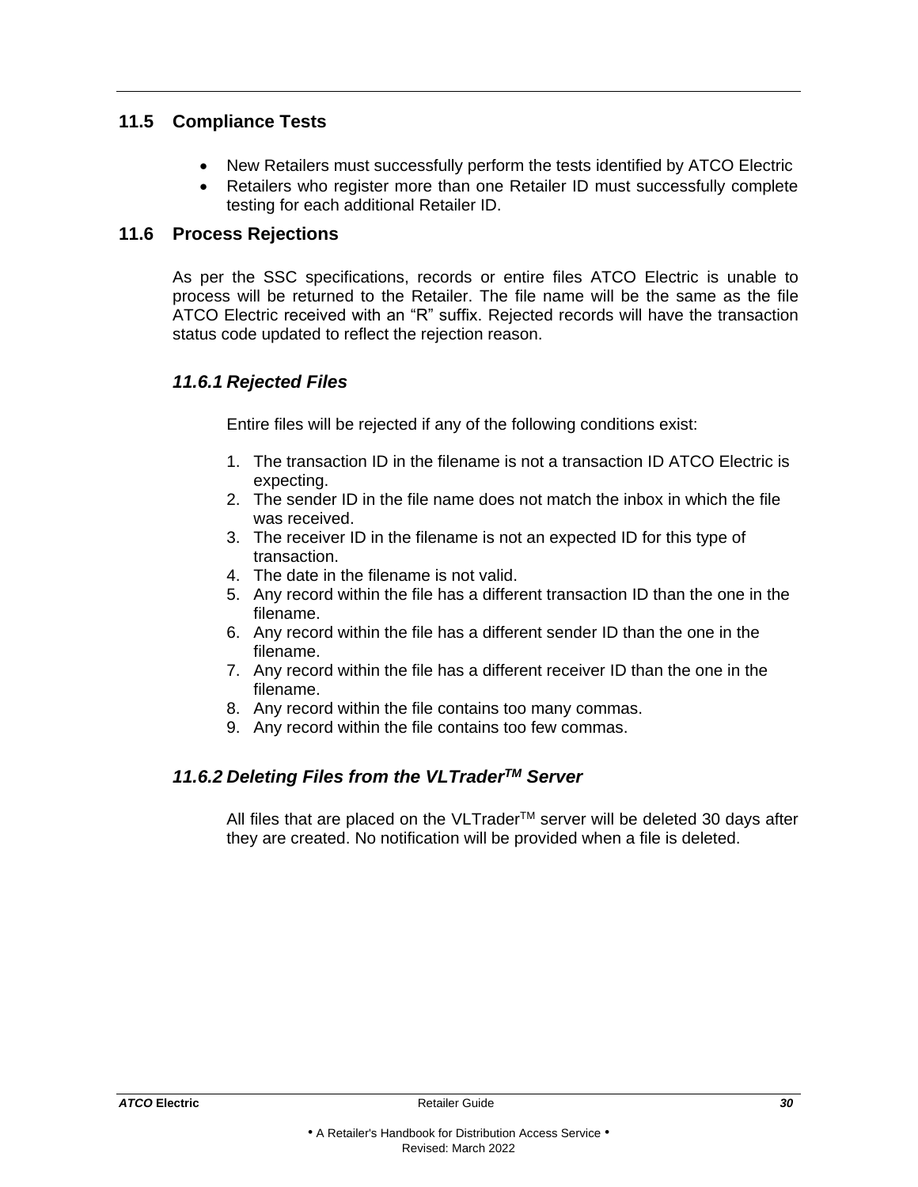## 11.5 Compliance Tests

- New Retailers must successfully perform the tests identified by ATCO Electric
- Retailers who register more than one Retailer ID must successfully complete testing for each additional Retailer ID.

## 11.6 Process Rejections

As per the SSC specifications, records or entire files ATCO Electric is unable to process will be returned to the Retailer. The file name will be the same as the file ATCO Electric received with an “R” suffix. Rejected records will have the transaction status code updated to reflect the rejection reason.

### *11.6.1 Rejected Files*

Entire files will be rejected if any of the following conditions exist:

1. The transaction ID in the filename is not a transaction ID ATCO Electric is expecting.
2. The sender ID in the file name does not match the inbox in which the file was received.
3. The receiver ID in the filename is not an expected ID for this type of transaction.
4. The date in the filename is not valid.
5. Any record within the file has a different transaction ID than the one in the filename.
6. Any record within the file has a different sender ID than the one in the filename.
7. Any record within the file has a different receiver ID than the one in the filename.
8. Any record within the file contains too many commas.
9. Any record within the file contains too few commas.

### *11.6.2 Deleting Files from the VLTrader™ Server*

All files that are placed on the VLTrader™ server will be deleted 30 days after they are created. No notification will be provided when a file is deleted.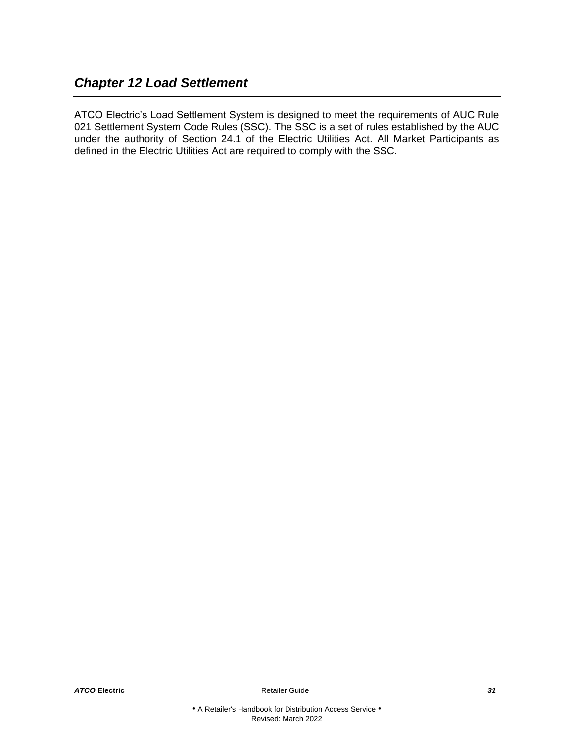## *Chapter 12 Load Settlement*

ATCO Electric's Load Settlement System is designed to meet the requirements of AUC Rule 021 Settlement System Code Rules (SSC). The SSC is a set of rules established by the AUC under the authority of Section 24.1 of the Electric Utilities Act. All Market Participants as defined in the Electric Utilities Act are required to comply with the SSC.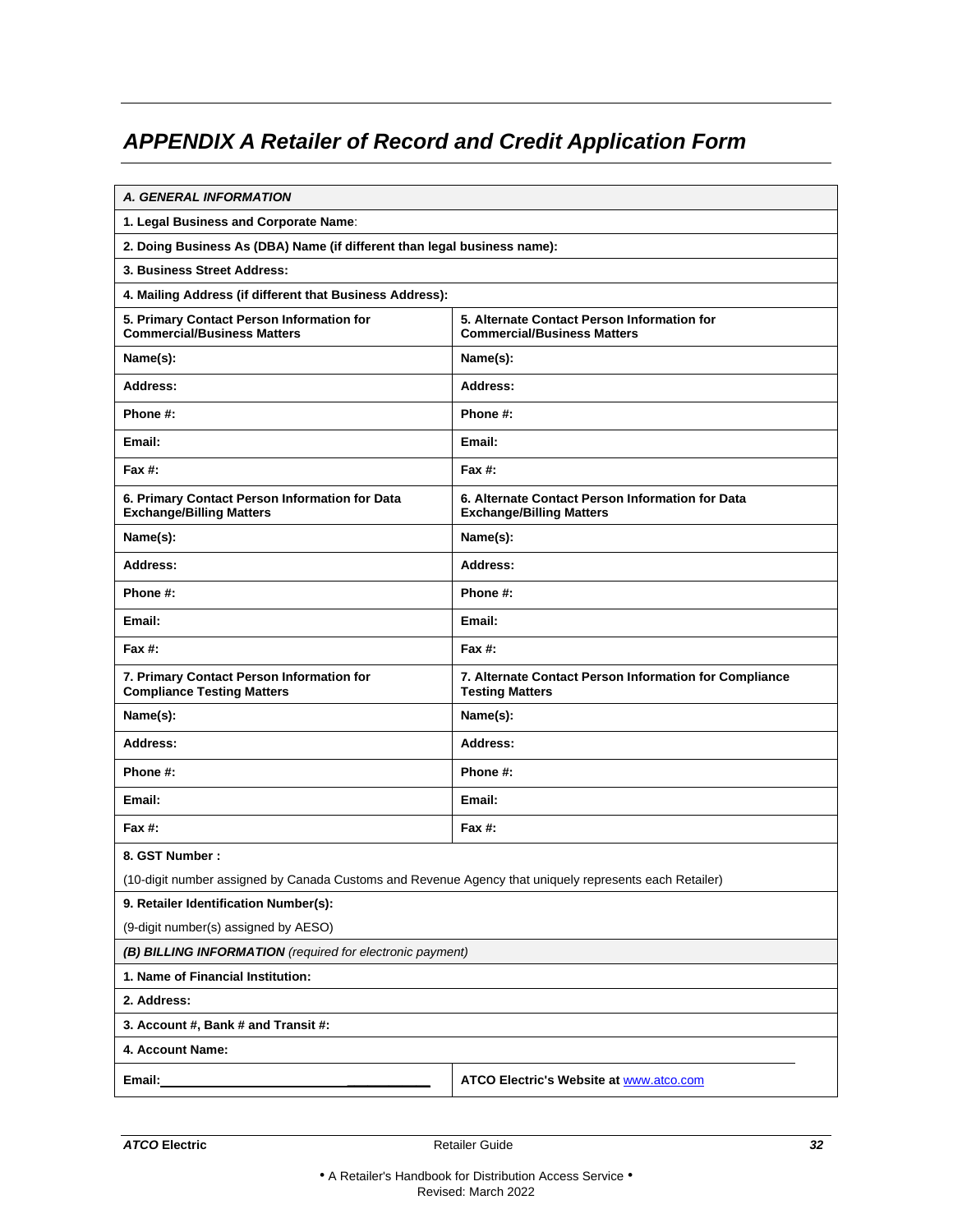## *APPENDIX A Retailer of Record and Credit Application Form*

| ***A. GENERAL INFORMATION*** | |
|---|---|
| **1. Legal Business and Corporate Name**: | |
| **2. Doing Business As (DBA) Name (if different than legal business name):** | |
| **3. Business Street Address:** | |
| **4. Mailing Address (if different that Business Address):** | |
| **5. Primary Contact Person Information for Commercial/Business Matters** | **5. Alternate Contact Person Information for Commercial/Business Matters** |
| **Name(s):** | **Name(s):** |
| **Address:** | **Address:** |
| **Phone #:** | **Phone #:** |
| **Email:** | **Email:** |
| **Fax #:** | **Fax #:** |
| **6. Primary Contact Person Information for Data Exchange/Billing Matters** | **6. Alternate Contact Person Information for Data Exchange/Billing Matters** |
| **Name(s):** | **Name(s):** |
| **Address:** | **Address:** |
| **Phone #:** | **Phone #:** |
| **Email:** | **Email:** |
| **Fax #:** | **Fax #:** |
| **7. Primary Contact Person Information for Compliance Testing Matters** | **7. Alternate Contact Person Information for Compliance Testing Matters** |
| **Name(s):** | **Name(s):** |
| **Address:** | **Address:** |
| **Phone #:** | **Phone #:** |
| **Email:** | **Email:** |
| **Fax #:** | **Fax #:** |
| **8. GST Number :** (10-digit number assigned by Canada Customs and Revenue Agency that uniquely represents each Retailer) | |
| **9. Retailer Identification Number(s):** (9-digit number(s) assigned by AESO) | |
| ***(B) BILLING INFORMATION*** *(required for electronic payment)* | |
| **1. Name of Financial Institution:** | |
| **2. Address:** | |
| **3. Account #, Bank # and Transit #:** | |
| **4. Account Name:** | |
| **Email:**\_\_\_\_\_\_\_\_\_\_\_\_\_\_\_\_\_\_\_\_\_\_\_\_\_\_\_\_\_\_\_\_\_\_\_\_\_\_\_\_\_\_ | **ATCO Electric's Website at** www.atco.com |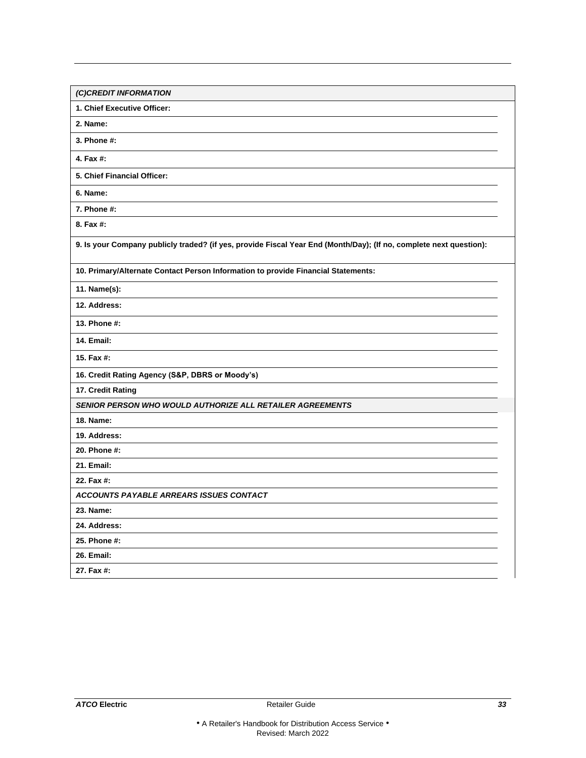| ***(C)CREDIT INFORMATION*** |
|---|
| **1. Chief Executive Officer:** |
| **2. Name:** |
| **3. Phone #:** |
| **4. Fax #:** |
| **5. Chief Financial Officer:** |
| **6. Name:** |
| **7. Phone #:** |
| **8. Fax #:** |
| **9. Is your Company publicly traded? (if yes, provide Fiscal Year End (Month/Day); (If no, complete next question):** |
| **10. Primary/Alternate Contact Person Information to provide Financial Statements:** |
| **11. Name(s):** |
| **12. Address:** |
| **13. Phone #:** |
| **14. Email:** |
| **15. Fax #:** |
| **16. Credit Rating Agency (S&P, DBRS or Moody's)** |
| **17. Credit Rating** |
| ***SENIOR PERSON WHO WOULD AUTHORIZE ALL RETAILER AGREEMENTS*** |
| **18. Name:** |
| **19. Address:** |
| **20. Phone #:** |
| **21. Email:** |
| **22. Fax #:** |
| ***ACCOUNTS PAYABLE ARREARS ISSUES CONTACT*** |
| **23. Name:** |
| **24. Address:** |
| **25. Phone #:** |
| **26. Email:** |
| **27. Fax #:** |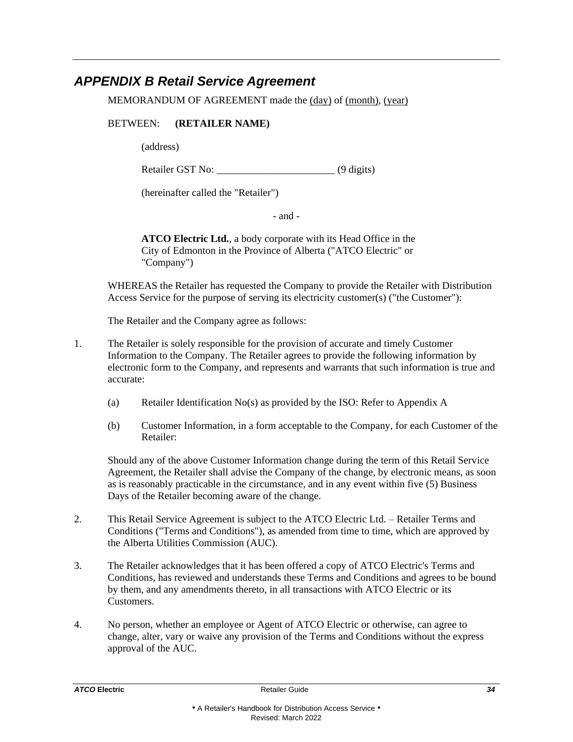## *APPENDIX B Retail Service Agreement*

MEMORANDUM OF AGREEMENT made the (day) of (month), (year)

BETWEEN: **(RETAILER NAME)**

(address)

Retailer GST No: _______________________ (9 digits)

(hereinafter called the "Retailer")

- and -

**ATCO Electric Ltd.**, a body corporate with its Head Office in the City of Edmonton in the Province of Alberta ("ATCO Electric" or "Company")

WHEREAS the Retailer has requested the Company to provide the Retailer with Distribution Access Service for the purpose of serving its electricity customer(s) ("the Customer"):

The Retailer and the Company agree as follows:

1. The Retailer is solely responsible for the provision of accurate and timely Customer Information to the Company. The Retailer agrees to provide the following information by electronic form to the Company, and represents and warrants that such information is true and accurate:

   (a) Retailer Identification No(s) as provided by the ISO: Refer to Appendix A

   (b) Customer Information, in a form acceptable to the Company, for each Customer of the Retailer:

   Should any of the above Customer Information change during the term of this Retail Service Agreement, the Retailer shall advise the Company of the change, by electronic means, as soon as is reasonably practicable in the circumstance, and in any event within five (5) Business Days of the Retailer becoming aware of the change.

2. This Retail Service Agreement is subject to the ATCO Electric Ltd. – Retailer Terms and Conditions ("Terms and Conditions"), as amended from time to time, which are approved by the Alberta Utilities Commission (AUC).

3. The Retailer acknowledges that it has been offered a copy of ATCO Electric's Terms and Conditions, has reviewed and understands these Terms and Conditions and agrees to be bound by them, and any amendments thereto, in all transactions with ATCO Electric or its Customers.

4. No person, whether an employee or Agent of ATCO Electric or otherwise, can agree to change, alter, vary or waive any provision of the Terms and Conditions without the express approval of the AUC.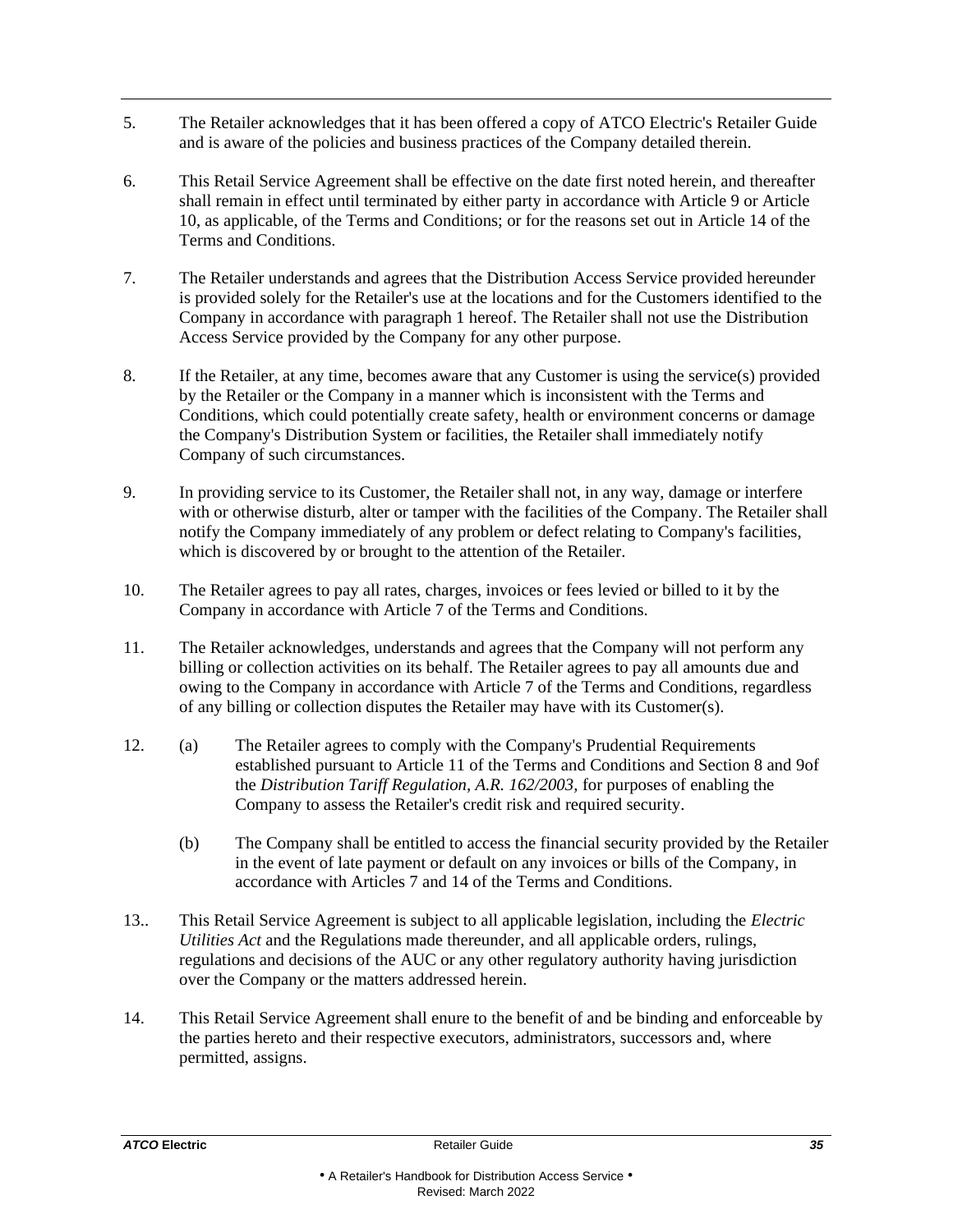5. The Retailer acknowledges that it has been offered a copy of ATCO Electric's Retailer Guide and is aware of the policies and business practices of the Company detailed therein.

6. This Retail Service Agreement shall be effective on the date first noted herein, and thereafter shall remain in effect until terminated by either party in accordance with Article 9 or Article 10, as applicable, of the Terms and Conditions; or for the reasons set out in Article 14 of the Terms and Conditions.

7. The Retailer understands and agrees that the Distribution Access Service provided hereunder is provided solely for the Retailer's use at the locations and for the Customers identified to the Company in accordance with paragraph 1 hereof. The Retailer shall not use the Distribution Access Service provided by the Company for any other purpose.

8. If the Retailer, at any time, becomes aware that any Customer is using the service(s) provided by the Retailer or the Company in a manner which is inconsistent with the Terms and Conditions, which could potentially create safety, health or environment concerns or damage the Company's Distribution System or facilities, the Retailer shall immediately notify Company of such circumstances.

9. In providing service to its Customer, the Retailer shall not, in any way, damage or interfere with or otherwise disturb, alter or tamper with the facilities of the Company. The Retailer shall notify the Company immediately of any problem or defect relating to Company's facilities, which is discovered by or brought to the attention of the Retailer.

10. The Retailer agrees to pay all rates, charges, invoices or fees levied or billed to it by the Company in accordance with Article 7 of the Terms and Conditions.

11. The Retailer acknowledges, understands and agrees that the Company will not perform any billing or collection activities on its behalf. The Retailer agrees to pay all amounts due and owing to the Company in accordance with Article 7 of the Terms and Conditions, regardless of any billing or collection disputes the Retailer may have with its Customer(s).

12. (a) The Retailer agrees to comply with the Company's Prudential Requirements established pursuant to Article 11 of the Terms and Conditions and Section 8 and 9of the *Distribution Tariff Regulation, A.R. 162/2003,* for purposes of enabling the Company to assess the Retailer's credit risk and required security.

    (b) The Company shall be entitled to access the financial security provided by the Retailer in the event of late payment or default on any invoices or bills of the Company, in accordance with Articles 7 and 14 of the Terms and Conditions.

13.. This Retail Service Agreement is subject to all applicable legislation, including the *Electric Utilities Act* and the Regulations made thereunder, and all applicable orders, rulings, regulations and decisions of the AUC or any other regulatory authority having jurisdiction over the Company or the matters addressed herein.

14. This Retail Service Agreement shall enure to the benefit of and be binding and enforceable by the parties hereto and their respective executors, administrators, successors and, where permitted, assigns.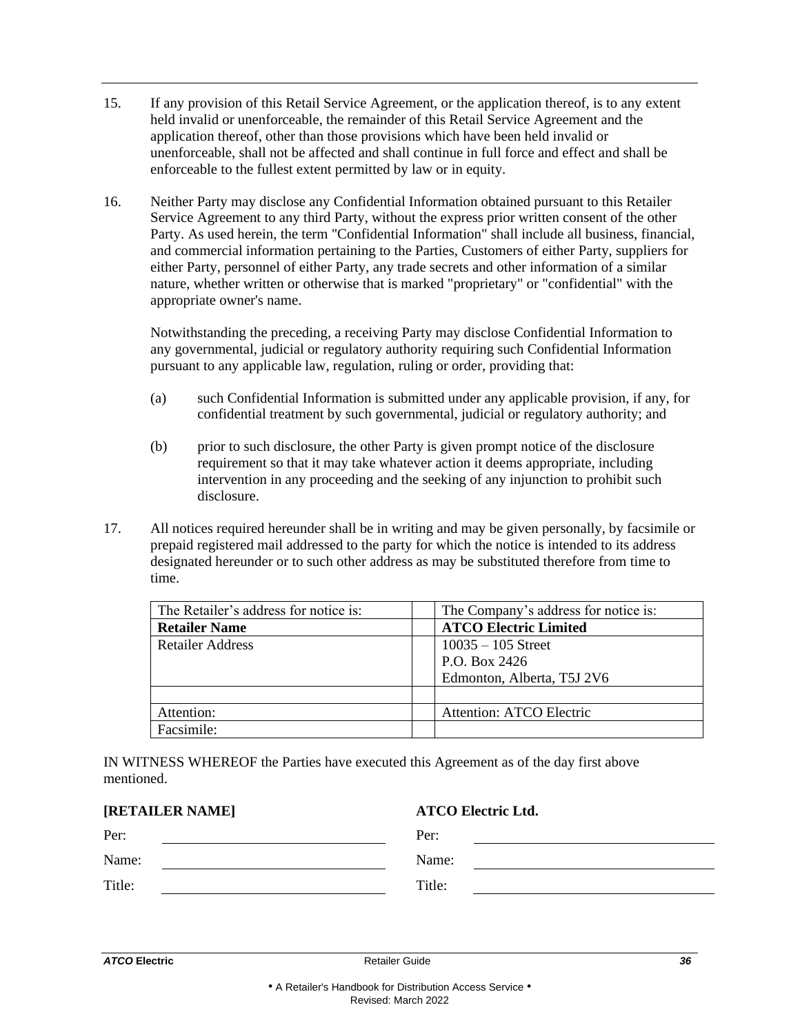15. If any provision of this Retail Service Agreement, or the application thereof, is to any extent held invalid or unenforceable, the remainder of this Retail Service Agreement and the application thereof, other than those provisions which have been held invalid or unenforceable, shall not be affected and shall continue in full force and effect and shall be enforceable to the fullest extent permitted by law or in equity.

16. Neither Party may disclose any Confidential Information obtained pursuant to this Retailer Service Agreement to any third Party, without the express prior written consent of the other Party. As used herein, the term "Confidential Information" shall include all business, financial, and commercial information pertaining to the Parties, Customers of either Party, suppliers for either Party, personnel of either Party, any trade secrets and other information of a similar nature, whether written or otherwise that is marked "proprietary" or "confidential" with the appropriate owner's name.

    Notwithstanding the preceding, a receiving Party may disclose Confidential Information to any governmental, judicial or regulatory authority requiring such Confidential Information pursuant to any applicable law, regulation, ruling or order, providing that:

    (a) such Confidential Information is submitted under any applicable provision, if any, for confidential treatment by such governmental, judicial or regulatory authority; and

    (b) prior to such disclosure, the other Party is given prompt notice of the disclosure requirement so that it may take whatever action it deems appropriate, including intervention in any proceeding and the seeking of any injunction to prohibit such disclosure.

17. All notices required hereunder shall be in writing and may be given personally, by facsimile or prepaid registered mail addressed to the party for which the notice is intended to its address designated hereunder or to such other address as may be substituted therefore from time to time.

| The Retailer's address for notice is: | | The Company's address for notice is: |
|---|---|---|
| **Retailer Name** | | **ATCO Electric Limited** |
| Retailer Address | | 10035 – 105 Street<br>P.O. Box 2426<br>Edmonton, Alberta, T5J 2V6 |
| | | |
| Attention: | | Attention: ATCO Electric |
| Facsimile: | | |

IN WITNESS WHEREOF the Parties have executed this Agreement as of the day first above mentioned.

| **[RETAILER NAME]** | **ATCO Electric Ltd.** |
|---|---|
| Per: ______________________ | Per: ______________________ |
| Name: ______________________ | Name: ______________________ |
| Title: ______________________ | Title: ______________________ |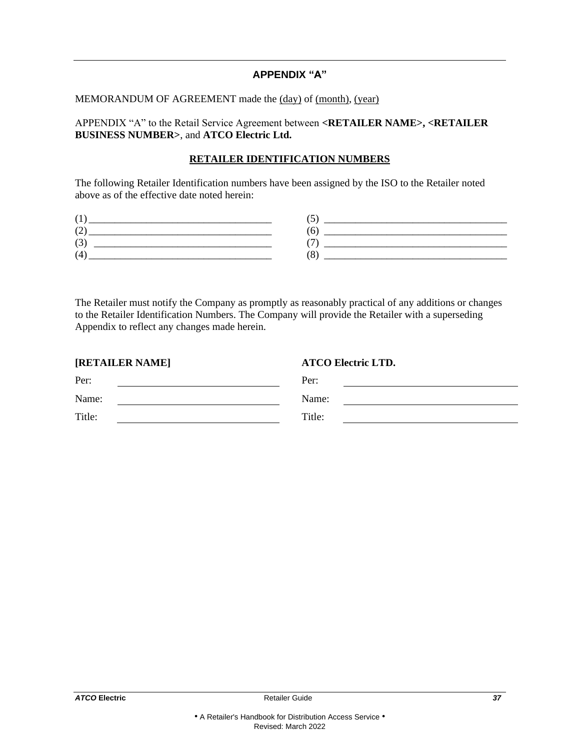## APPENDIX "A"

MEMORANDUM OF AGREEMENT made the (day) of (month), (year)

APPENDIX "A" to the Retail Service Agreement between **<RETAILER NAME>, <RETAILER BUSINESS NUMBER>**, and **ATCO Electric Ltd.**

### RETAILER IDENTIFICATION NUMBERS

The following Retailer Identification numbers have been assigned by the ISO to the Retailer noted above as of the effective date noted herein:

| | |
|---|---|
| (1) ___________________________________ | (5) ___________________________________ |
| (2) ___________________________________ | (6) ___________________________________ |
| (3) ___________________________________ | (7) ___________________________________ |
| (4) ___________________________________ | (8) ___________________________________ |

The Retailer must notify the Company as promptly as reasonably practical of any additions or changes to the Retailer Identification Numbers. The Company will provide the Retailer with a superseding Appendix to reflect any changes made herein.

| **[RETAILER NAME]** | | **ATCO Electric LTD.** | |
|---|---|---|---|
| Per: | ______________________________ | Per: | ______________________________ |
| Name: | ______________________________ | Name: | ______________________________ |
| Title: | ______________________________ | Title: | ______________________________ |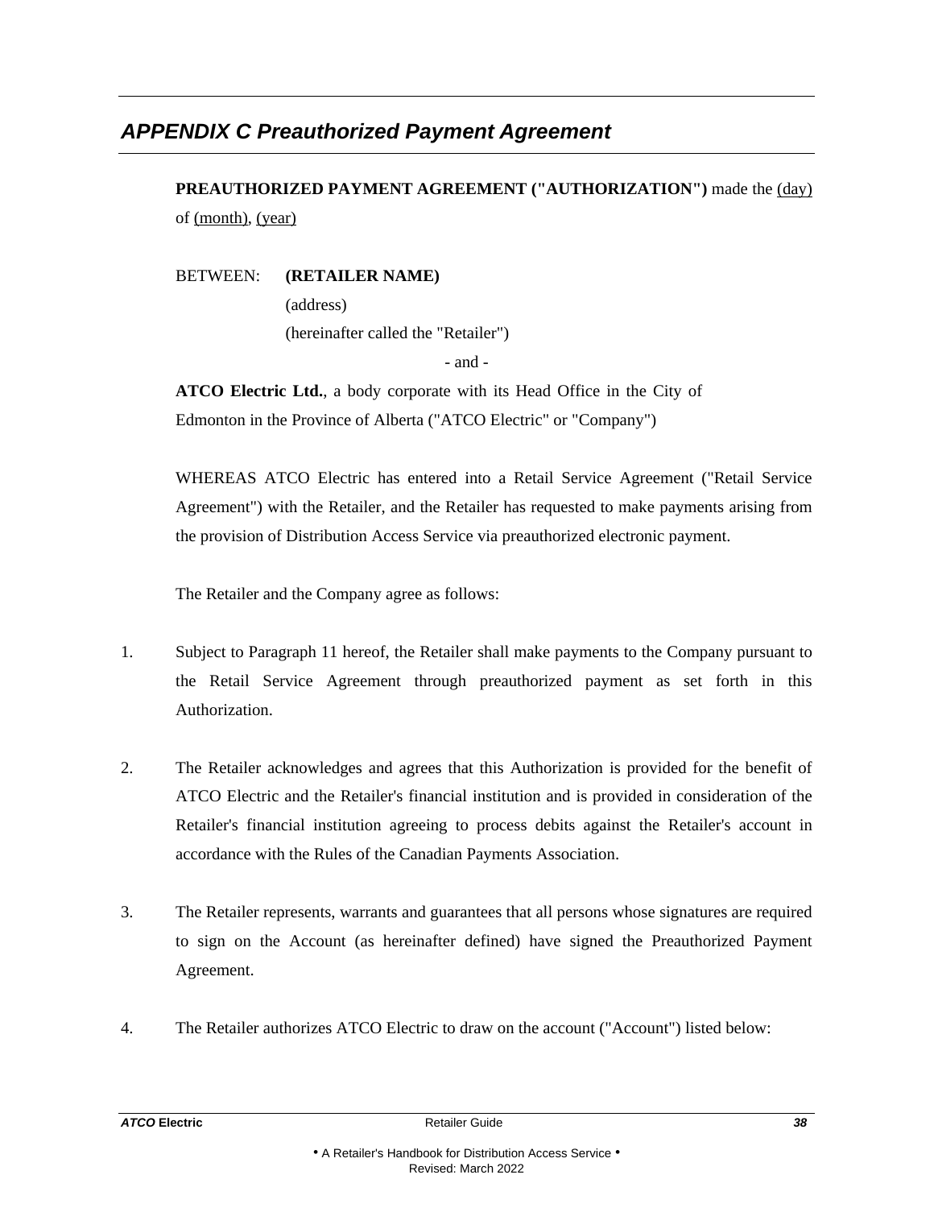## *APPENDIX C Preauthorized Payment Agreement*

**PREAUTHORIZED PAYMENT AGREEMENT ("AUTHORIZATION")** made the (day) of (month), (year)

BETWEEN: **(RETAILER NAME)**
(address)
(hereinafter called the "Retailer")

- and -

**ATCO Electric Ltd.**, a body corporate with its Head Office in the City of Edmonton in the Province of Alberta ("ATCO Electric" or "Company")

WHEREAS ATCO Electric has entered into a Retail Service Agreement ("Retail Service Agreement") with the Retailer, and the Retailer has requested to make payments arising from the provision of Distribution Access Service via preauthorized electronic payment.

The Retailer and the Company agree as follows:

1. Subject to Paragraph 11 hereof, the Retailer shall make payments to the Company pursuant to the Retail Service Agreement through preauthorized payment as set forth in this Authorization.

2. The Retailer acknowledges and agrees that this Authorization is provided for the benefit of ATCO Electric and the Retailer's financial institution and is provided in consideration of the Retailer's financial institution agreeing to process debits against the Retailer's account in accordance with the Rules of the Canadian Payments Association.

3. The Retailer represents, warrants and guarantees that all persons whose signatures are required to sign on the Account (as hereinafter defined) have signed the Preauthorized Payment Agreement.

4. The Retailer authorizes ATCO Electric to draw on the account ("Account") listed below: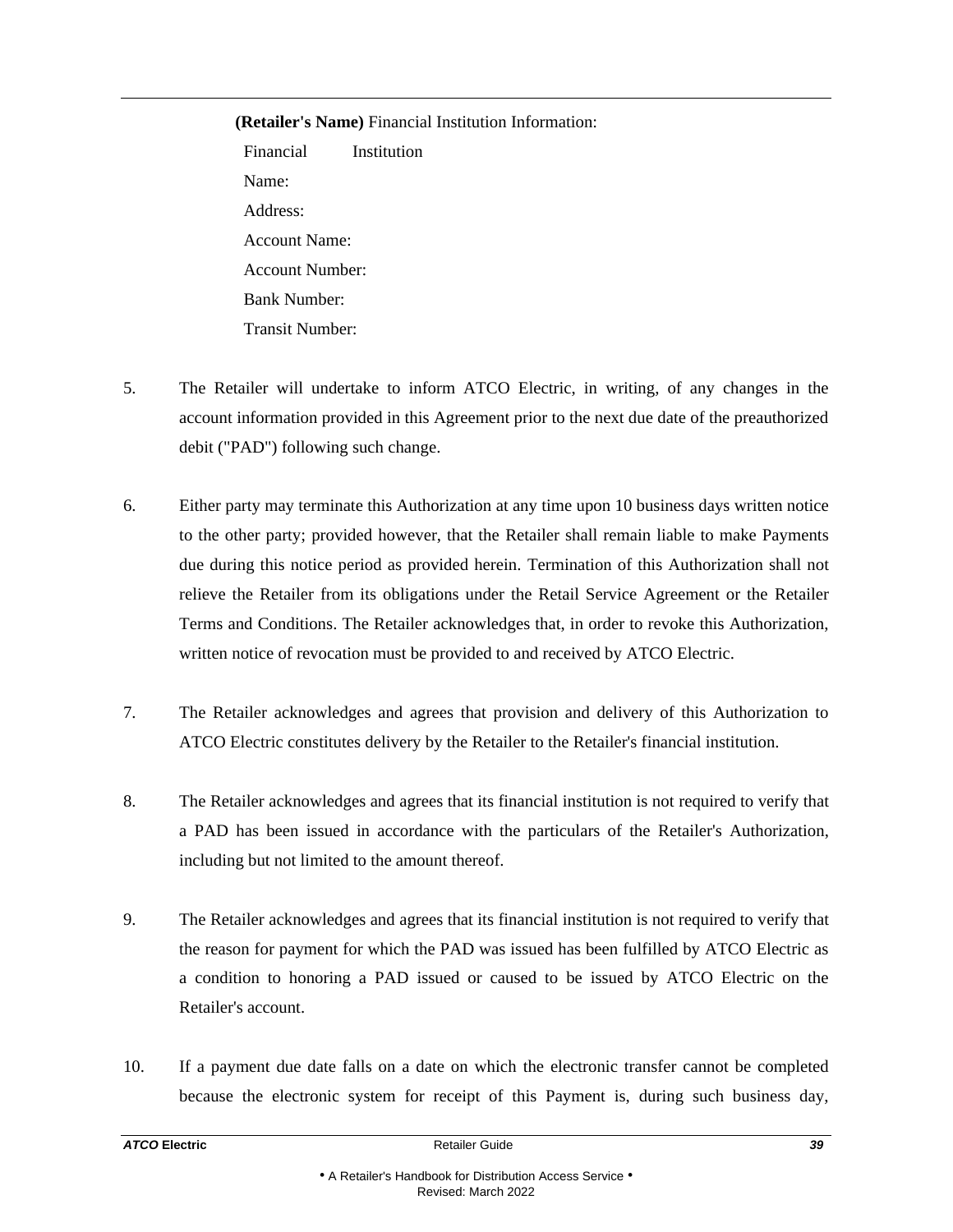**(Retailer's Name)** Financial Institution Information:

Financial Institution Name:
Address:
Account Name:
Account Number:
Bank Number:
Transit Number:

5. The Retailer will undertake to inform ATCO Electric, in writing, of any changes in the account information provided in this Agreement prior to the next due date of the preauthorized debit ("PAD") following such change.

6. Either party may terminate this Authorization at any time upon 10 business days written notice to the other party; provided however, that the Retailer shall remain liable to make Payments due during this notice period as provided herein. Termination of this Authorization shall not relieve the Retailer from its obligations under the Retail Service Agreement or the Retailer Terms and Conditions. The Retailer acknowledges that, in order to revoke this Authorization, written notice of revocation must be provided to and received by ATCO Electric.

7. The Retailer acknowledges and agrees that provision and delivery of this Authorization to ATCO Electric constitutes delivery by the Retailer to the Retailer's financial institution.

8. The Retailer acknowledges and agrees that its financial institution is not required to verify that a PAD has been issued in accordance with the particulars of the Retailer's Authorization, including but not limited to the amount thereof.

9. The Retailer acknowledges and agrees that its financial institution is not required to verify that the reason for payment for which the PAD was issued has been fulfilled by ATCO Electric as a condition to honoring a PAD issued or caused to be issued by ATCO Electric on the Retailer's account.

10. If a payment due date falls on a date on which the electronic transfer cannot be completed because the electronic system for receipt of this Payment is, during such business day,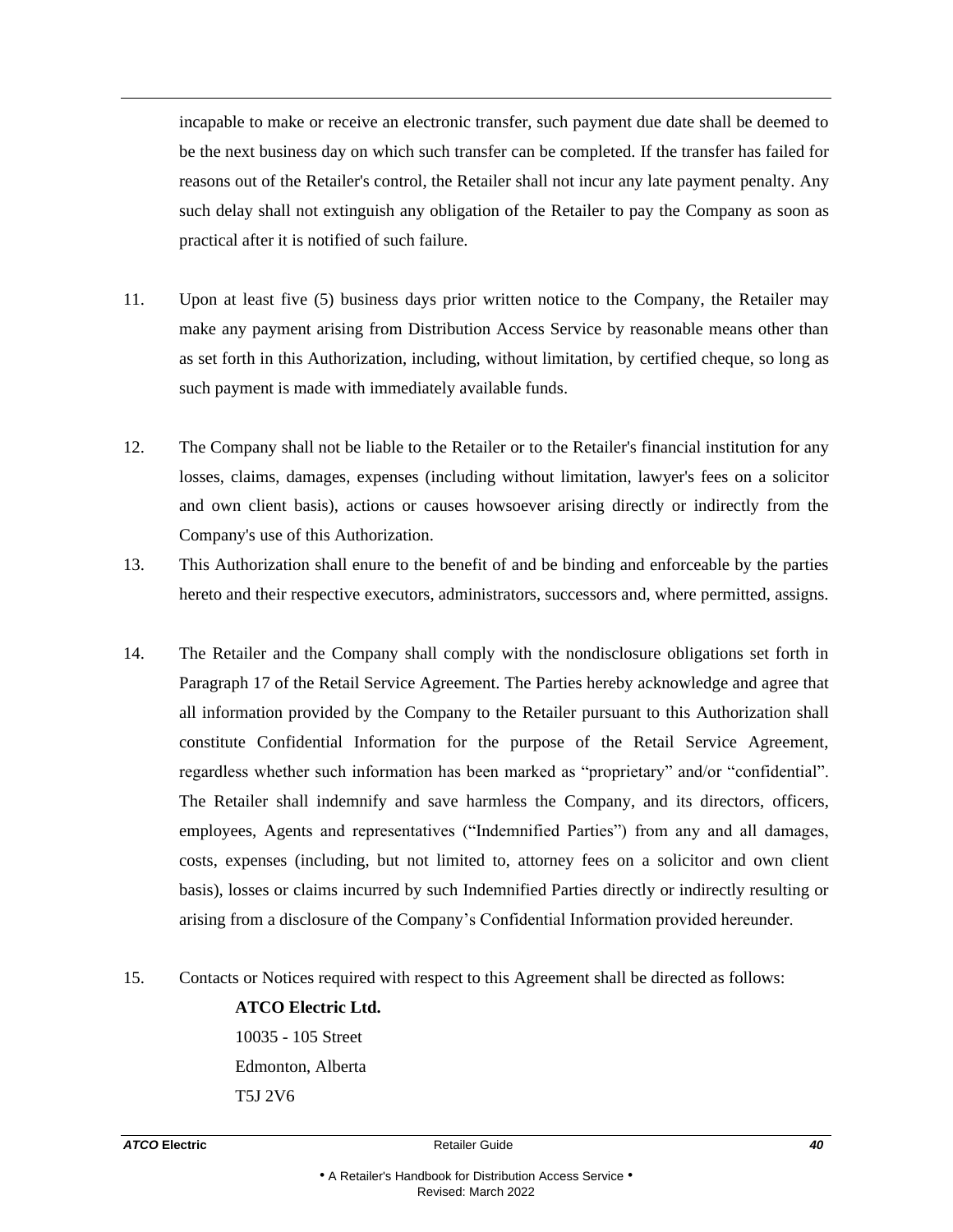incapable to make or receive an electronic transfer, such payment due date shall be deemed to be the next business day on which such transfer can be completed. If the transfer has failed for reasons out of the Retailer's control, the Retailer shall not incur any late payment penalty. Any such delay shall not extinguish any obligation of the Retailer to pay the Company as soon as practical after it is notified of such failure.

11. Upon at least five (5) business days prior written notice to the Company, the Retailer may make any payment arising from Distribution Access Service by reasonable means other than as set forth in this Authorization, including, without limitation, by certified cheque, so long as such payment is made with immediately available funds.

12. The Company shall not be liable to the Retailer or to the Retailer's financial institution for any losses, claims, damages, expenses (including without limitation, lawyer's fees on a solicitor and own client basis), actions or causes howsoever arising directly or indirectly from the Company's use of this Authorization.

13. This Authorization shall enure to the benefit of and be binding and enforceable by the parties hereto and their respective executors, administrators, successors and, where permitted, assigns.

14. The Retailer and the Company shall comply with the nondisclosure obligations set forth in Paragraph 17 of the Retail Service Agreement. The Parties hereby acknowledge and agree that all information provided by the Company to the Retailer pursuant to this Authorization shall constitute Confidential Information for the purpose of the Retail Service Agreement, regardless whether such information has been marked as "proprietary" and/or "confidential". The Retailer shall indemnify and save harmless the Company, and its directors, officers, employees, Agents and representatives ("Indemnified Parties") from any and all damages, costs, expenses (including, but not limited to, attorney fees on a solicitor and own client basis), losses or claims incurred by such Indemnified Parties directly or indirectly resulting or arising from a disclosure of the Company's Confidential Information provided hereunder.

15. Contacts or Notices required with respect to this Agreement shall be directed as follows:

    **ATCO Electric Ltd.**
    10035 - 105 Street
    Edmonton, Alberta
    T5J 2V6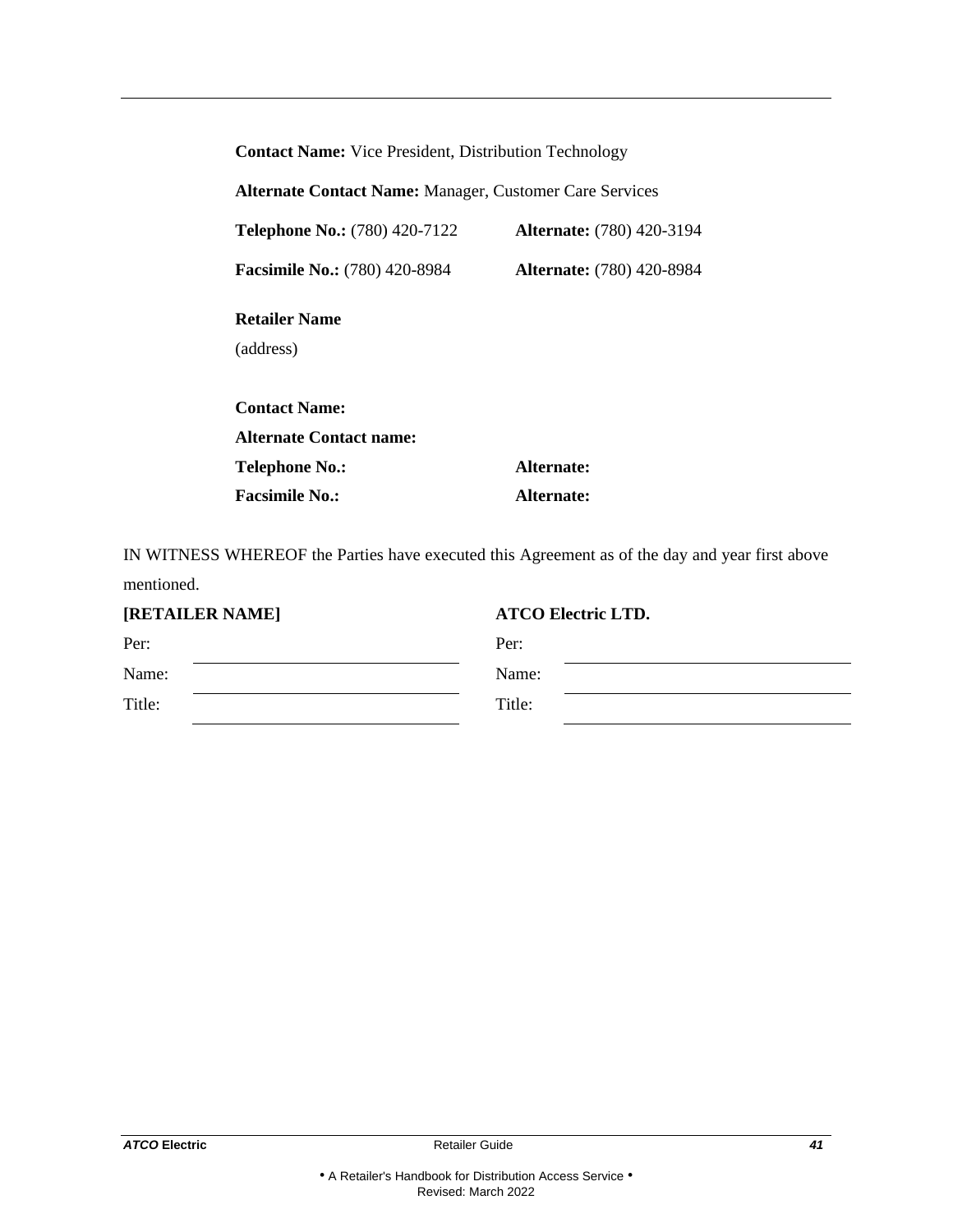**Contact Name:** Vice President, Distribution Technology

**Alternate Contact Name:** Manager, Customer Care Services

**Telephone No.:** (780) 420-7122 **Alternate:** (780) 420-3194

**Facsimile No.:** (780) 420-8984 **Alternate:** (780) 420-8984

**Retailer Name**

(address)

**Contact Name:**

**Alternate Contact name:**

**Telephone No.:** **Alternate:**

**Facsimile No.:** **Alternate:**

IN WITNESS WHEREOF the Parties have executed this Agreement as of the day and year first above mentioned.

| **[RETAILER NAME]** | | **ATCO Electric LTD.** | |
|---|---|---|---|
| Per: | ______________________ | Per: | ______________________ |
| Name: | ______________________ | Name: | ______________________ |
| Title: | ______________________ | Title: | ______________________ |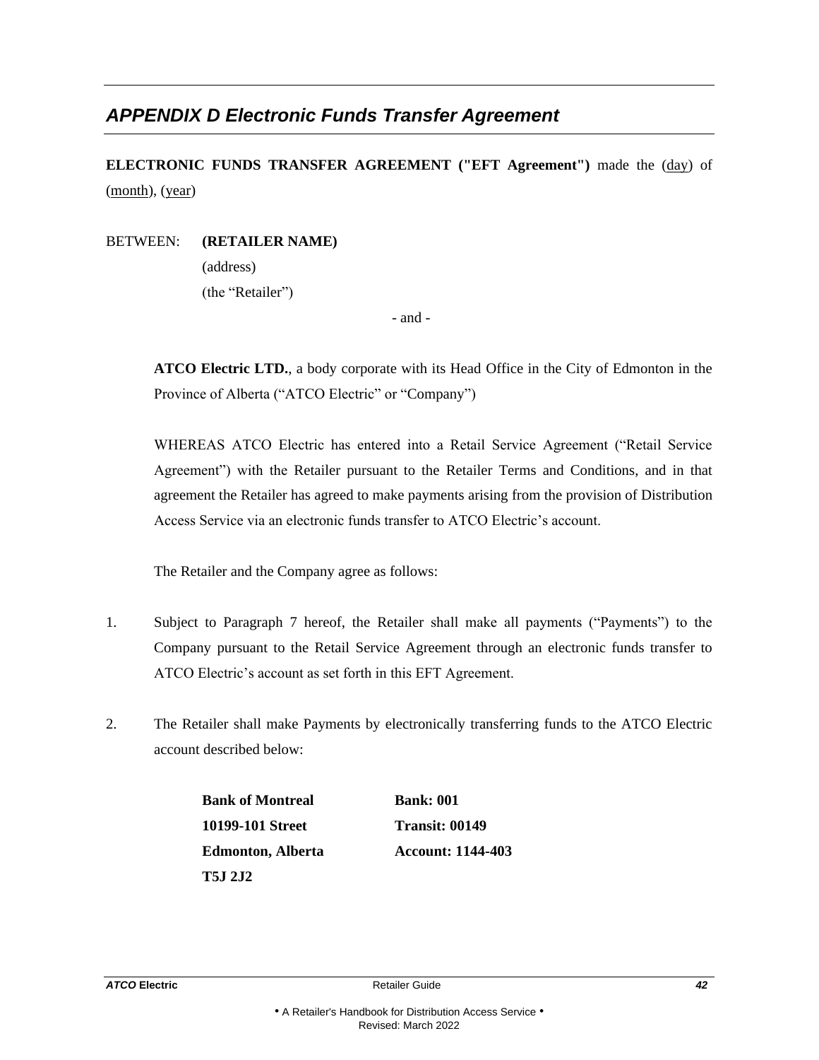## *APPENDIX D Electronic Funds Transfer Agreement*

**ELECTRONIC FUNDS TRANSFER AGREEMENT ("EFT Agreement")** made the (day) of (month), (year)

BETWEEN: **(RETAILER NAME)**
(address)
(the "Retailer")

- and -

**ATCO Electric LTD.**, a body corporate with its Head Office in the City of Edmonton in the Province of Alberta ("ATCO Electric" or "Company")

WHEREAS ATCO Electric has entered into a Retail Service Agreement ("Retail Service Agreement") with the Retailer pursuant to the Retailer Terms and Conditions, and in that agreement the Retailer has agreed to make payments arising from the provision of Distribution Access Service via an electronic funds transfer to ATCO Electric's account.

The Retailer and the Company agree as follows:

1. Subject to Paragraph 7 hereof, the Retailer shall make all payments ("Payments") to the Company pursuant to the Retail Service Agreement through an electronic funds transfer to ATCO Electric's account as set forth in this EFT Agreement.

2. The Retailer shall make Payments by electronically transferring funds to the ATCO Electric account described below:

| | |
|---|---|
| **Bank of Montreal** | **Bank: 001** |
| **10199-101 Street** | **Transit: 00149** |
| **Edmonton, Alberta** | **Account: 1144-403** |
| **T5J 2J2** | |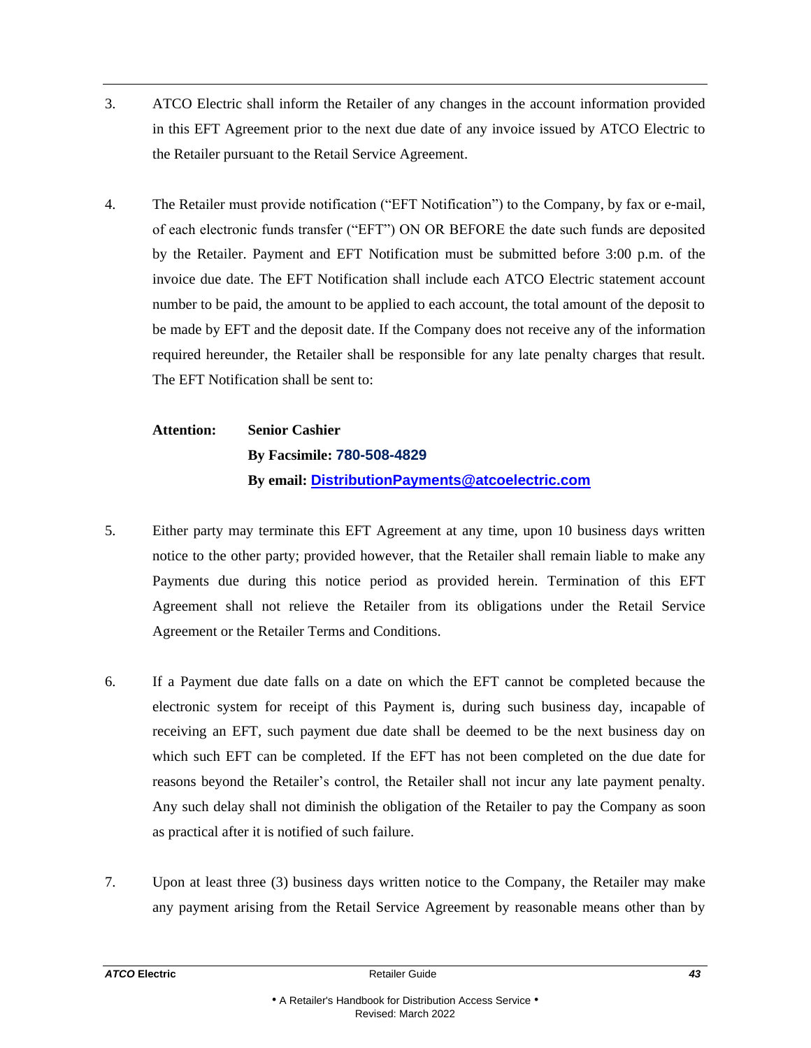3. ATCO Electric shall inform the Retailer of any changes in the account information provided in this EFT Agreement prior to the next due date of any invoice issued by ATCO Electric to the Retailer pursuant to the Retail Service Agreement.

4. The Retailer must provide notification ("EFT Notification") to the Company, by fax or e-mail, of each electronic funds transfer ("EFT") ON OR BEFORE the date such funds are deposited by the Retailer. Payment and EFT Notification must be submitted before 3:00 p.m. of the invoice due date. The EFT Notification shall include each ATCO Electric statement account number to be paid, the amount to be applied to each account, the total amount of the deposit to be made by EFT and the deposit date. If the Company does not receive any of the information required hereunder, the Retailer shall be responsible for any late penalty charges that result. The EFT Notification shall be sent to:

   **Attention:** **Senior Cashier**
   **By Facsimile:** **780-508-4829**
   **By email:** **DistributionPayments@atcoelectric.com**

5. Either party may terminate this EFT Agreement at any time, upon 10 business days written notice to the other party; provided however, that the Retailer shall remain liable to make any Payments due during this notice period as provided herein. Termination of this EFT Agreement shall not relieve the Retailer from its obligations under the Retail Service Agreement or the Retailer Terms and Conditions.

6. If a Payment due date falls on a date on which the EFT cannot be completed because the electronic system for receipt of this Payment is, during such business day, incapable of receiving an EFT, such payment due date shall be deemed to be the next business day on which such EFT can be completed. If the EFT has not been completed on the due date for reasons beyond the Retailer's control, the Retailer shall not incur any late payment penalty. Any such delay shall not diminish the obligation of the Retailer to pay the Company as soon as practical after it is notified of such failure.

7. Upon at least three (3) business days written notice to the Company, the Retailer may make any payment arising from the Retail Service Agreement by reasonable means other than by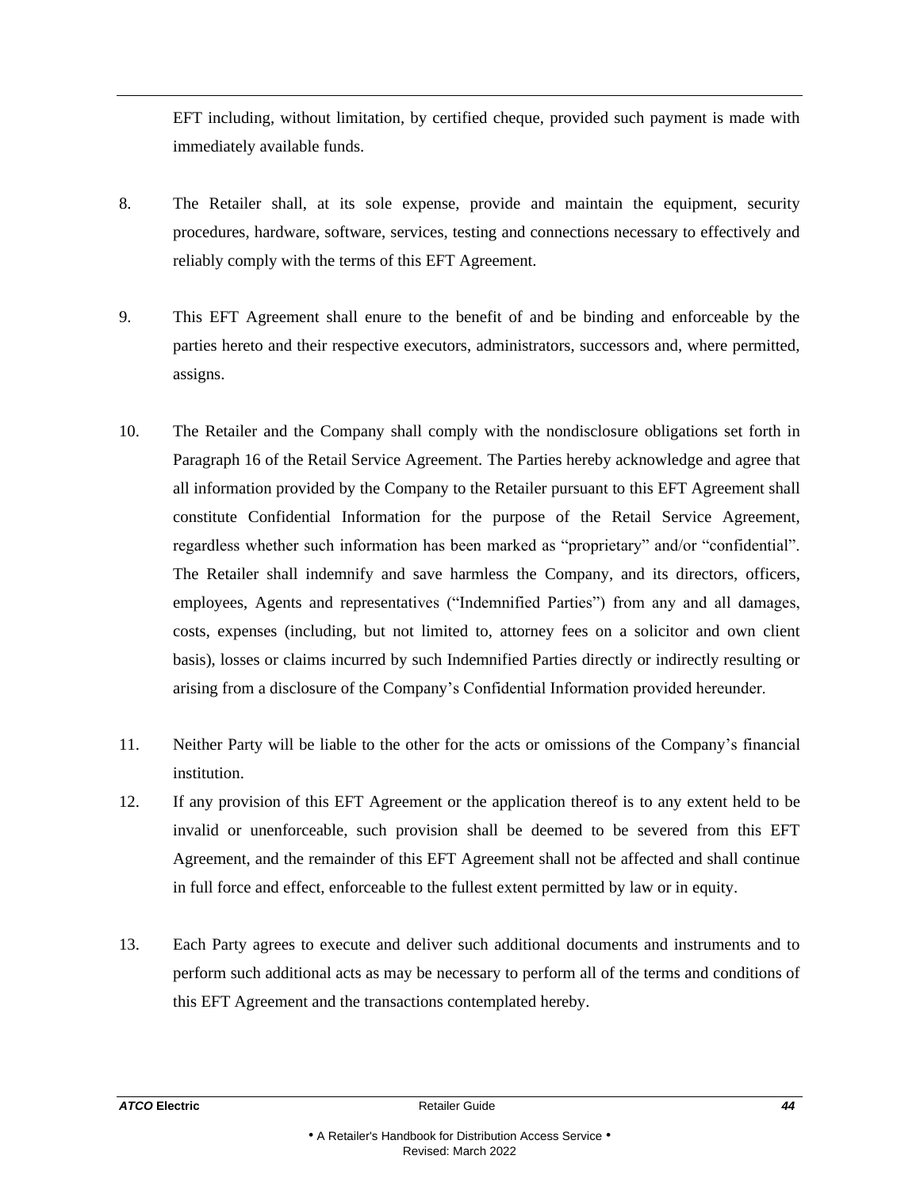EFT including, without limitation, by certified cheque, provided such payment is made with immediately available funds.

8. The Retailer shall, at its sole expense, provide and maintain the equipment, security procedures, hardware, software, services, testing and connections necessary to effectively and reliably comply with the terms of this EFT Agreement.

9. This EFT Agreement shall enure to the benefit of and be binding and enforceable by the parties hereto and their respective executors, administrators, successors and, where permitted, assigns.

10. The Retailer and the Company shall comply with the nondisclosure obligations set forth in Paragraph 16 of the Retail Service Agreement. The Parties hereby acknowledge and agree that all information provided by the Company to the Retailer pursuant to this EFT Agreement shall constitute Confidential Information for the purpose of the Retail Service Agreement, regardless whether such information has been marked as "proprietary" and/or "confidential". The Retailer shall indemnify and save harmless the Company, and its directors, officers, employees, Agents and representatives ("Indemnified Parties") from any and all damages, costs, expenses (including, but not limited to, attorney fees on a solicitor and own client basis), losses or claims incurred by such Indemnified Parties directly or indirectly resulting or arising from a disclosure of the Company's Confidential Information provided hereunder.

11. Neither Party will be liable to the other for the acts or omissions of the Company's financial institution.

12. If any provision of this EFT Agreement or the application thereof is to any extent held to be invalid or unenforceable, such provision shall be deemed to be severed from this EFT Agreement, and the remainder of this EFT Agreement shall not be affected and shall continue in full force and effect, enforceable to the fullest extent permitted by law or in equity.

13. Each Party agrees to execute and deliver such additional documents and instruments and to perform such additional acts as may be necessary to perform all of the terms and conditions of this EFT Agreement and the transactions contemplated hereby.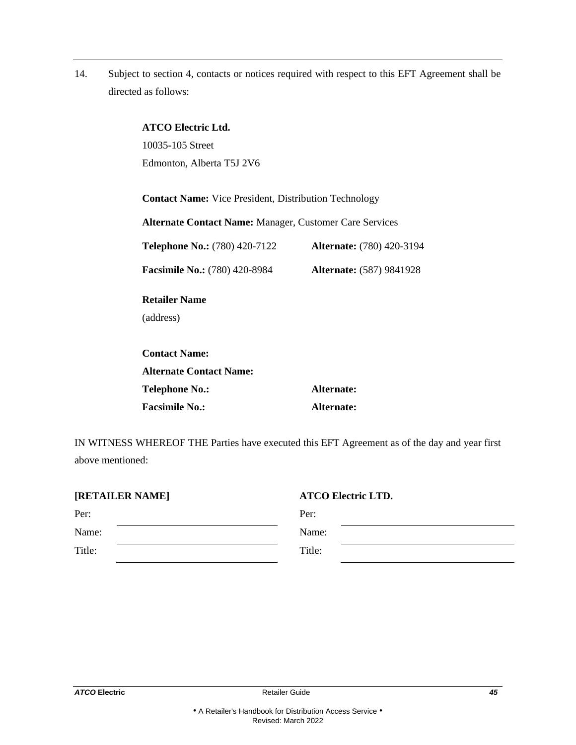14. Subject to section 4, contacts or notices required with respect to this EFT Agreement shall be directed as follows:

**ATCO Electric Ltd.**
10035-105 Street
Edmonton, Alberta T5J 2V6

**Contact Name:** Vice President, Distribution Technology

**Alternate Contact Name:** Manager, Customer Care Services

**Telephone No.:** (780) 420-7122 **Alternate:** (780) 420-3194

**Facsimile No.:** (780) 420-8984 **Alternate:** (587) 9841928

**Retailer Name**
(address)

**Contact Name:**
**Alternate Contact Name:**
**Telephone No.:** **Alternate:**
**Facsimile No.:** **Alternate:**

IN WITNESS WHEREOF THE Parties have executed this EFT Agreement as of the day and year first above mentioned:

| **[RETAILER NAME]** | | **ATCO Electric LTD.** | |
|---|---|---|---|
| Per: | | Per: | |
| Name: | ______________________ | Name: | ______________________ |
| Title: | ______________________ | Title: | ______________________ |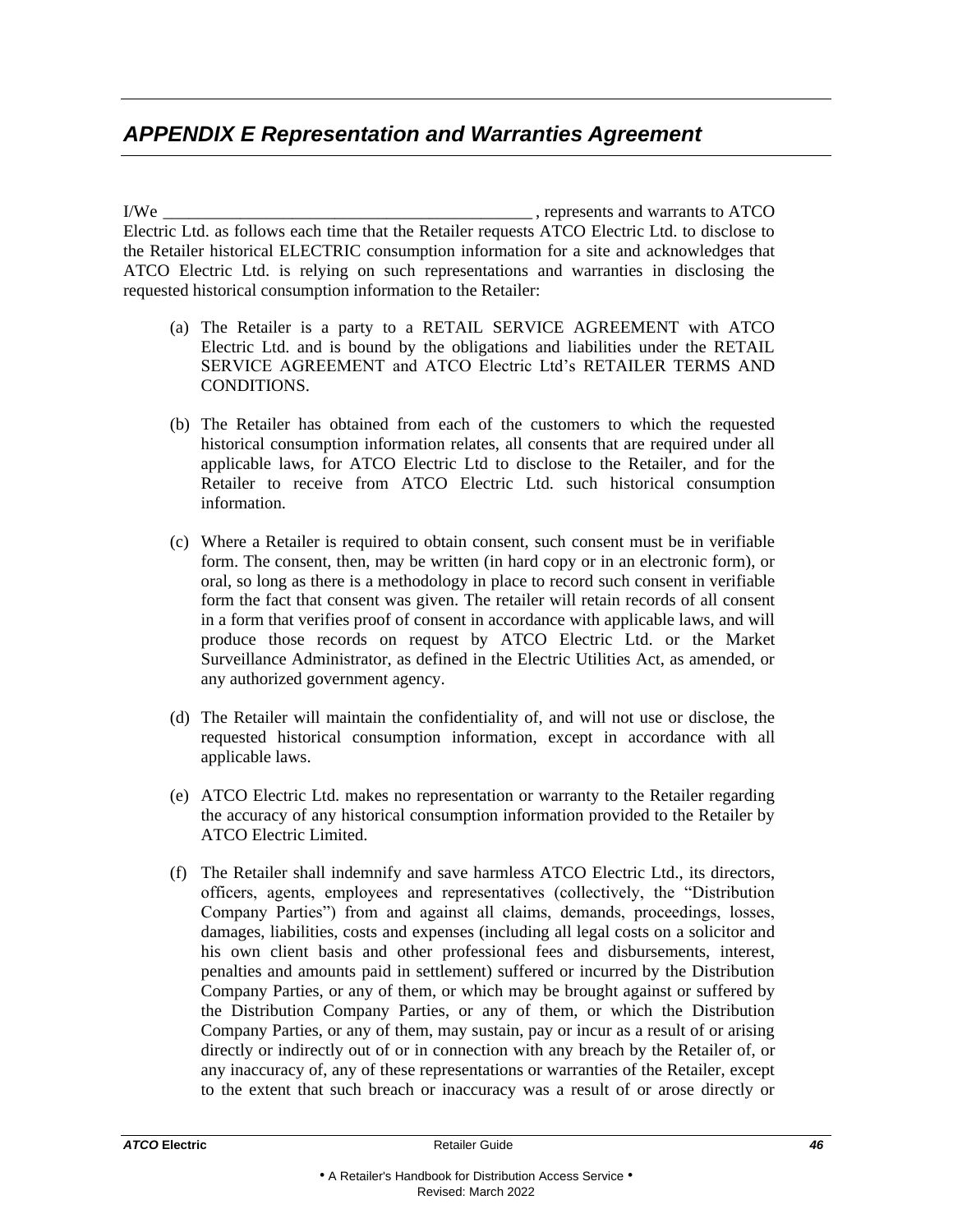## *APPENDIX E Representation and Warranties Agreement*

I/We ___________________________________________ , represents and warrants to ATCO Electric Ltd. as follows each time that the Retailer requests ATCO Electric Ltd. to disclose to the Retailer historical ELECTRIC consumption information for a site and acknowledges that ATCO Electric Ltd. is relying on such representations and warranties in disclosing the requested historical consumption information to the Retailer:

(a) The Retailer is a party to a RETAIL SERVICE AGREEMENT with ATCO Electric Ltd. and is bound by the obligations and liabilities under the RETAIL SERVICE AGREEMENT and ATCO Electric Ltd's RETAILER TERMS AND CONDITIONS.

(b) The Retailer has obtained from each of the customers to which the requested historical consumption information relates, all consents that are required under all applicable laws, for ATCO Electric Ltd to disclose to the Retailer, and for the Retailer to receive from ATCO Electric Ltd. such historical consumption information.

(c) Where a Retailer is required to obtain consent, such consent must be in verifiable form. The consent, then, may be written (in hard copy or in an electronic form), or oral, so long as there is a methodology in place to record such consent in verifiable form the fact that consent was given. The retailer will retain records of all consent in a form that verifies proof of consent in accordance with applicable laws, and will produce those records on request by ATCO Electric Ltd. or the Market Surveillance Administrator, as defined in the Electric Utilities Act, as amended, or any authorized government agency.

(d) The Retailer will maintain the confidentiality of, and will not use or disclose, the requested historical consumption information, except in accordance with all applicable laws.

(e) ATCO Electric Ltd. makes no representation or warranty to the Retailer regarding the accuracy of any historical consumption information provided to the Retailer by ATCO Electric Limited.

(f) The Retailer shall indemnify and save harmless ATCO Electric Ltd., its directors, officers, agents, employees and representatives (collectively, the "Distribution Company Parties") from and against all claims, demands, proceedings, losses, damages, liabilities, costs and expenses (including all legal costs on a solicitor and his own client basis and other professional fees and disbursements, interest, penalties and amounts paid in settlement) suffered or incurred by the Distribution Company Parties, or any of them, or which may be brought against or suffered by the Distribution Company Parties, or any of them, or which the Distribution Company Parties, or any of them, may sustain, pay or incur as a result of or arising directly or indirectly out of or in connection with any breach by the Retailer of, or any inaccuracy of, any of these representations or warranties of the Retailer, except to the extent that such breach or inaccuracy was a result of or arose directly or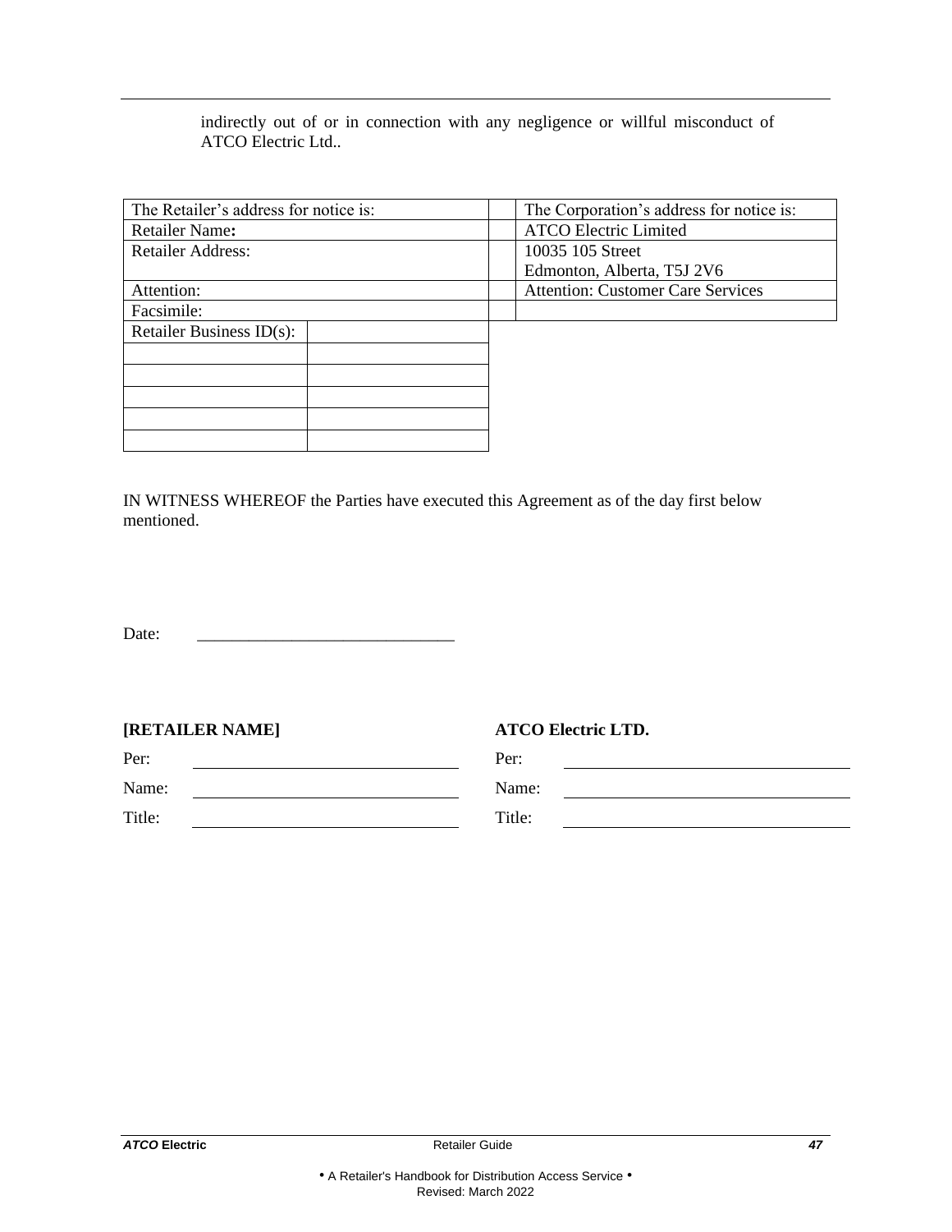indirectly out of or in connection with any negligence or willful misconduct of ATCO Electric Ltd..

| The Retailer's address for notice is: | | | The Corporation's address for notice is: |
|---|---|---|---|
| Retailer Name**:** | | | ATCO Electric Limited |
| Retailer Address: | | | 10035 105 Street<br>Edmonton, Alberta, T5J 2V6 |
| Attention: | | | Attention: Customer Care Services |
| Facsimile: | | | |
| Retailer Business ID(s): | | | |
| | | | |
| | | | |
| | | | |
| | | | |
| | | | |

IN WITNESS WHEREOF the Parties have executed this Agreement as of the day first below mentioned.

Date: ______________________________

**[RETAILER NAME]**

Per: ______________________________

Name: ______________________________

Title: ______________________________

**ATCO Electric LTD.**

Per: ______________________________

Name: ______________________________

Title: ______________________________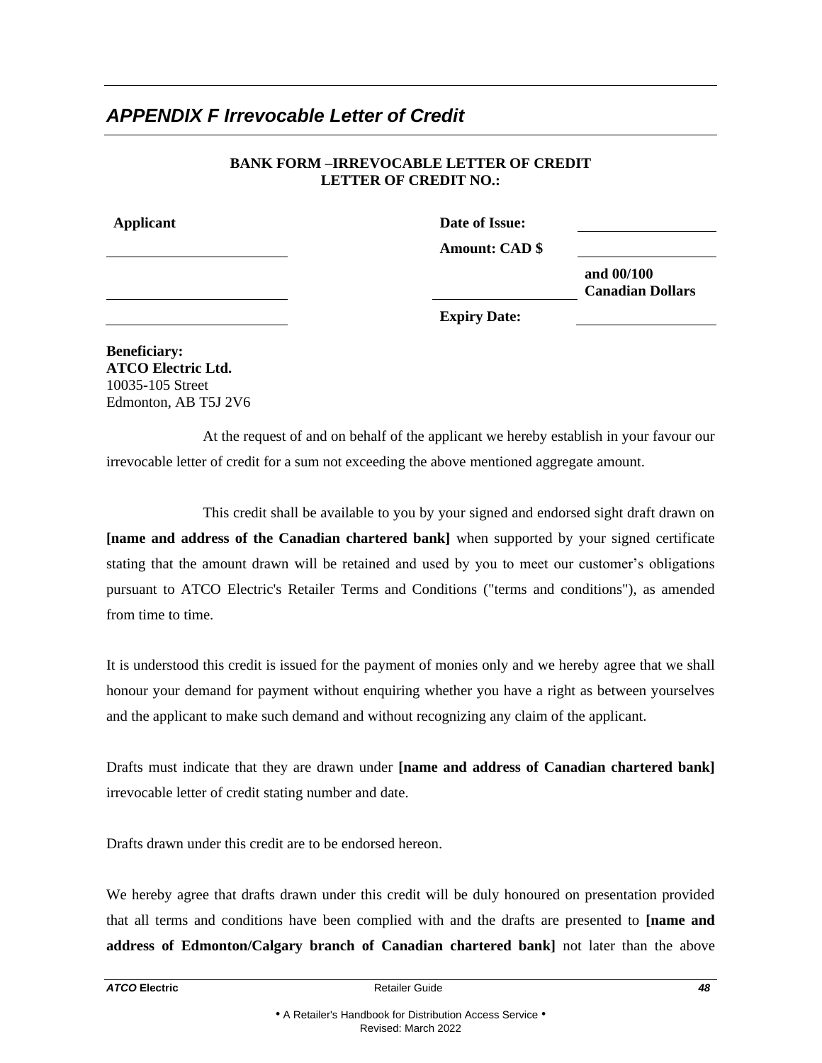## *APPENDIX F Irrevocable Letter of Credit*

**BANK FORM –IRREVOCABLE LETTER OF CREDIT**
**LETTER OF CREDIT NO.:**

| **Applicant** | **Date of Issue:** | ____________________ |
|---|---|---|
| ____________________ | **Amount: CAD $** | ____________________ |
| ____________________ | ____________________ | **and 00/100 Canadian Dollars** |
| ____________________ | **Expiry Date:** | ____________________ |

**Beneficiary:**
**ATCO Electric Ltd.**
10035-105 Street
Edmonton, AB T5J 2V6

At the request of and on behalf of the applicant we hereby establish in your favour our irrevocable letter of credit for a sum not exceeding the above mentioned aggregate amount.

This credit shall be available to you by your signed and endorsed sight draft drawn on **[name and address of the Canadian chartered bank]** when supported by your signed certificate stating that the amount drawn will be retained and used by you to meet our customer's obligations pursuant to ATCO Electric's Retailer Terms and Conditions ("terms and conditions"), as amended from time to time.

It is understood this credit is issued for the payment of monies only and we hereby agree that we shall honour your demand for payment without enquiring whether you have a right as between yourselves and the applicant to make such demand and without recognizing any claim of the applicant.

Drafts must indicate that they are drawn under **[name and address of Canadian chartered bank]** irrevocable letter of credit stating number and date.

Drafts drawn under this credit are to be endorsed hereon.

We hereby agree that drafts drawn under this credit will be duly honoured on presentation provided that all terms and conditions have been complied with and the drafts are presented to **[name and address of Edmonton/Calgary branch of Canadian chartered bank]** not later than the above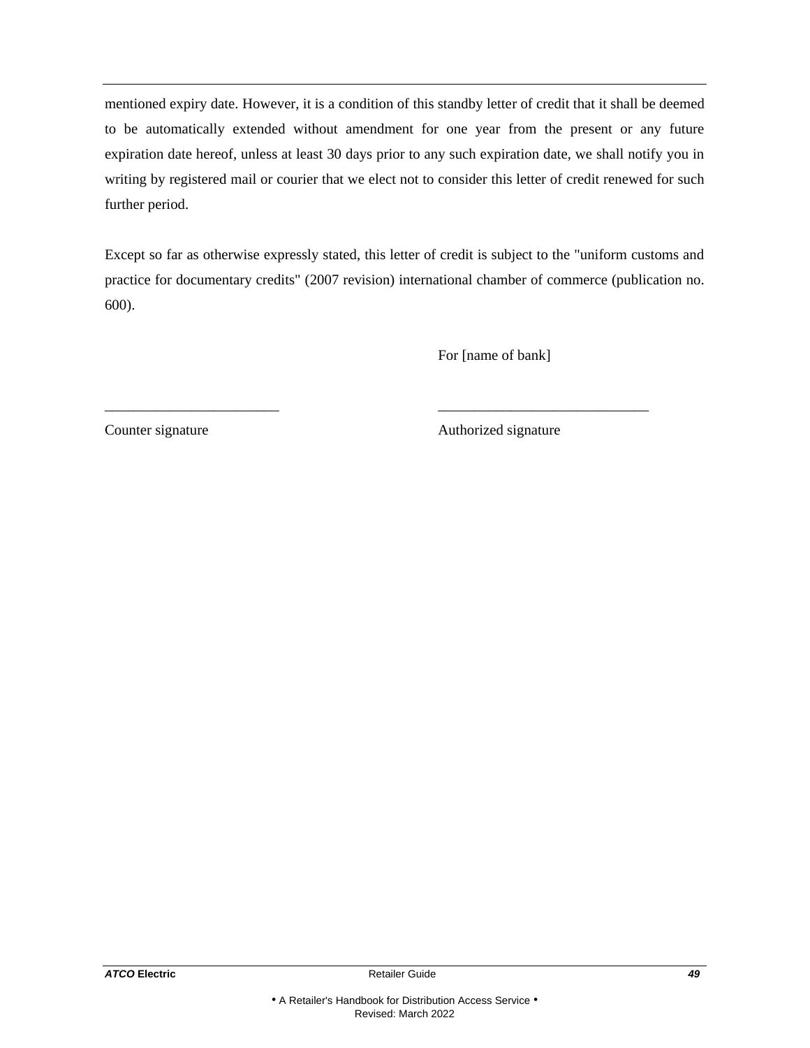mentioned expiry date. However, it is a condition of this standby letter of credit that it shall be deemed to be automatically extended without amendment for one year from the present or any future expiration date hereof, unless at least 30 days prior to any such expiration date, we shall notify you in writing by registered mail or courier that we elect not to consider this letter of credit renewed for such further period.

Except so far as otherwise expressly stated, this letter of credit is subject to the "uniform customs and practice for documentary credits" (2007 revision) international chamber of commerce (publication no. 600).

For [name of bank]

________________________ ____________________________

Counter signature Authorized signature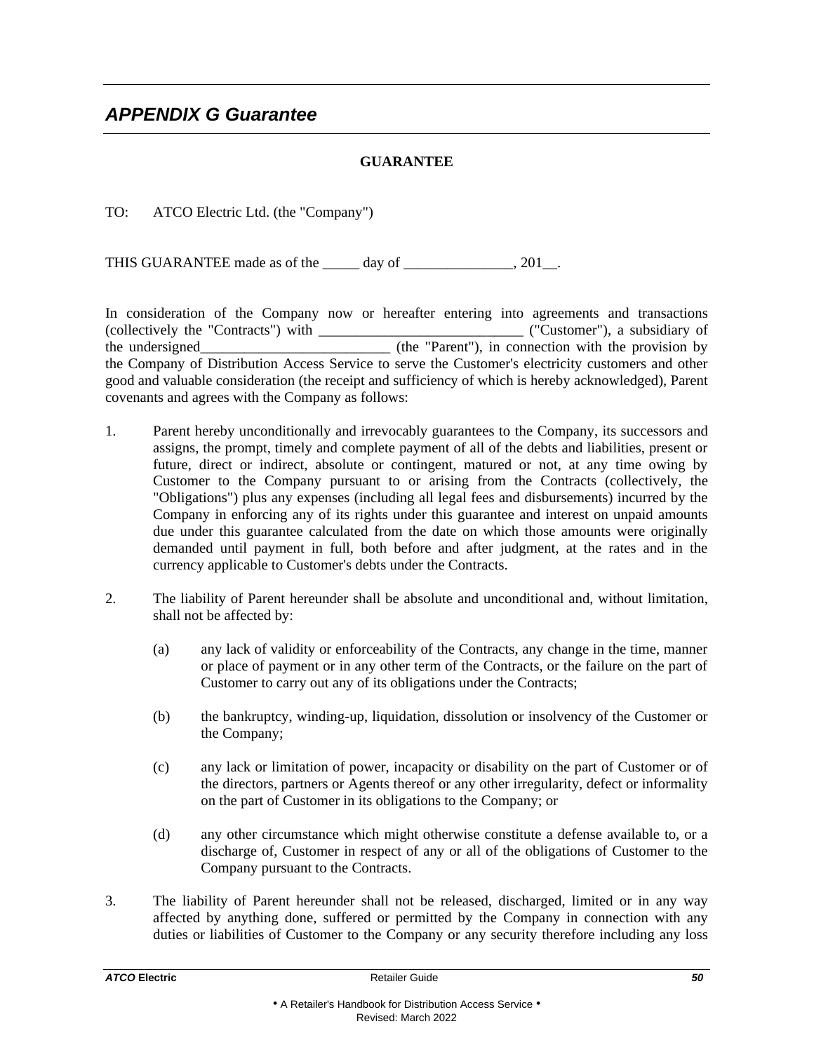## *APPENDIX G Guarantee*

**GUARANTEE**

TO: ATCO Electric Ltd. (the "Company")

THIS GUARANTEE made as of the _____ day of _______________, 201__.

In consideration of the Company now or hereafter entering into agreements and transactions (collectively the "Contracts") with ____________________________ ("Customer"), a subsidiary of the undersigned__________________________ (the "Parent"), in connection with the provision by the Company of Distribution Access Service to serve the Customer's electricity customers and other good and valuable consideration (the receipt and sufficiency of which is hereby acknowledged), Parent covenants and agrees with the Company as follows:

1. Parent hereby unconditionally and irrevocably guarantees to the Company, its successors and assigns, the prompt, timely and complete payment of all of the debts and liabilities, present or future, direct or indirect, absolute or contingent, matured or not, at any time owing by Customer to the Company pursuant to or arising from the Contracts (collectively, the "Obligations") plus any expenses (including all legal fees and disbursements) incurred by the Company in enforcing any of its rights under this guarantee and interest on unpaid amounts due under this guarantee calculated from the date on which those amounts were originally demanded until payment in full, both before and after judgment, at the rates and in the currency applicable to Customer's debts under the Contracts.

2. The liability of Parent hereunder shall be absolute and unconditional and, without limitation, shall not be affected by:

   (a) any lack of validity or enforceability of the Contracts, any change in the time, manner or place of payment or in any other term of the Contracts, or the failure on the part of Customer to carry out any of its obligations under the Contracts;

   (b) the bankruptcy, winding-up, liquidation, dissolution or insolvency of the Customer or the Company;

   (c) any lack or limitation of power, incapacity or disability on the part of Customer or of the directors, partners or Agents thereof or any other irregularity, defect or informality on the part of Customer in its obligations to the Company; or

   (d) any other circumstance which might otherwise constitute a defense available to, or a discharge of, Customer in respect of any or all of the obligations of Customer to the Company pursuant to the Contracts.

3. The liability of Parent hereunder shall not be released, discharged, limited or in any way affected by anything done, suffered or permitted by the Company in connection with any duties or liabilities of Customer to the Company or any security therefore including any loss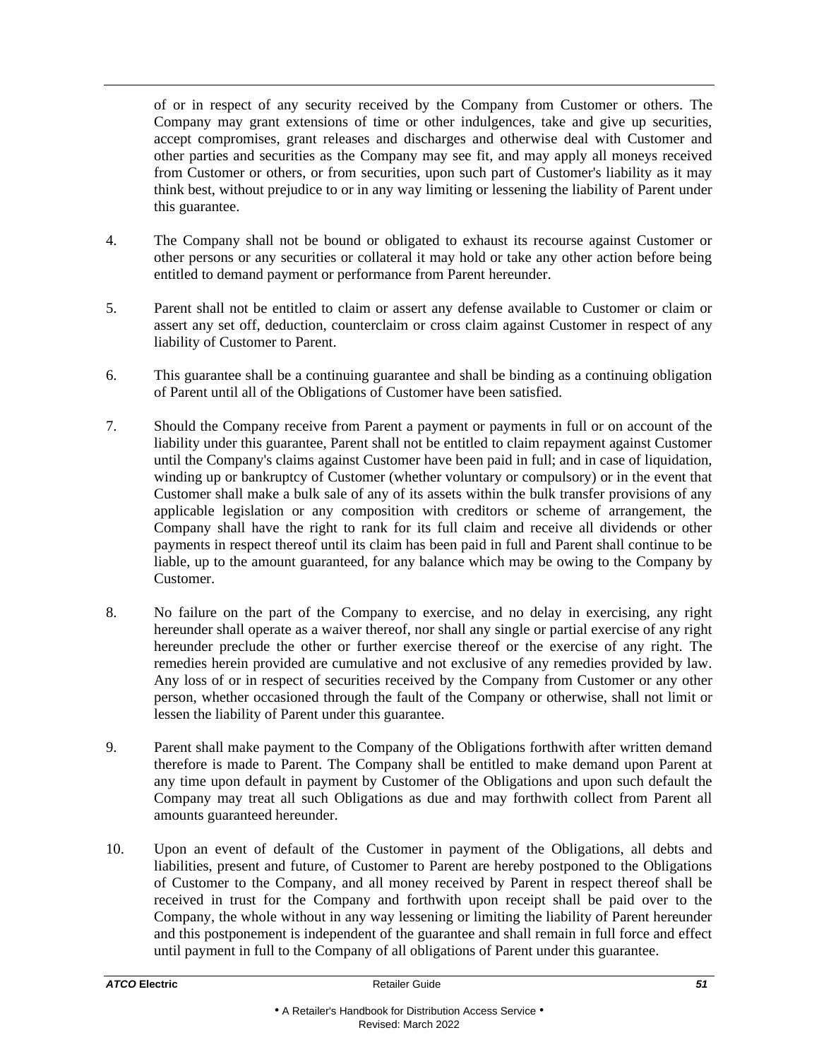of or in respect of any security received by the Company from Customer or others. The Company may grant extensions of time or other indulgences, take and give up securities, accept compromises, grant releases and discharges and otherwise deal with Customer and other parties and securities as the Company may see fit, and may apply all moneys received from Customer or others, or from securities, upon such part of Customer's liability as it may think best, without prejudice to or in any way limiting or lessening the liability of Parent under this guarantee.

4. The Company shall not be bound or obligated to exhaust its recourse against Customer or other persons or any securities or collateral it may hold or take any other action before being entitled to demand payment or performance from Parent hereunder.

5. Parent shall not be entitled to claim or assert any defense available to Customer or claim or assert any set off, deduction, counterclaim or cross claim against Customer in respect of any liability of Customer to Parent.

6. This guarantee shall be a continuing guarantee and shall be binding as a continuing obligation of Parent until all of the Obligations of Customer have been satisfied.

7. Should the Company receive from Parent a payment or payments in full or on account of the liability under this guarantee, Parent shall not be entitled to claim repayment against Customer until the Company's claims against Customer have been paid in full; and in case of liquidation, winding up or bankruptcy of Customer (whether voluntary or compulsory) or in the event that Customer shall make a bulk sale of any of its assets within the bulk transfer provisions of any applicable legislation or any composition with creditors or scheme of arrangement, the Company shall have the right to rank for its full claim and receive all dividends or other payments in respect thereof until its claim has been paid in full and Parent shall continue to be liable, up to the amount guaranteed, for any balance which may be owing to the Company by Customer.

8. No failure on the part of the Company to exercise, and no delay in exercising, any right hereunder shall operate as a waiver thereof, nor shall any single or partial exercise of any right hereunder preclude the other or further exercise thereof or the exercise of any right. The remedies herein provided are cumulative and not exclusive of any remedies provided by law. Any loss of or in respect of securities received by the Company from Customer or any other person, whether occasioned through the fault of the Company or otherwise, shall not limit or lessen the liability of Parent under this guarantee.

9. Parent shall make payment to the Company of the Obligations forthwith after written demand therefore is made to Parent. The Company shall be entitled to make demand upon Parent at any time upon default in payment by Customer of the Obligations and upon such default the Company may treat all such Obligations as due and may forthwith collect from Parent all amounts guaranteed hereunder.

10. Upon an event of default of the Customer in payment of the Obligations, all debts and liabilities, present and future, of Customer to Parent are hereby postponed to the Obligations of Customer to the Company, and all money received by Parent in respect thereof shall be received in trust for the Company and forthwith upon receipt shall be paid over to the Company, the whole without in any way lessening or limiting the liability of Parent hereunder and this postponement is independent of the guarantee and shall remain in full force and effect until payment in full to the Company of all obligations of Parent under this guarantee.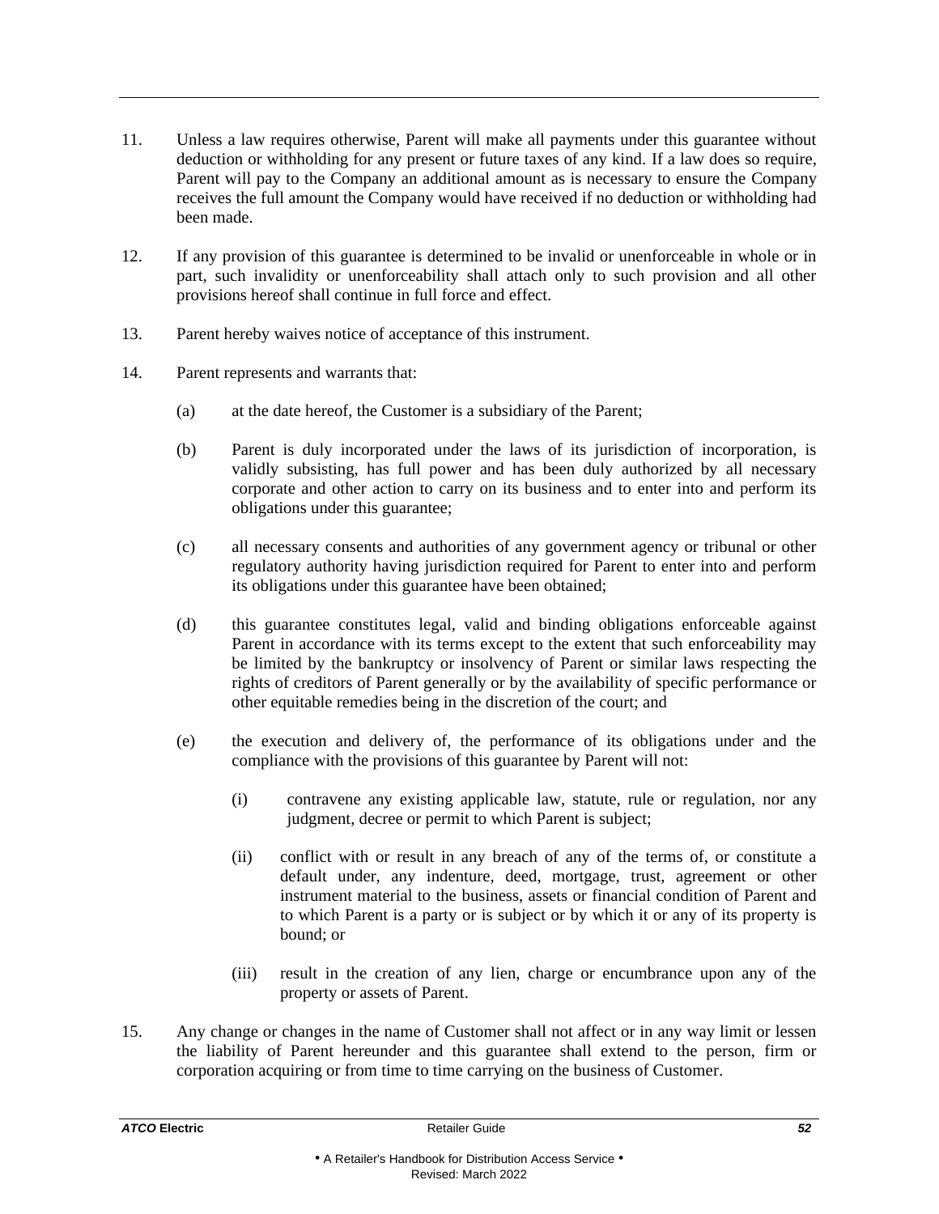11. Unless a law requires otherwise, Parent will make all payments under this guarantee without deduction or withholding for any present or future taxes of any kind. If a law does so require, Parent will pay to the Company an additional amount as is necessary to ensure the Company receives the full amount the Company would have received if no deduction or withholding had been made.

12. If any provision of this guarantee is determined to be invalid or unenforceable in whole or in part, such invalidity or unenforceability shall attach only to such provision and all other provisions hereof shall continue in full force and effect.

13. Parent hereby waives notice of acceptance of this instrument.

14. Parent represents and warrants that:

    (a) at the date hereof, the Customer is a subsidiary of the Parent;

    (b) Parent is duly incorporated under the laws of its jurisdiction of incorporation, is validly subsisting, has full power and has been duly authorized by all necessary corporate and other action to carry on its business and to enter into and perform its obligations under this guarantee;

    (c) all necessary consents and authorities of any government agency or tribunal or other regulatory authority having jurisdiction required for Parent to enter into and perform its obligations under this guarantee have been obtained;

    (d) this guarantee constitutes legal, valid and binding obligations enforceable against Parent in accordance with its terms except to the extent that such enforceability may be limited by the bankruptcy or insolvency of Parent or similar laws respecting the rights of creditors of Parent generally or by the availability of specific performance or other equitable remedies being in the discretion of the court; and

    (e) the execution and delivery of, the performance of its obligations under and the compliance with the provisions of this guarantee by Parent will not:

        (i) contravene any existing applicable law, statute, rule or regulation, nor any judgment, decree or permit to which Parent is subject;

        (ii) conflict with or result in any breach of any of the terms of, or constitute a default under, any indenture, deed, mortgage, trust, agreement or other instrument material to the business, assets or financial condition of Parent and to which Parent is a party or is subject or by which it or any of its property is bound; or

        (iii) result in the creation of any lien, charge or encumbrance upon any of the property or assets of Parent.

15. Any change or changes in the name of Customer shall not affect or in any way limit or lessen the liability of Parent hereunder and this guarantee shall extend to the person, firm or corporation acquiring or from time to time carrying on the business of Customer.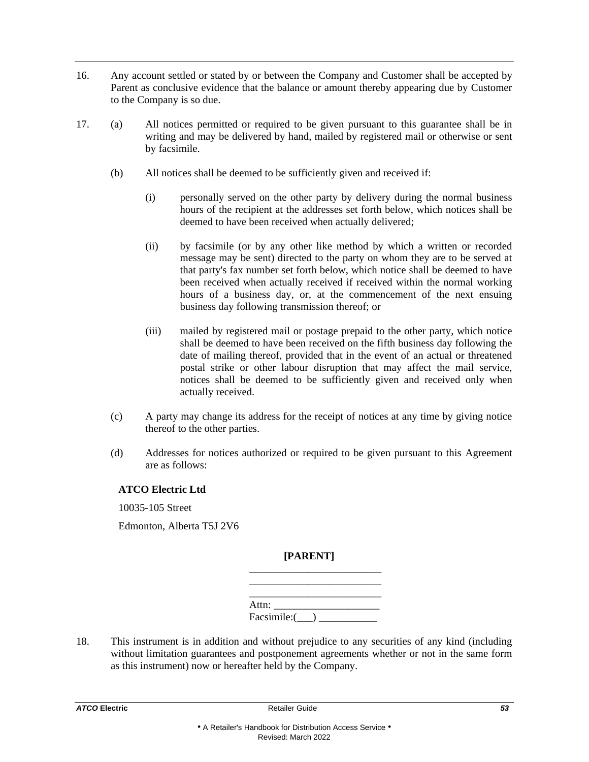16. Any account settled or stated by or between the Company and Customer shall be accepted by Parent as conclusive evidence that the balance or amount thereby appearing due by Customer to the Company is so due.

17. (a) All notices permitted or required to be given pursuant to this guarantee shall be in writing and may be delivered by hand, mailed by registered mail or otherwise or sent by facsimile.

 (b) All notices shall be deemed to be sufficiently given and received if:

  (i) personally served on the other party by delivery during the normal business hours of the recipient at the addresses set forth below, which notices shall be deemed to have been received when actually delivered;

  (ii) by facsimile (or by any other like method by which a written or recorded message may be sent) directed to the party on whom they are to be served at that party's fax number set forth below, which notice shall be deemed to have been received when actually received if received within the normal working hours of a business day, or, at the commencement of the next ensuing business day following transmission thereof; or

  (iii) mailed by registered mail or postage prepaid to the other party, which notice shall be deemed to have been received on the fifth business day following the date of mailing thereof, provided that in the event of an actual or threatened postal strike or other labour disruption that may affect the mail service, notices shall be deemed to be sufficiently given and received only when actually received.

 (c) A party may change its address for the receipt of notices at any time by giving notice thereof to the other parties.

 (d) Addresses for notices authorized or required to be given pursuant to this Agreement are as follows:

**ATCO Electric Ltd**

10035-105 Street

Edmonton, Alberta T5J 2V6

**[PARENT]**

_________________________

_________________________

_________________________

Attn: ____________________

Facsimile:(___) ___________

18. This instrument is in addition and without prejudice to any securities of any kind (including without limitation guarantees and postponement agreements whether or not in the same form as this instrument) now or hereafter held by the Company.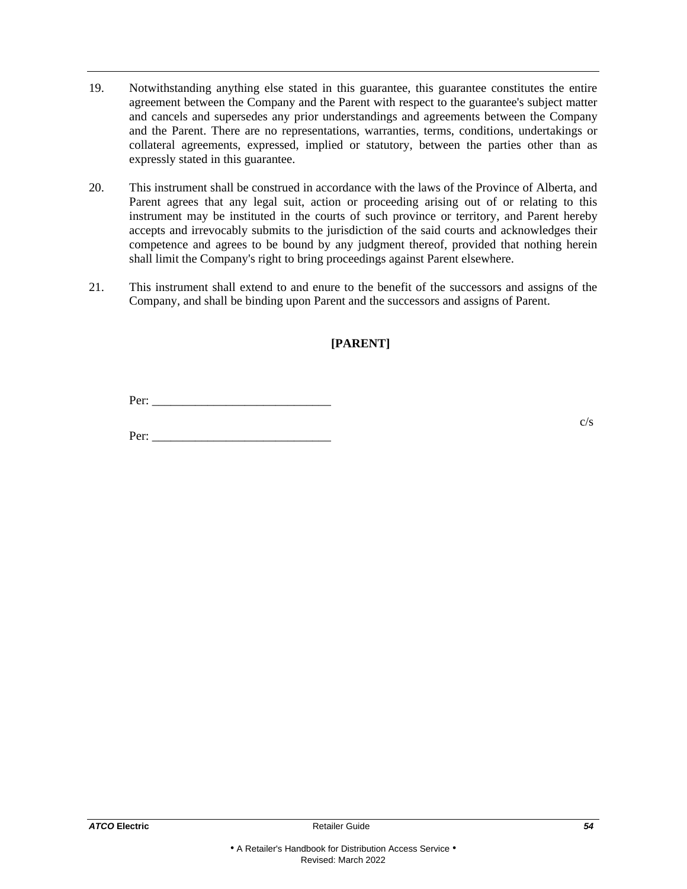19. Notwithstanding anything else stated in this guarantee, this guarantee constitutes the entire agreement between the Company and the Parent with respect to the guarantee's subject matter and cancels and supersedes any prior understandings and agreements between the Company and the Parent. There are no representations, warranties, terms, conditions, undertakings or collateral agreements, expressed, implied or statutory, between the parties other than as expressly stated in this guarantee.

20. This instrument shall be construed in accordance with the laws of the Province of Alberta, and Parent agrees that any legal suit, action or proceeding arising out of or relating to this instrument may be instituted in the courts of such province or territory, and Parent hereby accepts and irrevocably submits to the jurisdiction of the said courts and acknowledges their competence and agrees to be bound by any judgment thereof, provided that nothing herein shall limit the Company's right to bring proceedings against Parent elsewhere.

21. This instrument shall extend to and enure to the benefit of the successors and assigns of the Company, and shall be binding upon Parent and the successors and assigns of Parent.

**[PARENT]**

Per: _____________________________

c/s

Per: _____________________________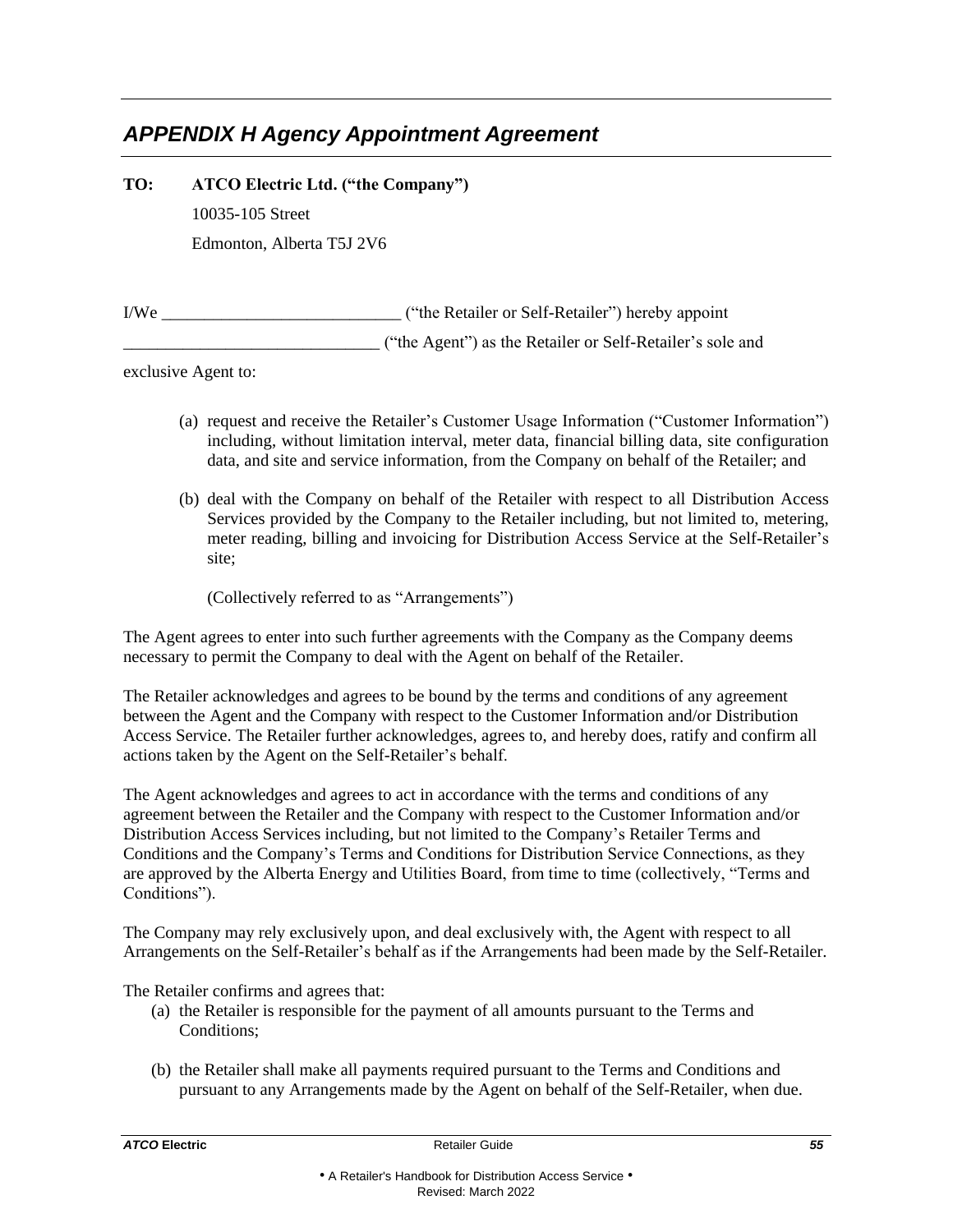## *APPENDIX H Agency Appointment Agreement*

**TO:** **ATCO Electric Ltd. ("the Company")**
10035-105 Street
Edmonton, Alberta T5J 2V6

I/We ____________________________ ("the Retailer or Self-Retailer") hereby appoint ______________________________ ("the Agent") as the Retailer or Self-Retailer's sole and exclusive Agent to:

(a) request and receive the Retailer's Customer Usage Information ("Customer Information") including, without limitation interval, meter data, financial billing data, site configuration data, and site and service information, from the Company on behalf of the Retailer; and

(b) deal with the Company on behalf of the Retailer with respect to all Distribution Access Services provided by the Company to the Retailer including, but not limited to, metering, meter reading, billing and invoicing for Distribution Access Service at the Self-Retailer's site;

(Collectively referred to as "Arrangements")

The Agent agrees to enter into such further agreements with the Company as the Company deems necessary to permit the Company to deal with the Agent on behalf of the Retailer.

The Retailer acknowledges and agrees to be bound by the terms and conditions of any agreement between the Agent and the Company with respect to the Customer Information and/or Distribution Access Service. The Retailer further acknowledges, agrees to, and hereby does, ratify and confirm all actions taken by the Agent on the Self-Retailer's behalf.

The Agent acknowledges and agrees to act in accordance with the terms and conditions of any agreement between the Retailer and the Company with respect to the Customer Information and/or Distribution Access Services including, but not limited to the Company's Retailer Terms and Conditions and the Company's Terms and Conditions for Distribution Service Connections, as they are approved by the Alberta Energy and Utilities Board, from time to time (collectively, "Terms and Conditions").

The Company may rely exclusively upon, and deal exclusively with, the Agent with respect to all Arrangements on the Self-Retailer's behalf as if the Arrangements had been made by the Self-Retailer.

The Retailer confirms and agrees that:

(a) the Retailer is responsible for the payment of all amounts pursuant to the Terms and Conditions;

(b) the Retailer shall make all payments required pursuant to the Terms and Conditions and pursuant to any Arrangements made by the Agent on behalf of the Self-Retailer, when due.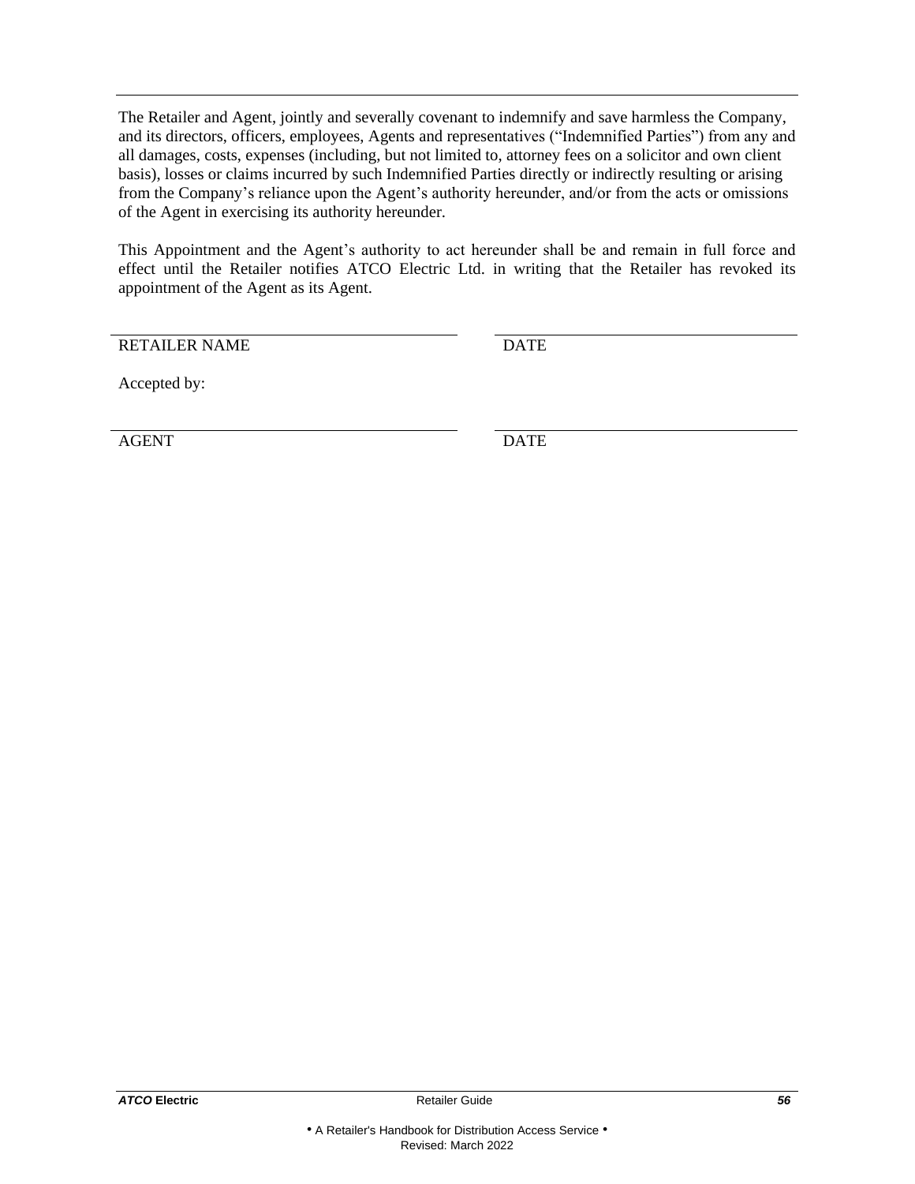The Retailer and Agent, jointly and severally covenant to indemnify and save harmless the Company, and its directors, officers, employees, Agents and representatives ("Indemnified Parties") from any and all damages, costs, expenses (including, but not limited to, attorney fees on a solicitor and own client basis), losses or claims incurred by such Indemnified Parties directly or indirectly resulting or arising from the Company's reliance upon the Agent's authority hereunder, and/or from the acts or omissions of the Agent in exercising its authority hereunder.

This Appointment and the Agent's authority to act hereunder shall be and remain in full force and effect until the Retailer notifies ATCO Electric Ltd. in writing that the Retailer has revoked its appointment of the Agent as its Agent.

| | |
|---|---|
| RETAILER NAME | DATE |

Accepted by:

| | |
|---|---|
| AGENT | DATE |